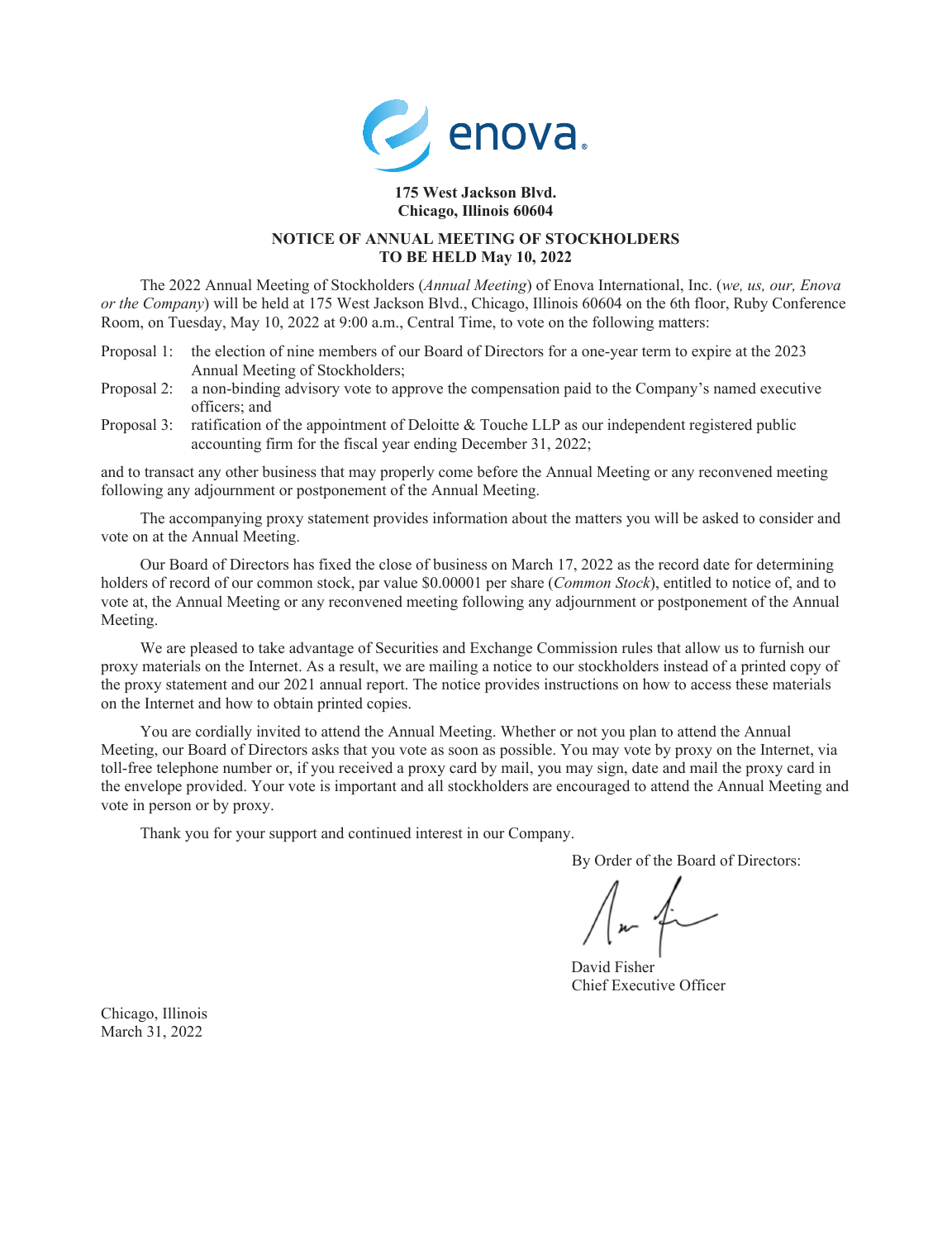**175 West Jackson Blvd.**
**Chicago, Illinois 60604**

## NOTICE OF ANNUAL MEETING OF STOCKHOLDERS TO BE HELD May 10, 2022

The 2022 Annual Meeting of Stockholders (*Annual Meeting*) of Enova International, Inc. (*we, us, our, Enova or the Company*) will be held at 175 West Jackson Blvd., Chicago, Illinois 60604 on the 6th floor, Ruby Conference Room, on Tuesday, May 10, 2022 at 9:00 a.m., Central Time, to vote on the following matters:

Proposal 1: the election of nine members of our Board of Directors for a one-year term to expire at the 2023 Annual Meeting of Stockholders;

Proposal 2: a non-binding advisory vote to approve the compensation paid to the Company's named executive officers; and

Proposal 3: ratification of the appointment of Deloitte & Touche LLP as our independent registered public accounting firm for the fiscal year ending December 31, 2022;

and to transact any other business that may properly come before the Annual Meeting or any reconvened meeting following any adjournment or postponement of the Annual Meeting.

The accompanying proxy statement provides information about the matters you will be asked to consider and vote on at the Annual Meeting.

Our Board of Directors has fixed the close of business on March 17, 2022 as the record date for determining holders of record of our common stock, par value $0.00001 per share (*Common Stock*), entitled to notice of, and to vote at, the Annual Meeting or any reconvened meeting following any adjournment or postponement of the Annual Meeting.

We are pleased to take advantage of Securities and Exchange Commission rules that allow us to furnish our proxy materials on the Internet. As a result, we are mailing a notice to our stockholders instead of a printed copy of the proxy statement and our 2021 annual report. The notice provides instructions on how to access these materials on the Internet and how to obtain printed copies.

You are cordially invited to attend the Annual Meeting. Whether or not you plan to attend the Annual Meeting, our Board of Directors asks that you vote as soon as possible. You may vote by proxy on the Internet, via toll-free telephone number or, if you received a proxy card by mail, you may sign, date and mail the proxy card in the envelope provided. Your vote is important and all stockholders are encouraged to attend the Annual Meeting and vote in person or by proxy.

Thank you for your support and continued interest in our Company.

By Order of the Board of Directors:

David Fisher
Chief Executive Officer

Chicago, Illinois
March 31, 2022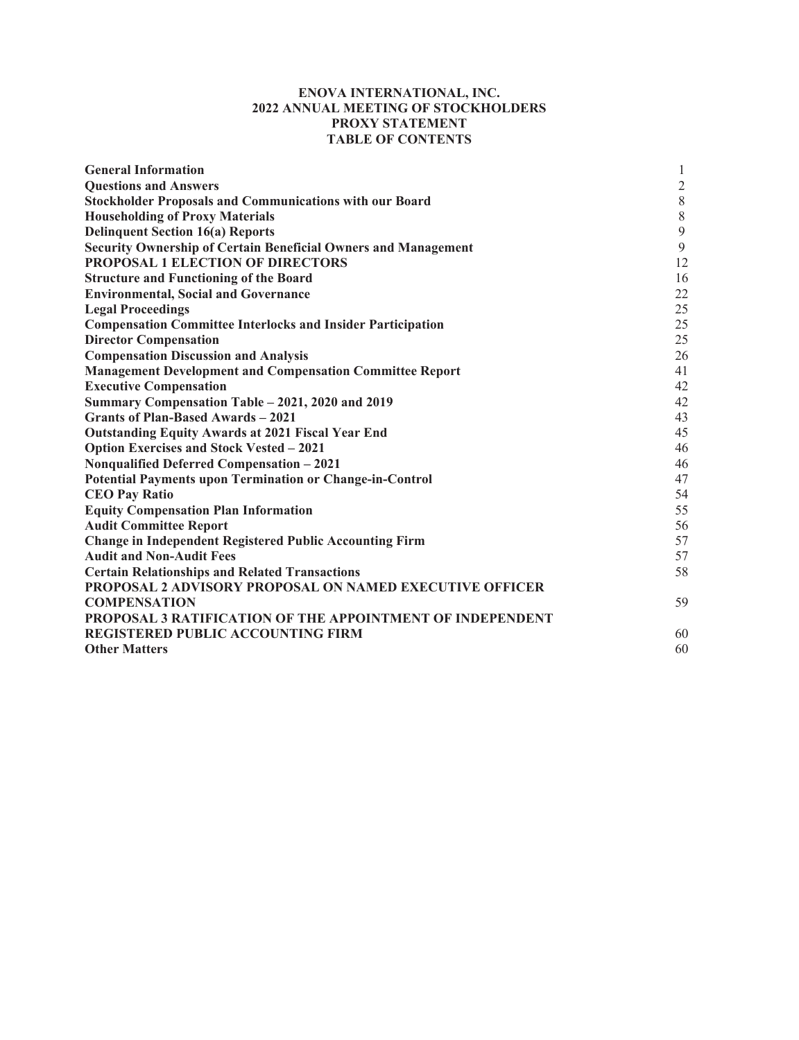# ENOVA INTERNATIONAL, INC.
## 2022 ANNUAL MEETING OF STOCKHOLDERS
## PROXY STATEMENT
## TABLE OF CONTENTS

| | |
|---|---|
| **General Information** | 1 |
| **Questions and Answers** | 2 |
| **Stockholder Proposals and Communications with our Board** | 8 |
| **Householding of Proxy Materials** | 8 |
| **Delinquent Section 16(a) Reports** | 9 |
| **Security Ownership of Certain Beneficial Owners and Management** | 9 |
| **PROPOSAL 1 ELECTION OF DIRECTORS** | 12 |
| **Structure and Functioning of the Board** | 16 |
| **Environmental, Social and Governance** | 22 |
| **Legal Proceedings** | 25 |
| **Compensation Committee Interlocks and Insider Participation** | 25 |
| **Director Compensation** | 25 |
| **Compensation Discussion and Analysis** | 26 |
| **Management Development and Compensation Committee Report** | 41 |
| **Executive Compensation** | 42 |
| **Summary Compensation Table – 2021, 2020 and 2019** | 42 |
| **Grants of Plan-Based Awards – 2021** | 43 |
| **Outstanding Equity Awards at 2021 Fiscal Year End** | 45 |
| **Option Exercises and Stock Vested – 2021** | 46 |
| **Nonqualified Deferred Compensation – 2021** | 46 |
| **Potential Payments upon Termination or Change-in-Control** | 47 |
| **CEO Pay Ratio** | 54 |
| **Equity Compensation Plan Information** | 55 |
| **Audit Committee Report** | 56 |
| **Change in Independent Registered Public Accounting Firm** | 57 |
| **Audit and Non-Audit Fees** | 57 |
| **Certain Relationships and Related Transactions** | 58 |
| **PROPOSAL 2 ADVISORY PROPOSAL ON NAMED EXECUTIVE OFFICER COMPENSATION** | 59 |
| **PROPOSAL 3 RATIFICATION OF THE APPOINTMENT OF INDEPENDENT REGISTERED PUBLIC ACCOUNTING FIRM** | 60 |
| **Other Matters** | 60 |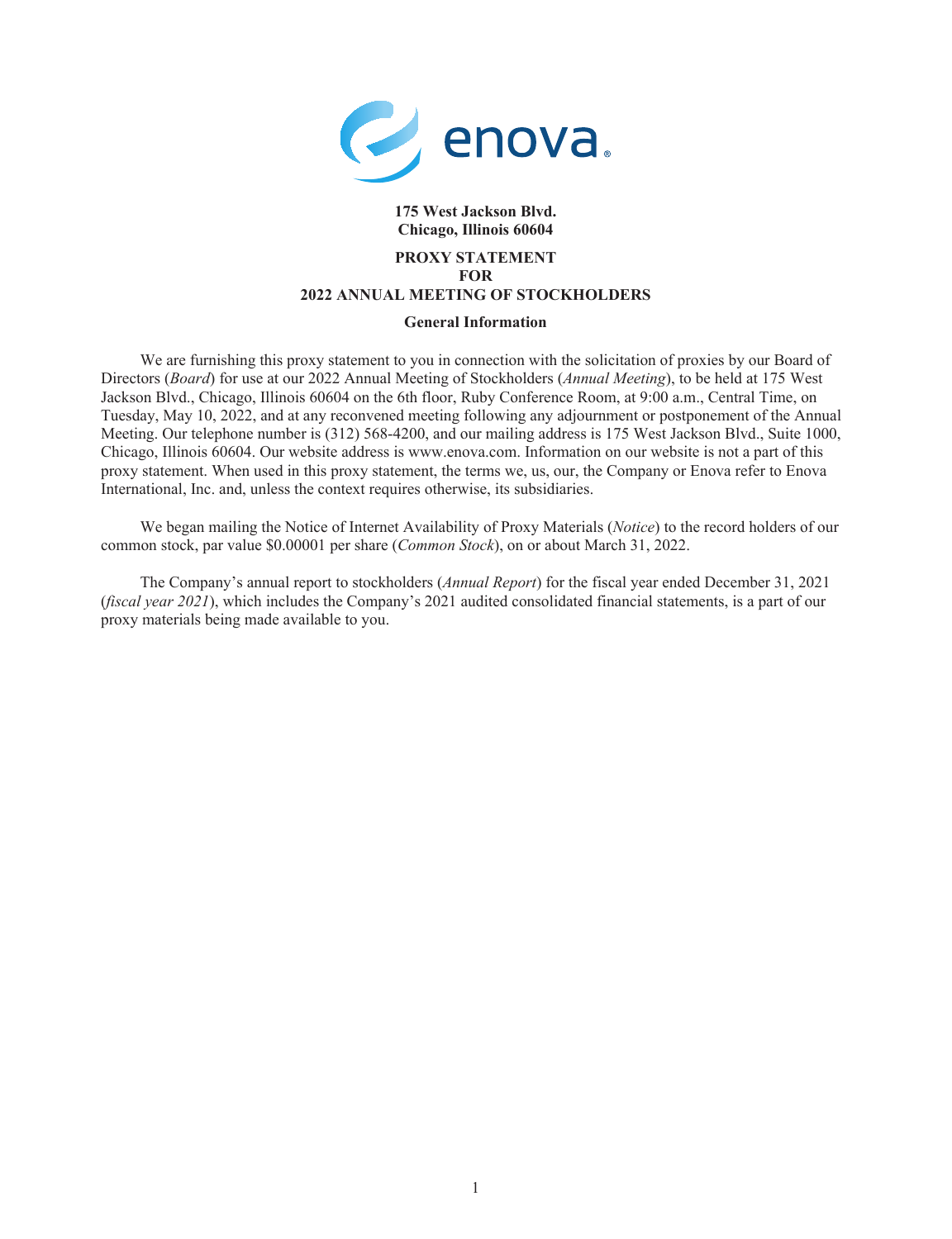175 West Jackson Blvd.
Chicago, Illinois 60604

# PROXY STATEMENT FOR 2022 ANNUAL MEETING OF STOCKHOLDERS

## General Information

We are furnishing this proxy statement to you in connection with the solicitation of proxies by our Board of Directors (*Board*) for use at our 2022 Annual Meeting of Stockholders (*Annual Meeting*), to be held at 175 West Jackson Blvd., Chicago, Illinois 60604 on the 6th floor, Ruby Conference Room, at 9:00 a.m., Central Time, on Tuesday, May 10, 2022, and at any reconvened meeting following any adjournment or postponement of the Annual Meeting. Our telephone number is (312) 568-4200, and our mailing address is 175 West Jackson Blvd., Suite 1000, Chicago, Illinois 60604. Our website address is www.enova.com. Information on our website is not a part of this proxy statement. When used in this proxy statement, the terms we, us, our, the Company or Enova refer to Enova International, Inc. and, unless the context requires otherwise, its subsidiaries.

We began mailing the Notice of Internet Availability of Proxy Materials (*Notice*) to the record holders of our common stock, par value $0.00001 per share (*Common Stock*), on or about March 31, 2022.

The Company's annual report to stockholders (*Annual Report*) for the fiscal year ended December 31, 2021 (*fiscal year 2021*), which includes the Company's 2021 audited consolidated financial statements, is a part of our proxy materials being made available to you.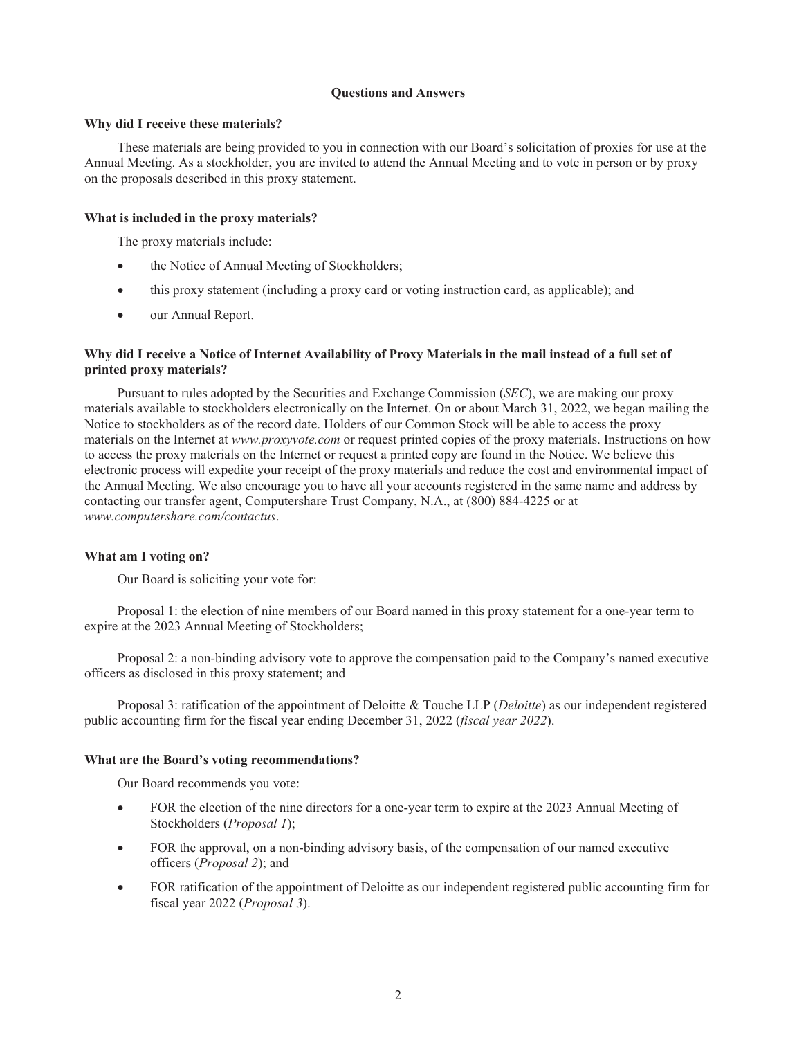## Questions and Answers

### Why did I receive these materials?

These materials are being provided to you in connection with our Board's solicitation of proxies for use at the Annual Meeting. As a stockholder, you are invited to attend the Annual Meeting and to vote in person or by proxy on the proposals described in this proxy statement.

### What is included in the proxy materials?

The proxy materials include:

- the Notice of Annual Meeting of Stockholders;
- this proxy statement (including a proxy card or voting instruction card, as applicable); and
- our Annual Report.

### Why did I receive a Notice of Internet Availability of Proxy Materials in the mail instead of a full set of printed proxy materials?

Pursuant to rules adopted by the Securities and Exchange Commission (*SEC*), we are making our proxy materials available to stockholders electronically on the Internet. On or about March 31, 2022, we began mailing the Notice to stockholders as of the record date. Holders of our Common Stock will be able to access the proxy materials on the Internet at *www.proxyvote.com* or request printed copies of the proxy materials. Instructions on how to access the proxy materials on the Internet or request a printed copy are found in the Notice. We believe this electronic process will expedite your receipt of the proxy materials and reduce the cost and environmental impact of the Annual Meeting. We also encourage you to have all your accounts registered in the same name and address by contacting our transfer agent, Computershare Trust Company, N.A., at (800) 884-4225 or at *www.computershare.com/contactus*.

### What am I voting on?

Our Board is soliciting your vote for:

Proposal 1: the election of nine members of our Board named in this proxy statement for a one-year term to expire at the 2023 Annual Meeting of Stockholders;

Proposal 2: a non-binding advisory vote to approve the compensation paid to the Company's named executive officers as disclosed in this proxy statement; and

Proposal 3: ratification of the appointment of Deloitte & Touche LLP (*Deloitte*) as our independent registered public accounting firm for the fiscal year ending December 31, 2022 (*fiscal year 2022*).

### What are the Board's voting recommendations?

Our Board recommends you vote:

- FOR the election of the nine directors for a one-year term to expire at the 2023 Annual Meeting of Stockholders (*Proposal 1*);
- FOR the approval, on a non-binding advisory basis, of the compensation of our named executive officers (*Proposal 2*); and
- FOR ratification of the appointment of Deloitte as our independent registered public accounting firm for fiscal year 2022 (*Proposal 3*).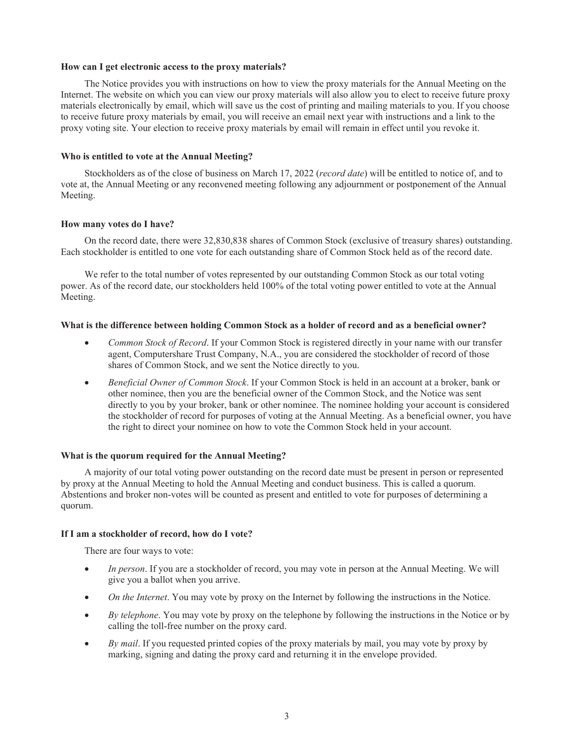**How can I get electronic access to the proxy materials?**

The Notice provides you with instructions on how to view the proxy materials for the Annual Meeting on the Internet. The website on which you can view our proxy materials will also allow you to elect to receive future proxy materials electronically by email, which will save us the cost of printing and mailing materials to you. If you choose to receive future proxy materials by email, you will receive an email next year with instructions and a link to the proxy voting site. Your election to receive proxy materials by email will remain in effect until you revoke it.

**Who is entitled to vote at the Annual Meeting?**

Stockholders as of the close of business on March 17, 2022 (*record date*) will be entitled to notice of, and to vote at, the Annual Meeting or any reconvened meeting following any adjournment or postponement of the Annual Meeting.

**How many votes do I have?**

On the record date, there were 32,830,838 shares of Common Stock (exclusive of treasury shares) outstanding. Each stockholder is entitled to one vote for each outstanding share of Common Stock held as of the record date.

We refer to the total number of votes represented by our outstanding Common Stock as our total voting power. As of the record date, our stockholders held 100% of the total voting power entitled to vote at the Annual Meeting.

**What is the difference between holding Common Stock as a holder of record and as a beneficial owner?**

- *Common Stock of Record*. If your Common Stock is registered directly in your name with our transfer agent, Computershare Trust Company, N.A., you are considered the stockholder of record of those shares of Common Stock, and we sent the Notice directly to you.
- *Beneficial Owner of Common Stock*. If your Common Stock is held in an account at a broker, bank or other nominee, then you are the beneficial owner of the Common Stock, and the Notice was sent directly to you by your broker, bank or other nominee. The nominee holding your account is considered the stockholder of record for purposes of voting at the Annual Meeting. As a beneficial owner, you have the right to direct your nominee on how to vote the Common Stock held in your account.

**What is the quorum required for the Annual Meeting?**

A majority of our total voting power outstanding on the record date must be present in person or represented by proxy at the Annual Meeting to hold the Annual Meeting and conduct business. This is called a quorum. Abstentions and broker non-votes will be counted as present and entitled to vote for purposes of determining a quorum.

**If I am a stockholder of record, how do I vote?**

There are four ways to vote:

- *In person*. If you are a stockholder of record, you may vote in person at the Annual Meeting. We will give you a ballot when you arrive.
- *On the Internet*. You may vote by proxy on the Internet by following the instructions in the Notice.
- *By telephone*. You may vote by proxy on the telephone by following the instructions in the Notice or by calling the toll-free number on the proxy card.
- *By mail*. If you requested printed copies of the proxy materials by mail, you may vote by proxy by marking, signing and dating the proxy card and returning it in the envelope provided.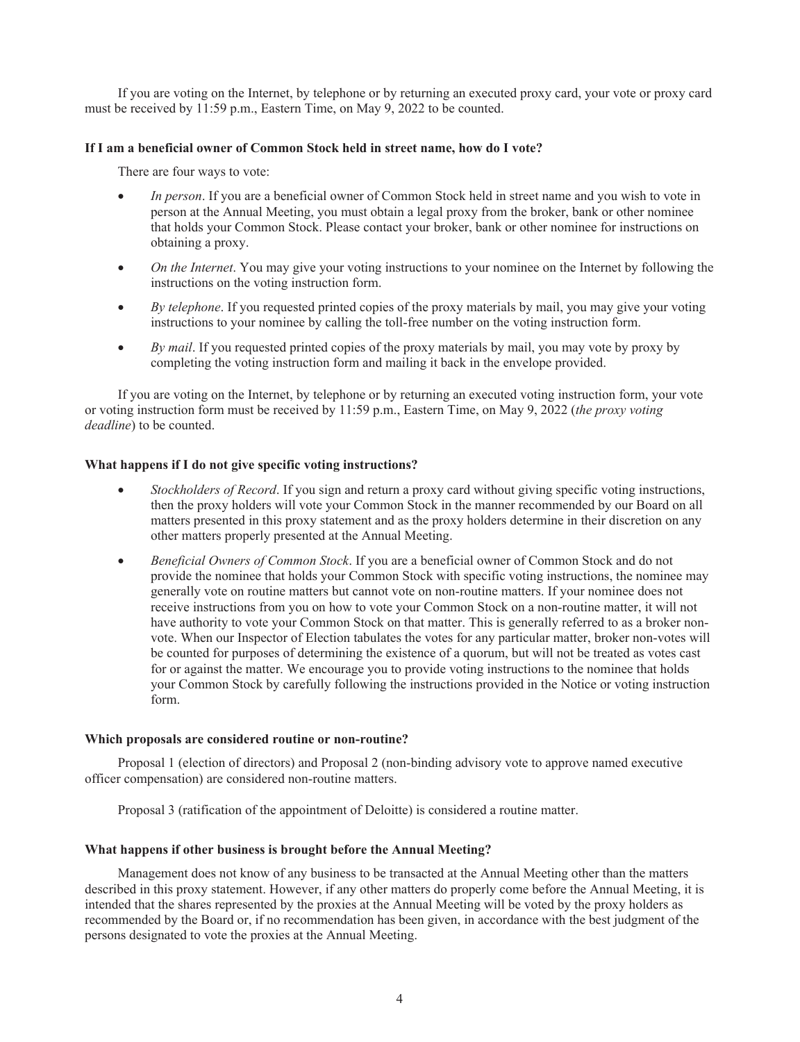If you are voting on the Internet, by telephone or by returning an executed proxy card, your vote or proxy card must be received by 11:59 p.m., Eastern Time, on May 9, 2022 to be counted.

**If I am a beneficial owner of Common Stock held in street name, how do I vote?**

There are four ways to vote:

- *In person*. If you are a beneficial owner of Common Stock held in street name and you wish to vote in person at the Annual Meeting, you must obtain a legal proxy from the broker, bank or other nominee that holds your Common Stock. Please contact your broker, bank or other nominee for instructions on obtaining a proxy.
- *On the Internet*. You may give your voting instructions to your nominee on the Internet by following the instructions on the voting instruction form.
- *By telephone*. If you requested printed copies of the proxy materials by mail, you may give your voting instructions to your nominee by calling the toll-free number on the voting instruction form.
- *By mail*. If you requested printed copies of the proxy materials by mail, you may vote by proxy by completing the voting instruction form and mailing it back in the envelope provided.

If you are voting on the Internet, by telephone or by returning an executed voting instruction form, your vote or voting instruction form must be received by 11:59 p.m., Eastern Time, on May 9, 2022 (*the proxy voting deadline*) to be counted.

**What happens if I do not give specific voting instructions?**

- *Stockholders of Record*. If you sign and return a proxy card without giving specific voting instructions, then the proxy holders will vote your Common Stock in the manner recommended by our Board on all matters presented in this proxy statement and as the proxy holders determine in their discretion on any other matters properly presented at the Annual Meeting.
- *Beneficial Owners of Common Stock*. If you are a beneficial owner of Common Stock and do not provide the nominee that holds your Common Stock with specific voting instructions, the nominee may generally vote on routine matters but cannot vote on non-routine matters. If your nominee does not receive instructions from you on how to vote your Common Stock on a non-routine matter, it will not have authority to vote your Common Stock on that matter. This is generally referred to as a broker non-vote. When our Inspector of Election tabulates the votes for any particular matter, broker non-votes will be counted for purposes of determining the existence of a quorum, but will not be treated as votes cast for or against the matter. We encourage you to provide voting instructions to the nominee that holds your Common Stock by carefully following the instructions provided in the Notice or voting instruction form.

**Which proposals are considered routine or non-routine?**

Proposal 1 (election of directors) and Proposal 2 (non-binding advisory vote to approve named executive officer compensation) are considered non-routine matters.

Proposal 3 (ratification of the appointment of Deloitte) is considered a routine matter.

**What happens if other business is brought before the Annual Meeting?**

Management does not know of any business to be transacted at the Annual Meeting other than the matters described in this proxy statement. However, if any other matters do properly come before the Annual Meeting, it is intended that the shares represented by the proxies at the Annual Meeting will be voted by the proxy holders as recommended by the Board or, if no recommendation has been given, in accordance with the best judgment of the persons designated to vote the proxies at the Annual Meeting.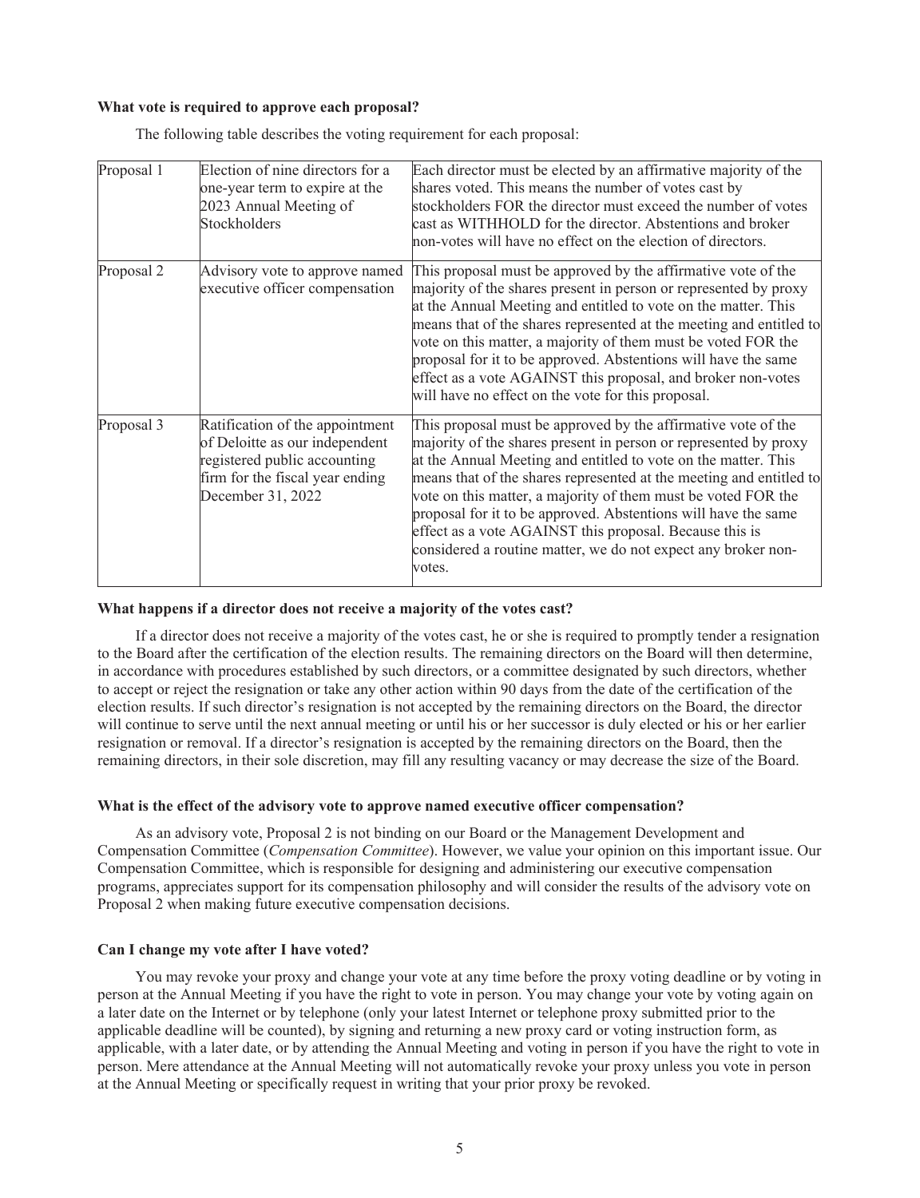**What vote is required to approve each proposal?**

The following table describes the voting requirement for each proposal:

| | | |
|---|---|---|
| Proposal 1 | Election of nine directors for a one-year term to expire at the 2023 Annual Meeting of Stockholders | Each director must be elected by an affirmative majority of the shares voted. This means the number of votes cast by stockholders FOR the director must exceed the number of votes cast as WITHHOLD for the director. Abstentions and broker non-votes will have no effect on the election of directors. |
| Proposal 2 | Advisory vote to approve named executive officer compensation | This proposal must be approved by the affirmative vote of the majority of the shares present in person or represented by proxy at the Annual Meeting and entitled to vote on the matter. This means that of the shares represented at the meeting and entitled to vote on this matter, a majority of them must be voted FOR the proposal for it to be approved. Abstentions will have the same effect as a vote AGAINST this proposal, and broker non-votes will have no effect on the vote for this proposal. |
| Proposal 3 | Ratification of the appointment of Deloitte as our independent registered public accounting firm for the fiscal year ending December 31, 2022 | This proposal must be approved by the affirmative vote of the majority of the shares present in person or represented by proxy at the Annual Meeting and entitled to vote on the matter. This means that of the shares represented at the meeting and entitled to vote on this matter, a majority of them must be voted FOR the proposal for it to be approved. Abstentions will have the same effect as a vote AGAINST this proposal. Because this is considered a routine matter, we do not expect any broker non-votes. |

**What happens if a director does not receive a majority of the votes cast?**

If a director does not receive a majority of the votes cast, he or she is required to promptly tender a resignation to the Board after the certification of the election results. The remaining directors on the Board will then determine, in accordance with procedures established by such directors, or a committee designated by such directors, whether to accept or reject the resignation or take any other action within 90 days from the date of the certification of the election results. If such director's resignation is not accepted by the remaining directors on the Board, the director will continue to serve until the next annual meeting or until his or her successor is duly elected or his or her earlier resignation or removal. If a director's resignation is accepted by the remaining directors on the Board, then the remaining directors, in their sole discretion, may fill any resulting vacancy or may decrease the size of the Board.

**What is the effect of the advisory vote to approve named executive officer compensation?**

As an advisory vote, Proposal 2 is not binding on our Board or the Management Development and Compensation Committee (*Compensation Committee*). However, we value your opinion on this important issue. Our Compensation Committee, which is responsible for designing and administering our executive compensation programs, appreciates support for its compensation philosophy and will consider the results of the advisory vote on Proposal 2 when making future executive compensation decisions.

**Can I change my vote after I have voted?**

You may revoke your proxy and change your vote at any time before the proxy voting deadline or by voting in person at the Annual Meeting if you have the right to vote in person. You may change your vote by voting again on a later date on the Internet or by telephone (only your latest Internet or telephone proxy submitted prior to the applicable deadline will be counted), by signing and returning a new proxy card or voting instruction form, as applicable, with a later date, or by attending the Annual Meeting and voting in person if you have the right to vote in person. Mere attendance at the Annual Meeting will not automatically revoke your proxy unless you vote in person at the Annual Meeting or specifically request in writing that your prior proxy be revoked.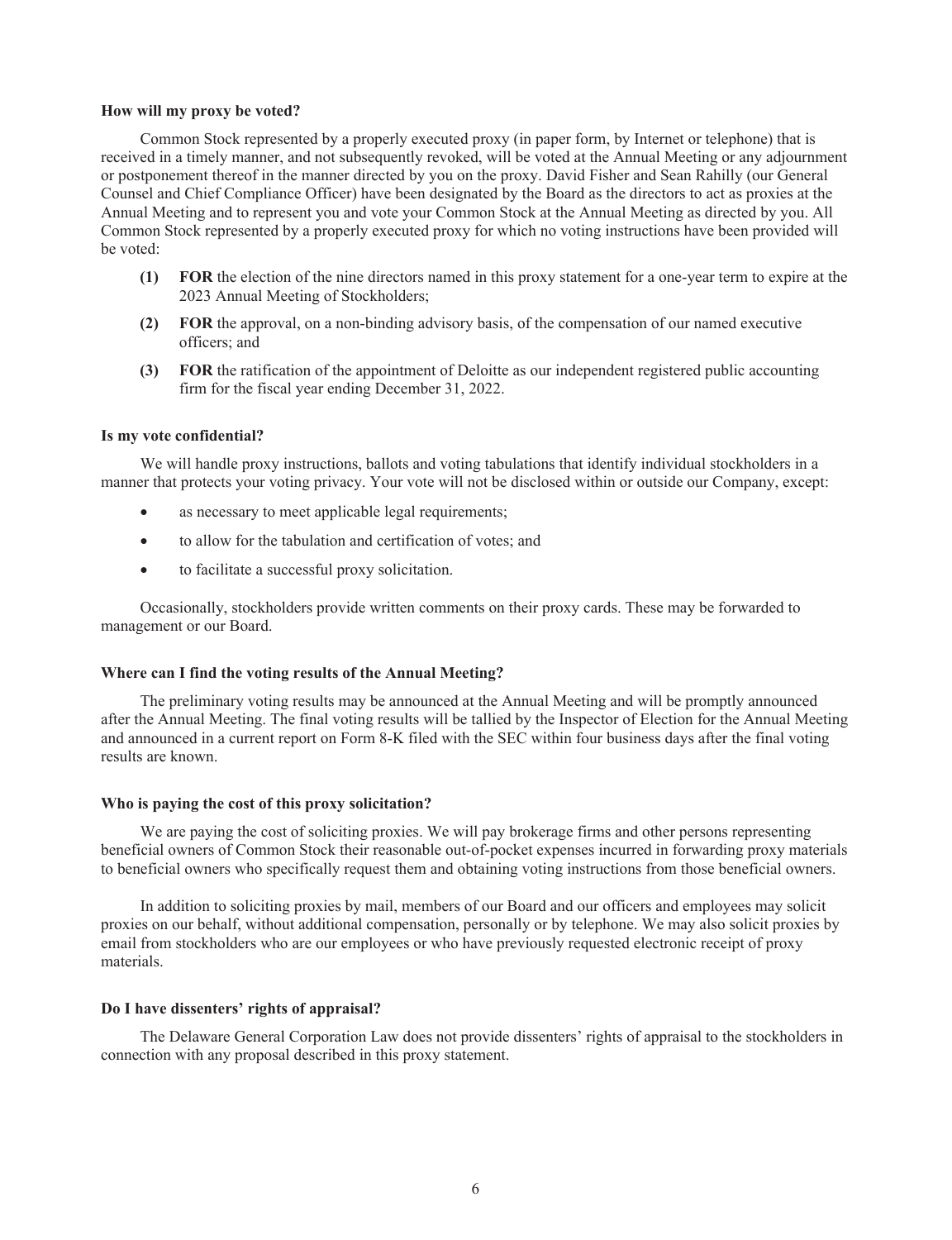**How will my proxy be voted?**

Common Stock represented by a properly executed proxy (in paper form, by Internet or telephone) that is received in a timely manner, and not subsequently revoked, will be voted at the Annual Meeting or any adjournment or postponement thereof in the manner directed by you on the proxy. David Fisher and Sean Rahilly (our General Counsel and Chief Compliance Officer) have been designated by the Board as the directors to act as proxies at the Annual Meeting and to represent you and vote your Common Stock at the Annual Meeting as directed by you. All Common Stock represented by a properly executed proxy for which no voting instructions have been provided will be voted:

**(1)** **FOR** the election of the nine directors named in this proxy statement for a one-year term to expire at the 2023 Annual Meeting of Stockholders;

**(2)** **FOR** the approval, on a non-binding advisory basis, of the compensation of our named executive officers; and

**(3)** **FOR** the ratification of the appointment of Deloitte as our independent registered public accounting firm for the fiscal year ending December 31, 2022.

**Is my vote confidential?**

We will handle proxy instructions, ballots and voting tabulations that identify individual stockholders in a manner that protects your voting privacy. Your vote will not be disclosed within or outside our Company, except:

- as necessary to meet applicable legal requirements;
- to allow for the tabulation and certification of votes; and
- to facilitate a successful proxy solicitation.

Occasionally, stockholders provide written comments on their proxy cards. These may be forwarded to management or our Board.

**Where can I find the voting results of the Annual Meeting?**

The preliminary voting results may be announced at the Annual Meeting and will be promptly announced after the Annual Meeting. The final voting results will be tallied by the Inspector of Election for the Annual Meeting and announced in a current report on Form 8-K filed with the SEC within four business days after the final voting results are known.

**Who is paying the cost of this proxy solicitation?**

We are paying the cost of soliciting proxies. We will pay brokerage firms and other persons representing beneficial owners of Common Stock their reasonable out-of-pocket expenses incurred in forwarding proxy materials to beneficial owners who specifically request them and obtaining voting instructions from those beneficial owners.

In addition to soliciting proxies by mail, members of our Board and our officers and employees may solicit proxies on our behalf, without additional compensation, personally or by telephone. We may also solicit proxies by email from stockholders who are our employees or who have previously requested electronic receipt of proxy materials.

**Do I have dissenters' rights of appraisal?**

The Delaware General Corporation Law does not provide dissenters' rights of appraisal to the stockholders in connection with any proposal described in this proxy statement.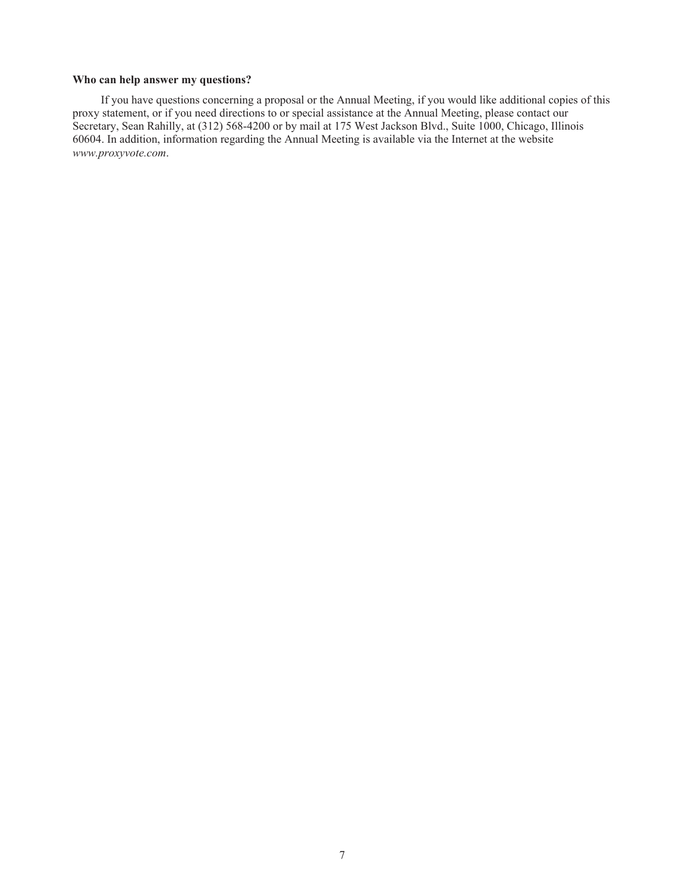**Who can help answer my questions?**

If you have questions concerning a proposal or the Annual Meeting, if you would like additional copies of this proxy statement, or if you need directions to or special assistance at the Annual Meeting, please contact our Secretary, Sean Rahilly, at (312) 568-4200 or by mail at 175 West Jackson Blvd., Suite 1000, Chicago, Illinois 60604. In addition, information regarding the Annual Meeting is available via the Internet at the website *www.proxyvote.com*.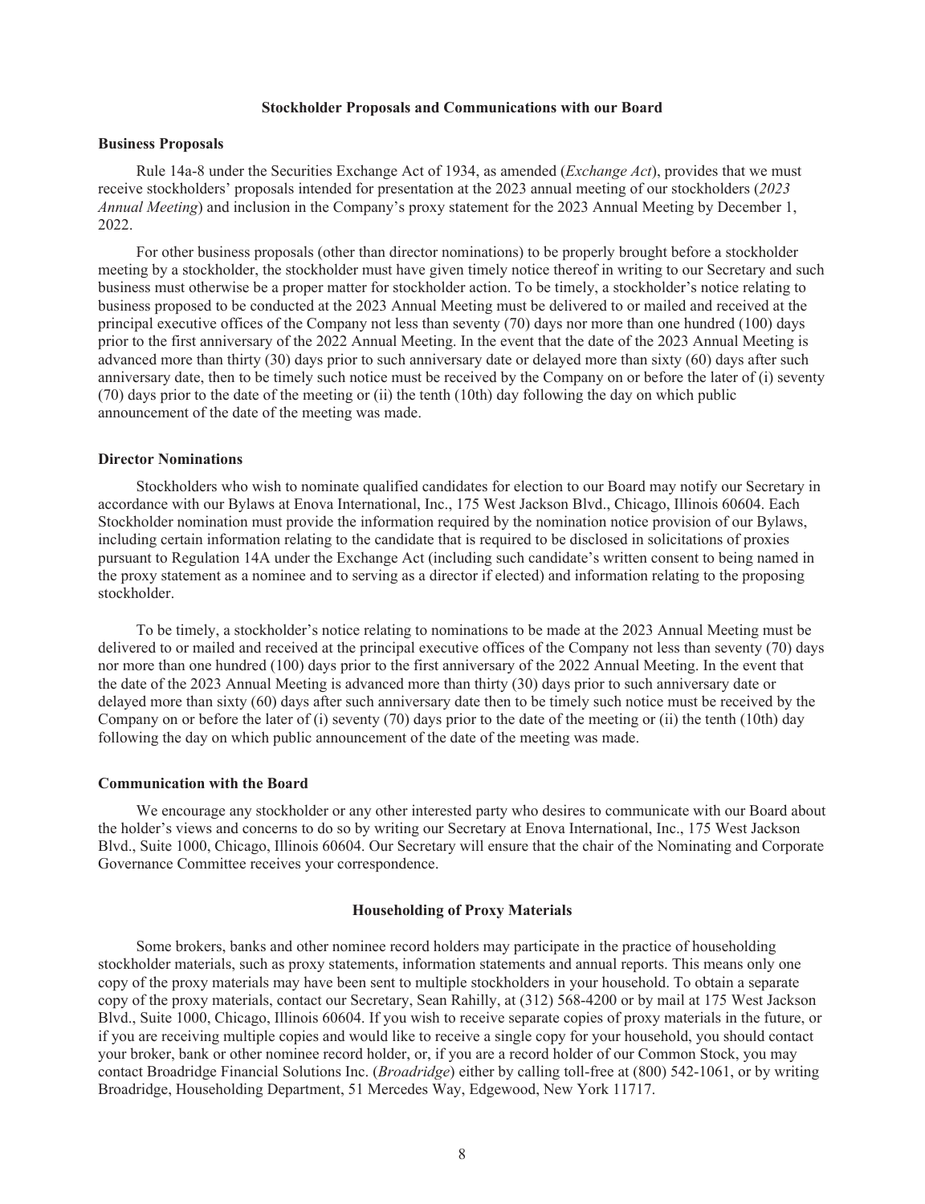## Stockholder Proposals and Communications with our Board

### Business Proposals

Rule 14a-8 under the Securities Exchange Act of 1934, as amended (*Exchange Act*), provides that we must receive stockholders' proposals intended for presentation at the 2023 annual meeting of our stockholders (*2023 Annual Meeting*) and inclusion in the Company's proxy statement for the 2023 Annual Meeting by December 1, 2022.

For other business proposals (other than director nominations) to be properly brought before a stockholder meeting by a stockholder, the stockholder must have given timely notice thereof in writing to our Secretary and such business must otherwise be a proper matter for stockholder action. To be timely, a stockholder's notice relating to business proposed to be conducted at the 2023 Annual Meeting must be delivered to or mailed and received at the principal executive offices of the Company not less than seventy (70) days nor more than one hundred (100) days prior to the first anniversary of the 2022 Annual Meeting. In the event that the date of the 2023 Annual Meeting is advanced more than thirty (30) days prior to such anniversary date or delayed more than sixty (60) days after such anniversary date, then to be timely such notice must be received by the Company on or before the later of (i) seventy (70) days prior to the date of the meeting or (ii) the tenth (10th) day following the day on which public announcement of the date of the meeting was made.

### Director Nominations

Stockholders who wish to nominate qualified candidates for election to our Board may notify our Secretary in accordance with our Bylaws at Enova International, Inc., 175 West Jackson Blvd., Chicago, Illinois 60604. Each Stockholder nomination must provide the information required by the nomination notice provision of our Bylaws, including certain information relating to the candidate that is required to be disclosed in solicitations of proxies pursuant to Regulation 14A under the Exchange Act (including such candidate's written consent to being named in the proxy statement as a nominee and to serving as a director if elected) and information relating to the proposing stockholder.

To be timely, a stockholder's notice relating to nominations to be made at the 2023 Annual Meeting must be delivered to or mailed and received at the principal executive offices of the Company not less than seventy (70) days nor more than one hundred (100) days prior to the first anniversary of the 2022 Annual Meeting. In the event that the date of the 2023 Annual Meeting is advanced more than thirty (30) days prior to such anniversary date or delayed more than sixty (60) days after such anniversary date then to be timely such notice must be received by the Company on or before the later of (i) seventy (70) days prior to the date of the meeting or (ii) the tenth (10th) day following the day on which public announcement of the date of the meeting was made.

### Communication with the Board

We encourage any stockholder or any other interested party who desires to communicate with our Board about the holder's views and concerns to do so by writing our Secretary at Enova International, Inc., 175 West Jackson Blvd., Suite 1000, Chicago, Illinois 60604. Our Secretary will ensure that the chair of the Nominating and Corporate Governance Committee receives your correspondence.

## Householding of Proxy Materials

Some brokers, banks and other nominee record holders may participate in the practice of householding stockholder materials, such as proxy statements, information statements and annual reports. This means only one copy of the proxy materials may have been sent to multiple stockholders in your household. To obtain a separate copy of the proxy materials, contact our Secretary, Sean Rahilly, at (312) 568-4200 or by mail at 175 West Jackson Blvd., Suite 1000, Chicago, Illinois 60604. If you wish to receive separate copies of proxy materials in the future, or if you are receiving multiple copies and would like to receive a single copy for your household, you should contact your broker, bank or other nominee record holder, or, if you are a record holder of our Common Stock, you may contact Broadridge Financial Solutions Inc. (*Broadridge*) either by calling toll-free at (800) 542-1061, or by writing Broadridge, Householding Department, 51 Mercedes Way, Edgewood, New York 11717.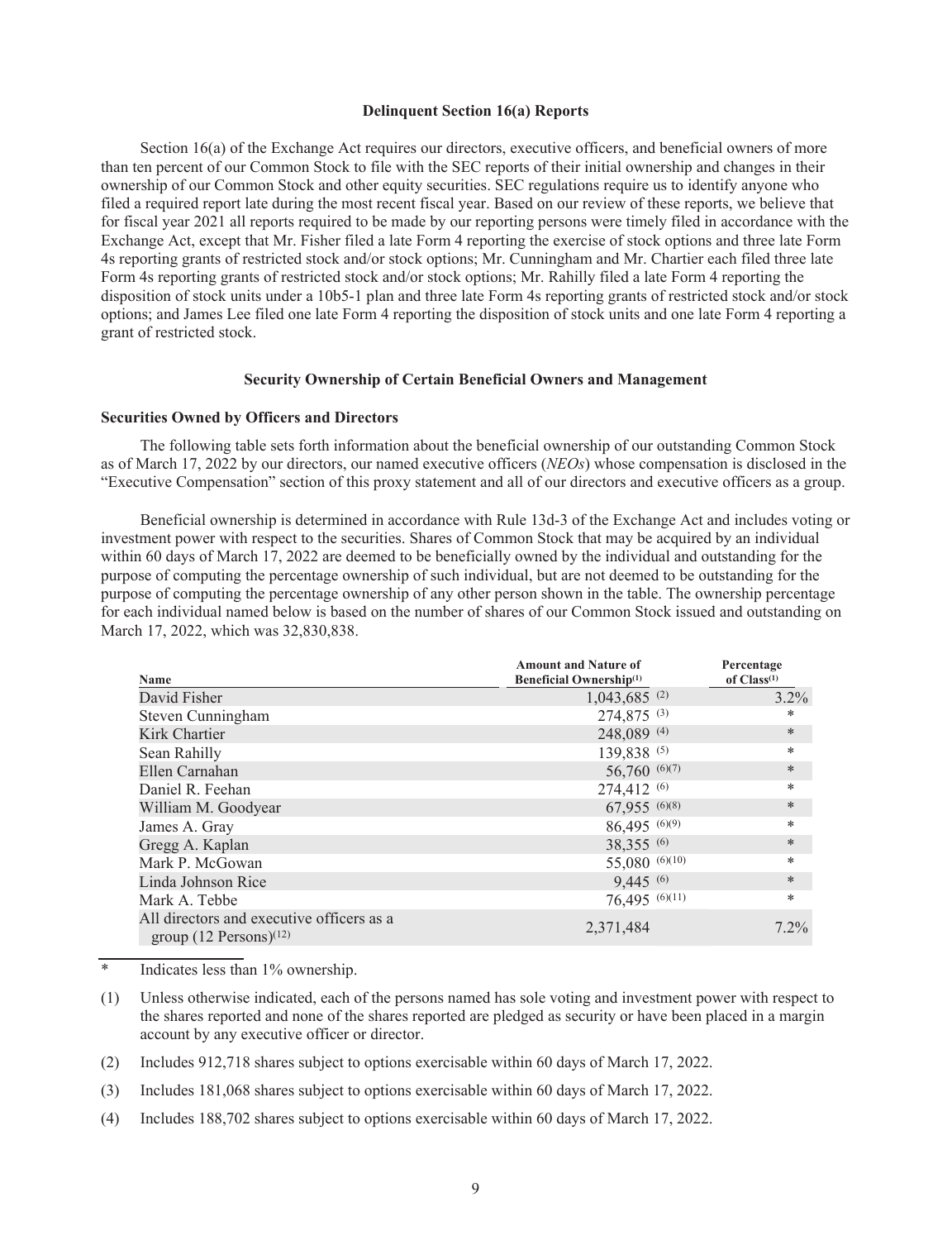## Delinquent Section 16(a) Reports

Section 16(a) of the Exchange Act requires our directors, executive officers, and beneficial owners of more than ten percent of our Common Stock to file with the SEC reports of their initial ownership and changes in their ownership of our Common Stock and other equity securities. SEC regulations require us to identify anyone who filed a required report late during the most recent fiscal year. Based on our review of these reports, we believe that for fiscal year 2021 all reports required to be made by our reporting persons were timely filed in accordance with the Exchange Act, except that Mr. Fisher filed a late Form 4 reporting the exercise of stock options and three late Form 4s reporting grants of restricted stock and/or stock options; Mr. Cunningham and Mr. Chartier each filed three late Form 4s reporting grants of restricted stock and/or stock options; Mr. Rahilly filed a late Form 4 reporting the disposition of stock units under a 10b5-1 plan and three late Form 4s reporting grants of restricted stock and/or stock options; and James Lee filed one late Form 4 reporting the disposition of stock units and one late Form 4 reporting a grant of restricted stock.

## Security Ownership of Certain Beneficial Owners and Management

### Securities Owned by Officers and Directors

The following table sets forth information about the beneficial ownership of our outstanding Common Stock as of March 17, 2022 by our directors, our named executive officers (*NEOs*) whose compensation is disclosed in the "Executive Compensation" section of this proxy statement and all of our directors and executive officers as a group.

Beneficial ownership is determined in accordance with Rule 13d-3 of the Exchange Act and includes voting or investment power with respect to the securities. Shares of Common Stock that may be acquired by an individual within 60 days of March 17, 2022 are deemed to be beneficially owned by the individual and outstanding for the purpose of computing the percentage ownership of such individual, but are not deemed to be outstanding for the purpose of computing the percentage ownership of any other person shown in the table. The ownership percentage for each individual named below is based on the number of shares of our Common Stock issued and outstanding on March 17, 2022, which was 32,830,838.

| Name | Amount and Nature of Beneficial Ownership[1] | Percentage of Class[1] |
|---|---|---|
| David Fisher | 1,043,685 [2] | 3.2% |
| Steven Cunningham | 274,875 [3] | * |
| Kirk Chartier | 248,089 [4] | * |
| Sean Rahilly | 139,838 [5] | * |
| Ellen Carnahan | 56,760 [6][7] | * |
| Daniel R. Feehan | 274,412 [6] | * |
| William M. Goodyear | 67,955 [6][8] | * |
| James A. Gray | 86,495 [6][9] | * |
| Gregg A. Kaplan | 38,355 [6] | * |
| Mark P. McGowan | 55,080 [6][10] | * |
| Linda Johnson Rice | 9,445 [6] | * |
| Mark A. Tebbe | 76,495 [6][11] | * |
| All directors and executive officers as a group (12 Persons)[12] | 2,371,484 | 7.2% |

\* Indicates less than 1% ownership.

(1) Unless otherwise indicated, each of the persons named has sole voting and investment power with respect to the shares reported and none of the shares reported are pledged as security or have been placed in a margin account by any executive officer or director.

(2) Includes 912,718 shares subject to options exercisable within 60 days of March 17, 2022.

(3) Includes 181,068 shares subject to options exercisable within 60 days of March 17, 2022.

(4) Includes 188,702 shares subject to options exercisable within 60 days of March 17, 2022.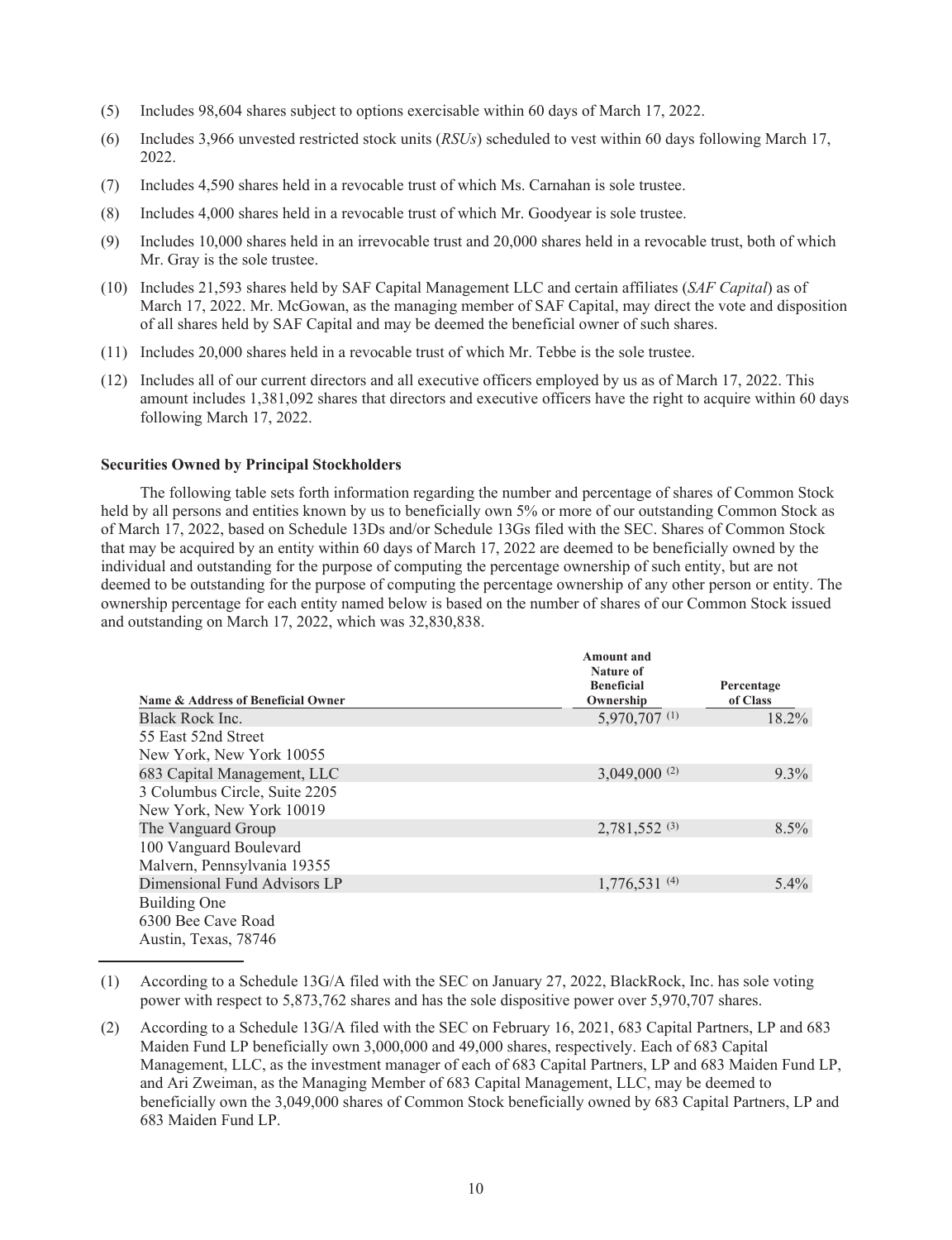(5) Includes 98,604 shares subject to options exercisable within 60 days of March 17, 2022.

(6) Includes 3,966 unvested restricted stock units (*RSUs*) scheduled to vest within 60 days following March 17, 2022.

(7) Includes 4,590 shares held in a revocable trust of which Ms. Carnahan is sole trustee.

(8) Includes 4,000 shares held in a revocable trust of which Mr. Goodyear is sole trustee.

(9) Includes 10,000 shares held in an irrevocable trust and 20,000 shares held in a revocable trust, both of which Mr. Gray is the sole trustee.

(10) Includes 21,593 shares held by SAF Capital Management LLC and certain affiliates (*SAF Capital*) as of March 17, 2022. Mr. McGowan, as the managing member of SAF Capital, may direct the vote and disposition of all shares held by SAF Capital and may be deemed the beneficial owner of such shares.

(11) Includes 20,000 shares held in a revocable trust of which Mr. Tebbe is the sole trustee.

(12) Includes all of our current directors and all executive officers employed by us as of March 17, 2022. This amount includes 1,381,092 shares that directors and executive officers have the right to acquire within 60 days following March 17, 2022.

### Securities Owned by Principal Stockholders

The following table sets forth information regarding the number and percentage of shares of Common Stock held by all persons and entities known by us to beneficially own 5% or more of our outstanding Common Stock as of March 17, 2022, based on Schedule 13Ds and/or Schedule 13Gs filed with the SEC. Shares of Common Stock that may be acquired by an entity within 60 days of March 17, 2022 are deemed to be beneficially owned by the individual and outstanding for the purpose of computing the percentage ownership of such entity, but are not deemed to be outstanding for the purpose of computing the percentage ownership of any other person or entity. The ownership percentage for each entity named below is based on the number of shares of our Common Stock issued and outstanding on March 17, 2022, which was 32,830,838.

| Name & Address of Beneficial Owner | Amount and Nature of Beneficial Ownership | Percentage of Class |
|---|---|---|
| Black Rock Inc.<br>55 East 52nd Street<br>New York, New York 10055 | 5,970,707 (1) | 18.2% |
| 683 Capital Management, LLC<br>3 Columbus Circle, Suite 2205<br>New York, New York 10019 | 3,049,000 (2) | 9.3% |
| The Vanguard Group<br>100 Vanguard Boulevard<br>Malvern, Pennsylvania 19355 | 2,781,552 (3) | 8.5% |
| Dimensional Fund Advisors LP<br>Building One<br>6300 Bee Cave Road<br>Austin, Texas, 78746 | 1,776,531 (4) | 5.4% |

(1) According to a Schedule 13G/A filed with the SEC on January 27, 2022, BlackRock, Inc. has sole voting power with respect to 5,873,762 shares and has the sole dispositive power over 5,970,707 shares.

(2) According to a Schedule 13G/A filed with the SEC on February 16, 2021, 683 Capital Partners, LP and 683 Maiden Fund LP beneficially own 3,000,000 and 49,000 shares, respectively. Each of 683 Capital Management, LLC, as the investment manager of each of 683 Capital Partners, LP and 683 Maiden Fund LP, and Ari Zweiman, as the Managing Member of 683 Capital Management, LLC, may be deemed to beneficially own the 3,049,000 shares of Common Stock beneficially owned by 683 Capital Partners, LP and 683 Maiden Fund LP.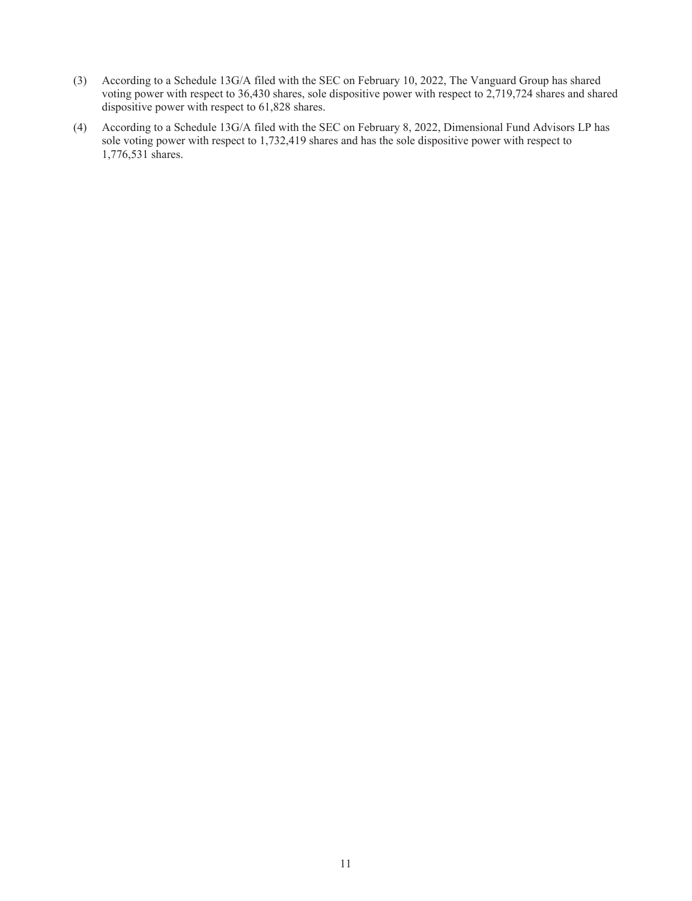(3) According to a Schedule 13G/A filed with the SEC on February 10, 2022, The Vanguard Group has shared voting power with respect to 36,430 shares, sole dispositive power with respect to 2,719,724 shares and shared dispositive power with respect to 61,828 shares.

(4) According to a Schedule 13G/A filed with the SEC on February 8, 2022, Dimensional Fund Advisors LP has sole voting power with respect to 1,732,419 shares and has the sole dispositive power with respect to 1,776,531 shares.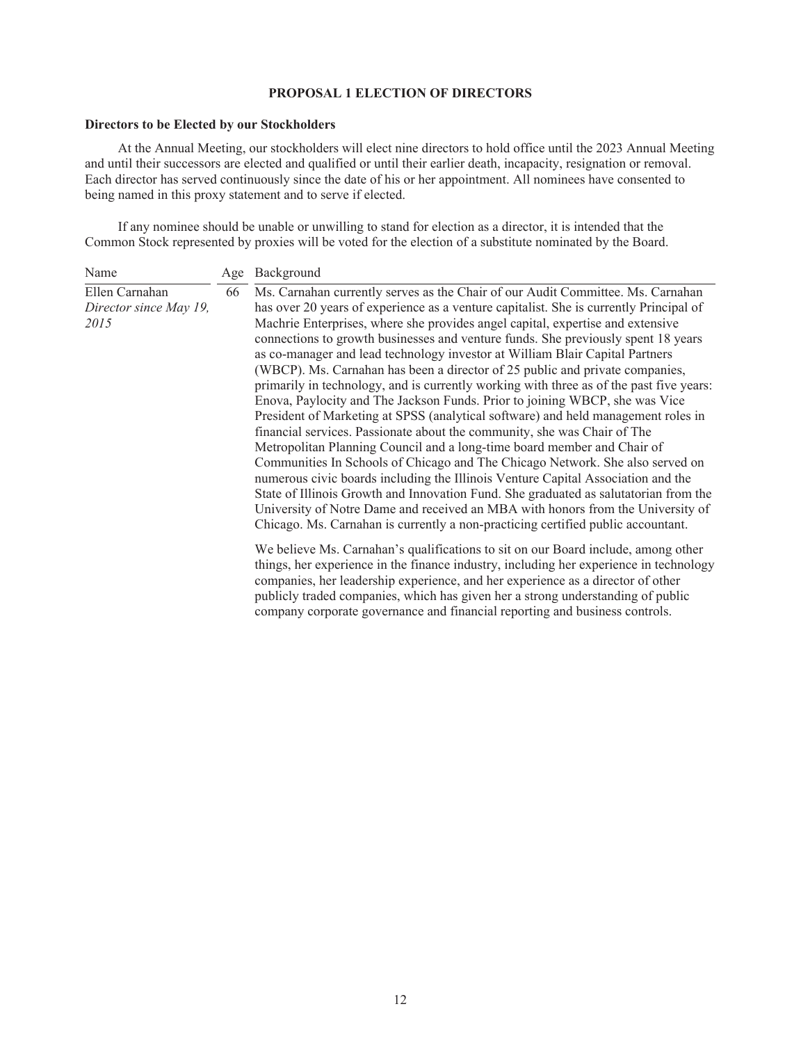## PROPOSAL 1 ELECTION OF DIRECTORS

### Directors to be Elected by our Stockholders

At the Annual Meeting, our stockholders will elect nine directors to hold office until the 2023 Annual Meeting and until their successors are elected and qualified or until their earlier death, incapacity, resignation or removal. Each director has served continuously since the date of his or her appointment. All nominees have consented to being named in this proxy statement and to serve if elected.

If any nominee should be unable or unwilling to stand for election as a director, it is intended that the Common Stock represented by proxies will be voted for the election of a substitute nominated by the Board.

| Name | Age | Background |
|---|---|---|
| Ellen Carnahan<br>*Director since May 19, 2015* | 66 | Ms. Carnahan currently serves as the Chair of our Audit Committee. Ms. Carnahan has over 20 years of experience as a venture capitalist. She is currently Principal of Machrie Enterprises, where she provides angel capital, expertise and extensive connections to growth businesses and venture funds. She previously spent 18 years as co-manager and lead technology investor at William Blair Capital Partners (WBCP). Ms. Carnahan has been a director of 25 public and private companies, primarily in technology, and is currently working with three as of the past five years: Enova, Paylocity and The Jackson Funds. Prior to joining WBCP, she was Vice President of Marketing at SPSS (analytical software) and held management roles in financial services. Passionate about the community, she was Chair of The Metropolitan Planning Council and a long-time board member and Chair of Communities In Schools of Chicago and The Chicago Network. She also served on numerous civic boards including the Illinois Venture Capital Association and the State of Illinois Growth and Innovation Fund. She graduated as salutatorian from the University of Notre Dame and received an MBA with honors from the University of Chicago. Ms. Carnahan is currently a non-practicing certified public accountant.<br><br>We believe Ms. Carnahan's qualifications to sit on our Board include, among other things, her experience in the finance industry, including her experience in technology companies, her leadership experience, and her experience as a director of other publicly traded companies, which has given her a strong understanding of public company corporate governance and financial reporting and business controls. |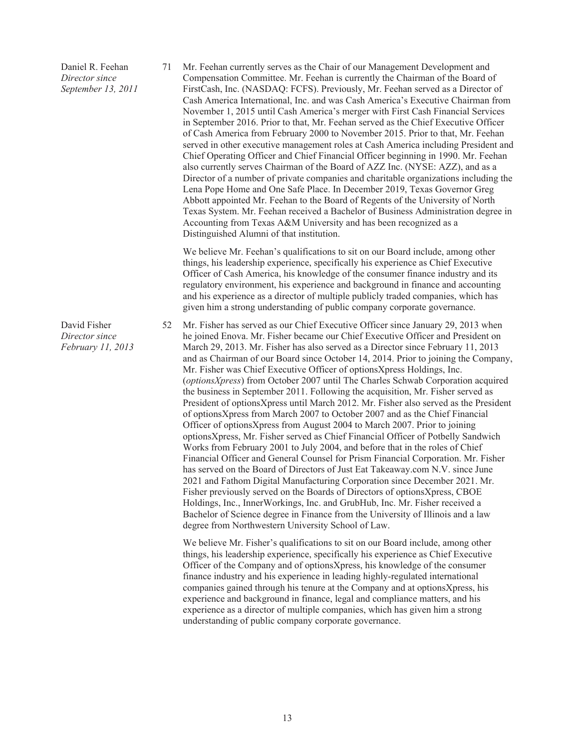| | | |
|---|---|---|
| Daniel R. Feehan<br>*Director since September 13, 2011* | 71 | Mr. Feehan currently serves as the Chair of our Management Development and Compensation Committee. Mr. Feehan is currently the Chairman of the Board of FirstCash, Inc. (NASDAQ: FCFS). Previously, Mr. Feehan served as a Director of Cash America International, Inc. and was Cash America's Executive Chairman from November 1, 2015 until Cash America's merger with First Cash Financial Services in September 2016. Prior to that, Mr. Feehan served as the Chief Executive Officer of Cash America from February 2000 to November 2015. Prior to that, Mr. Feehan served in other executive management roles at Cash America including President and Chief Operating Officer and Chief Financial Officer beginning in 1990. Mr. Feehan also currently serves Chairman of the Board of AZZ Inc. (NYSE: AZZ), and as a Director of a number of private companies and charitable organizations including the Lena Pope Home and One Safe Place. In December 2019, Texas Governor Greg Abbott appointed Mr. Feehan to the Board of Regents of the University of North Texas System. Mr. Feehan received a Bachelor of Business Administration degree in Accounting from Texas A&M University and has been recognized as a Distinguished Alumni of that institution.<br><br>We believe Mr. Feehan's qualifications to sit on our Board include, among other things, his leadership experience, specifically his experience as Chief Executive Officer of Cash America, his knowledge of the consumer finance industry and its regulatory environment, his experience and background in finance and accounting and his experience as a director of multiple publicly traded companies, which has given him a strong understanding of public company corporate governance. |
| David Fisher<br>*Director since February 11, 2013* | 52 | Mr. Fisher has served as our Chief Executive Officer since January 29, 2013 when he joined Enova. Mr. Fisher became our Chief Executive Officer and President on March 29, 2013. Mr. Fisher has also served as a Director since February 11, 2013 and as Chairman of our Board since October 14, 2014. Prior to joining the Company, Mr. Fisher was Chief Executive Officer of optionsXpress Holdings, Inc. (*optionsXpress*) from October 2007 until The Charles Schwab Corporation acquired the business in September 2011. Following the acquisition, Mr. Fisher served as President of optionsXpress until March 2012. Mr. Fisher also served as the President of optionsXpress from March 2007 to October 2007 and as the Chief Financial Officer of optionsXpress from August 2004 to March 2007. Prior to joining optionsXpress, Mr. Fisher served as Chief Financial Officer of Potbelly Sandwich Works from February 2001 to July 2004, and before that in the roles of Chief Financial Officer and General Counsel for Prism Financial Corporation. Mr. Fisher has served on the Board of Directors of Just Eat Takeaway.com N.V. since June 2021 and Fathom Digital Manufacturing Corporation since December 2021. Mr. Fisher previously served on the Boards of Directors of optionsXpress, CBOE Holdings, Inc., InnerWorkings, Inc. and GrubHub, Inc. Mr. Fisher received a Bachelor of Science degree in Finance from the University of Illinois and a law degree from Northwestern University School of Law.<br><br>We believe Mr. Fisher's qualifications to sit on our Board include, among other things, his leadership experience, specifically his experience as Chief Executive Officer of the Company and of optionsXpress, his knowledge of the consumer finance industry and his experience in leading highly-regulated international companies gained through his tenure at the Company and at optionsXpress, his experience and background in finance, legal and compliance matters, and his experience as a director of multiple companies, which has given him a strong understanding of public company corporate governance. |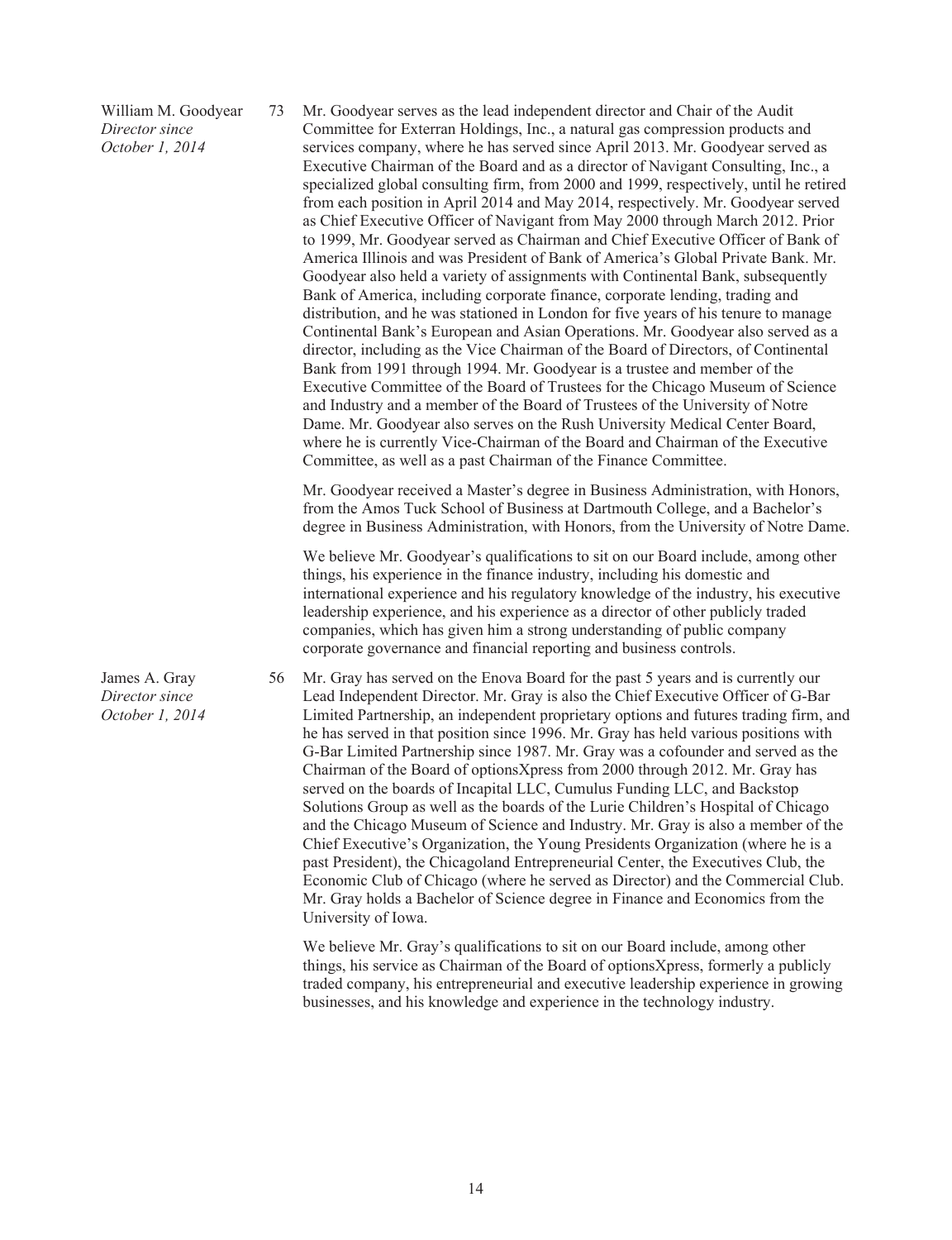| | | |
|---|---|---|
| William M. Goodyear<br>*Director since October 1, 2014* | 73 | Mr. Goodyear serves as the lead independent director and Chair of the Audit Committee for Exterran Holdings, Inc., a natural gas compression products and services company, where he has served since April 2013. Mr. Goodyear served as Executive Chairman of the Board and as a director of Navigant Consulting, Inc., a specialized global consulting firm, from 2000 and 1999, respectively, until he retired from each position in April 2014 and May 2014, respectively. Mr. Goodyear served as Chief Executive Officer of Navigant from May 2000 through March 2012. Prior to 1999, Mr. Goodyear served as Chairman and Chief Executive Officer of Bank of America Illinois and was President of Bank of America's Global Private Bank. Mr. Goodyear also held a variety of assignments with Continental Bank, subsequently Bank of America, including corporate finance, corporate lending, trading and distribution, and he was stationed in London for five years of his tenure to manage Continental Bank's European and Asian Operations. Mr. Goodyear also served as a director, including as the Vice Chairman of the Board of Directors, of Continental Bank from 1991 through 1994. Mr. Goodyear is a trustee and member of the Executive Committee of the Board of Trustees for the Chicago Museum of Science and Industry and a member of the Board of Trustees of the University of Notre Dame. Mr. Goodyear also serves on the Rush University Medical Center Board, where he is currently Vice-Chairman of the Board and Chairman of the Executive Committee, as well as a past Chairman of the Finance Committee.<br><br>Mr. Goodyear received a Master's degree in Business Administration, with Honors, from the Amos Tuck School of Business at Dartmouth College, and a Bachelor's degree in Business Administration, with Honors, from the University of Notre Dame.<br><br>We believe Mr. Goodyear's qualifications to sit on our Board include, among other things, his experience in the finance industry, including his domestic and international experience and his regulatory knowledge of the industry, his executive leadership experience, and his experience as a director of other publicly traded companies, which has given him a strong understanding of public company corporate governance and financial reporting and business controls. |
| James A. Gray<br>*Director since October 1, 2014* | 56 | Mr. Gray has served on the Enova Board for the past 5 years and is currently our Lead Independent Director. Mr. Gray is also the Chief Executive Officer of G-Bar Limited Partnership, an independent proprietary options and futures trading firm, and he has served in that position since 1996. Mr. Gray has held various positions with G-Bar Limited Partnership since 1987. Mr. Gray was a cofounder and served as the Chairman of the Board of optionsXpress from 2000 through 2012. Mr. Gray has served on the boards of Incapital LLC, Cumulus Funding LLC, and Backstop Solutions Group as well as the boards of the Lurie Children's Hospital of Chicago and the Chicago Museum of Science and Industry. Mr. Gray is also a member of the Chief Executive's Organization, the Young Presidents Organization (where he is a past President), the Chicagoland Entrepreneurial Center, the Executives Club, the Economic Club of Chicago (where he served as Director) and the Commercial Club. Mr. Gray holds a Bachelor of Science degree in Finance and Economics from the University of Iowa.<br><br>We believe Mr. Gray's qualifications to sit on our Board include, among other things, his service as Chairman of the Board of optionsXpress, formerly a publicly traded company, his entrepreneurial and executive leadership experience in growing businesses, and his knowledge and experience in the technology industry. |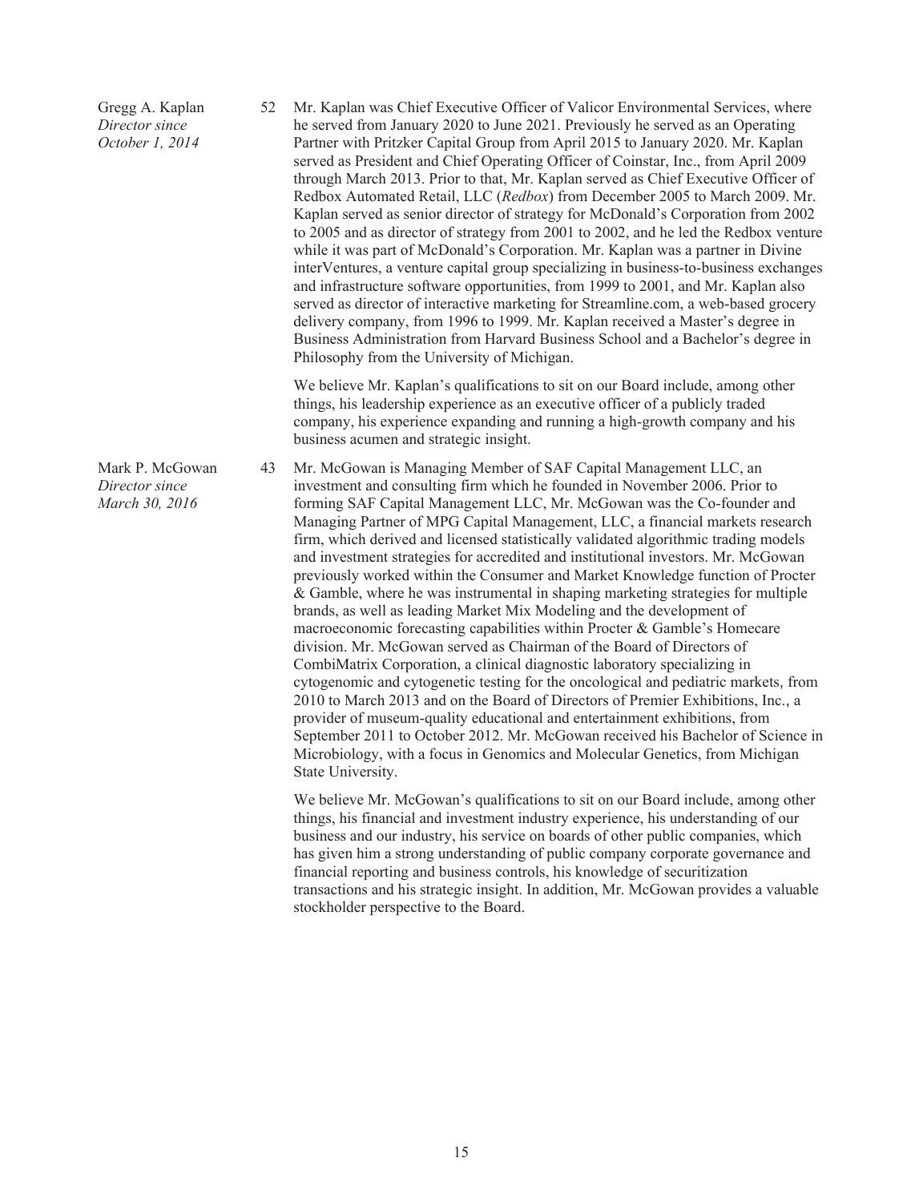| | | |
|---|---|---|
| Gregg A. Kaplan<br>*Director since October 1, 2014* | 52 | Mr. Kaplan was Chief Executive Officer of Valicor Environmental Services, where he served from January 2020 to June 2021. Previously he served as an Operating Partner with Pritzker Capital Group from April 2015 to January 2020. Mr. Kaplan served as President and Chief Operating Officer of Coinstar, Inc., from April 2009 through March 2013. Prior to that, Mr. Kaplan served as Chief Executive Officer of Redbox Automated Retail, LLC (*Redbox*) from December 2005 to March 2009. Mr. Kaplan served as senior director of strategy for McDonald's Corporation from 2002 to 2005 and as director of strategy from 2001 to 2002, and he led the Redbox venture while it was part of McDonald's Corporation. Mr. Kaplan was a partner in Divine interVentures, a venture capital group specializing in business-to-business exchanges and infrastructure software opportunities, from 1999 to 2001, and Mr. Kaplan also served as director of interactive marketing for Streamline.com, a web-based grocery delivery company, from 1996 to 1999. Mr. Kaplan received a Master's degree in Business Administration from Harvard Business School and a Bachelor's degree in Philosophy from the University of Michigan.<br><br>We believe Mr. Kaplan's qualifications to sit on our Board include, among other things, his leadership experience as an executive officer of a publicly traded company, his experience expanding and running a high-growth company and his business acumen and strategic insight. |
| Mark P. McGowan<br>*Director since March 30, 2016* | 43 | Mr. McGowan is Managing Member of SAF Capital Management LLC, an investment and consulting firm which he founded in November 2006. Prior to forming SAF Capital Management LLC, Mr. McGowan was the Co-founder and Managing Partner of MPG Capital Management, LLC, a financial markets research firm, which derived and licensed statistically validated algorithmic trading models and investment strategies for accredited and institutional investors. Mr. McGowan previously worked within the Consumer and Market Knowledge function of Procter & Gamble, where he was instrumental in shaping marketing strategies for multiple brands, as well as leading Market Mix Modeling and the development of macroeconomic forecasting capabilities within Procter & Gamble's Homecare division. Mr. McGowan served as Chairman of the Board of Directors of CombiMatrix Corporation, a clinical diagnostic laboratory specializing in cytogenomic and cytogenetic testing for the oncological and pediatric markets, from 2010 to March 2013 and on the Board of Directors of Premier Exhibitions, Inc., a provider of museum-quality educational and entertainment exhibitions, from September 2011 to October 2012. Mr. McGowan received his Bachelor of Science in Microbiology, with a focus in Genomics and Molecular Genetics, from Michigan State University.<br><br>We believe Mr. McGowan's qualifications to sit on our Board include, among other things, his financial and investment industry experience, his understanding of our business and our industry, his service on boards of other public companies, which has given him a strong understanding of public company corporate governance and financial reporting and business controls, his knowledge of securitization transactions and his strategic insight. In addition, Mr. McGowan provides a valuable stockholder perspective to the Board. |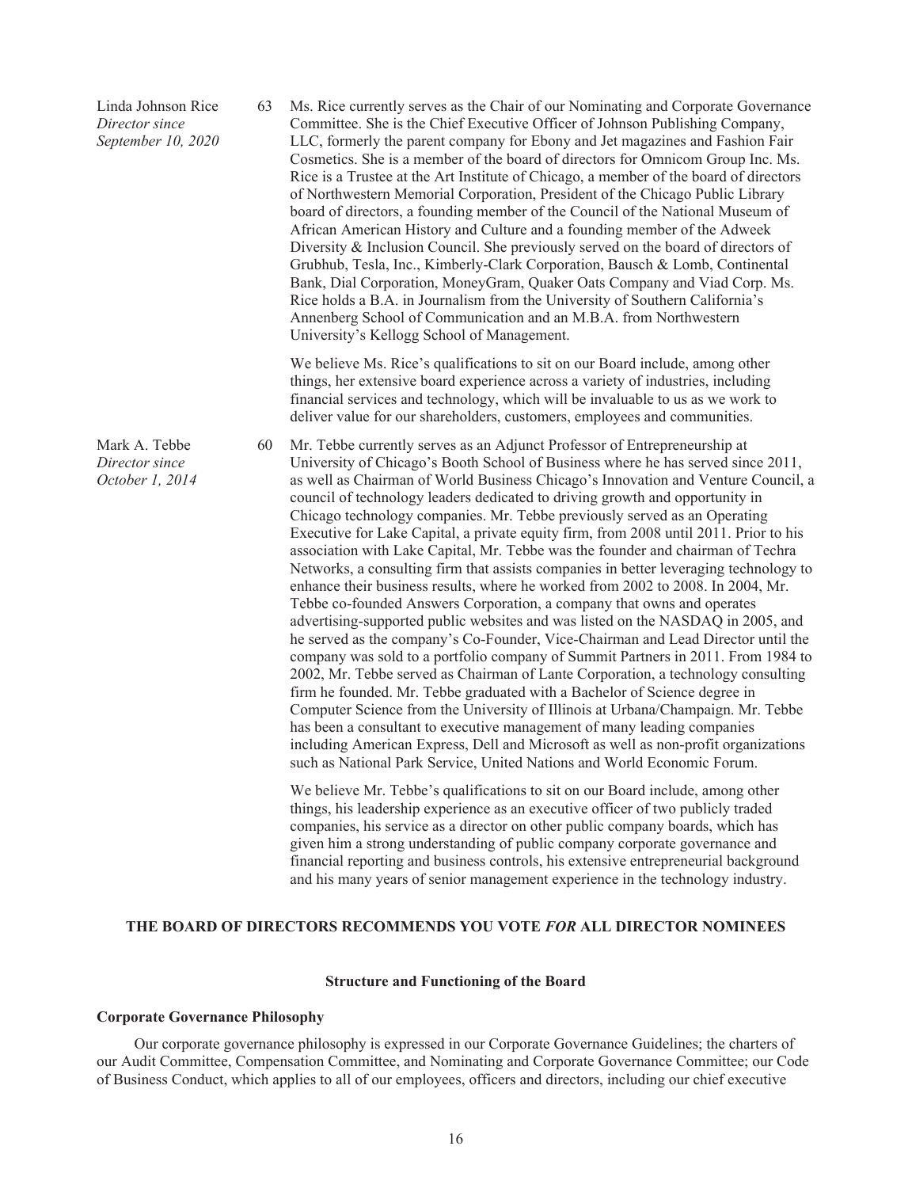| | | |
|---|---|---|
| Linda Johnson Rice<br>*Director since September 10, 2020* | 63 | Ms. Rice currently serves as the Chair of our Nominating and Corporate Governance Committee. She is the Chief Executive Officer of Johnson Publishing Company, LLC, formerly the parent company for Ebony and Jet magazines and Fashion Fair Cosmetics. She is a member of the board of directors for Omnicom Group Inc. Ms. Rice is a Trustee at the Art Institute of Chicago, a member of the board of directors of Northwestern Memorial Corporation, President of the Chicago Public Library board of directors, a founding member of the Council of the National Museum of African American History and Culture and a founding member of the Adweek Diversity & Inclusion Council. She previously served on the board of directors of Grubhub, Tesla, Inc., Kimberly-Clark Corporation, Bausch & Lomb, Continental Bank, Dial Corporation, MoneyGram, Quaker Oats Company and Viad Corp. Ms. Rice holds a B.A. in Journalism from the University of Southern California's Annenberg School of Communication and an M.B.A. from Northwestern University's Kellogg School of Management.<br><br>We believe Ms. Rice's qualifications to sit on our Board include, among other things, her extensive board experience across a variety of industries, including financial services and technology, which will be invaluable to us as we work to deliver value for our shareholders, customers, employees and communities. |
| Mark A. Tebbe<br>*Director since October 1, 2014* | 60 | Mr. Tebbe currently serves as an Adjunct Professor of Entrepreneurship at University of Chicago's Booth School of Business where he has served since 2011, as well as Chairman of World Business Chicago's Innovation and Venture Council, a council of technology leaders dedicated to driving growth and opportunity in Chicago technology companies. Mr. Tebbe previously served as an Operating Executive for Lake Capital, a private equity firm, from 2008 until 2011. Prior to his association with Lake Capital, Mr. Tebbe was the founder and chairman of Techra Networks, a consulting firm that assists companies in better leveraging technology to enhance their business results, where he worked from 2002 to 2008. In 2004, Mr. Tebbe co-founded Answers Corporation, a company that owns and operates advertising-supported public websites and was listed on the NASDAQ in 2005, and he served as the company's Co-Founder, Vice-Chairman and Lead Director until the company was sold to a portfolio company of Summit Partners in 2011. From 1984 to 2002, Mr. Tebbe served as Chairman of Lante Corporation, a technology consulting firm he founded. Mr. Tebbe graduated with a Bachelor of Science degree in Computer Science from the University of Illinois at Urbana/Champaign. Mr. Tebbe has been a consultant to executive management of many leading companies including American Express, Dell and Microsoft as well as non-profit organizations such as National Park Service, United Nations and World Economic Forum.<br><br>We believe Mr. Tebbe's qualifications to sit on our Board include, among other things, his leadership experience as an executive officer of two publicly traded companies, his service as a director on other public company boards, which has given him a strong understanding of public company corporate governance and financial reporting and business controls, his extensive entrepreneurial background and his many years of senior management experience in the technology industry. |

**THE BOARD OF DIRECTORS RECOMMENDS YOU VOTE *FOR* ALL DIRECTOR NOMINEES**

## Structure and Functioning of the Board

### Corporate Governance Philosophy

Our corporate governance philosophy is expressed in our Corporate Governance Guidelines; the charters of our Audit Committee, Compensation Committee, and Nominating and Corporate Governance Committee; our Code of Business Conduct, which applies to all of our employees, officers and directors, including our chief executive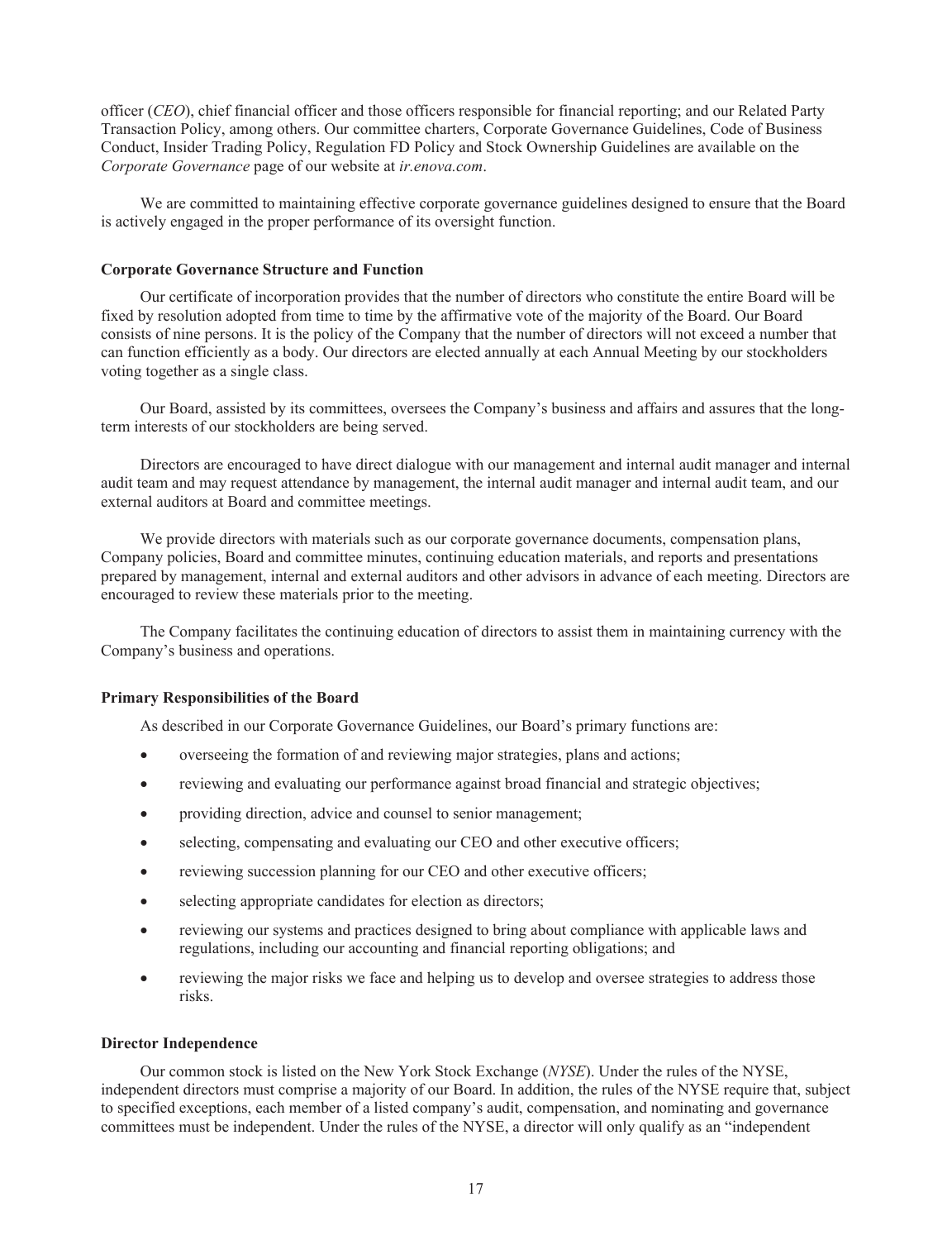officer (*CEO*), chief financial officer and those officers responsible for financial reporting; and our Related Party Transaction Policy, among others. Our committee charters, Corporate Governance Guidelines, Code of Business Conduct, Insider Trading Policy, Regulation FD Policy and Stock Ownership Guidelines are available on the *Corporate Governance* page of our website at *ir.enova.com*.

We are committed to maintaining effective corporate governance guidelines designed to ensure that the Board is actively engaged in the proper performance of its oversight function.

**Corporate Governance Structure and Function**

Our certificate of incorporation provides that the number of directors who constitute the entire Board will be fixed by resolution adopted from time to time by the affirmative vote of the majority of the Board. Our Board consists of nine persons. It is the policy of the Company that the number of directors will not exceed a number that can function efficiently as a body. Our directors are elected annually at each Annual Meeting by our stockholders voting together as a single class.

Our Board, assisted by its committees, oversees the Company's business and affairs and assures that the long-term interests of our stockholders are being served.

Directors are encouraged to have direct dialogue with our management and internal audit manager and internal audit team and may request attendance by management, the internal audit manager and internal audit team, and our external auditors at Board and committee meetings.

We provide directors with materials such as our corporate governance documents, compensation plans, Company policies, Board and committee minutes, continuing education materials, and reports and presentations prepared by management, internal and external auditors and other advisors in advance of each meeting. Directors are encouraged to review these materials prior to the meeting.

The Company facilitates the continuing education of directors to assist them in maintaining currency with the Company's business and operations.

**Primary Responsibilities of the Board**

As described in our Corporate Governance Guidelines, our Board's primary functions are:

- overseeing the formation of and reviewing major strategies, plans and actions;
- reviewing and evaluating our performance against broad financial and strategic objectives;
- providing direction, advice and counsel to senior management;
- selecting, compensating and evaluating our CEO and other executive officers;
- reviewing succession planning for our CEO and other executive officers;
- selecting appropriate candidates for election as directors;
- reviewing our systems and practices designed to bring about compliance with applicable laws and regulations, including our accounting and financial reporting obligations; and
- reviewing the major risks we face and helping us to develop and oversee strategies to address those risks.

**Director Independence**

Our common stock is listed on the New York Stock Exchange (*NYSE*). Under the rules of the NYSE, independent directors must comprise a majority of our Board. In addition, the rules of the NYSE require that, subject to specified exceptions, each member of a listed company's audit, compensation, and nominating and governance committees must be independent. Under the rules of the NYSE, a director will only qualify as an "independent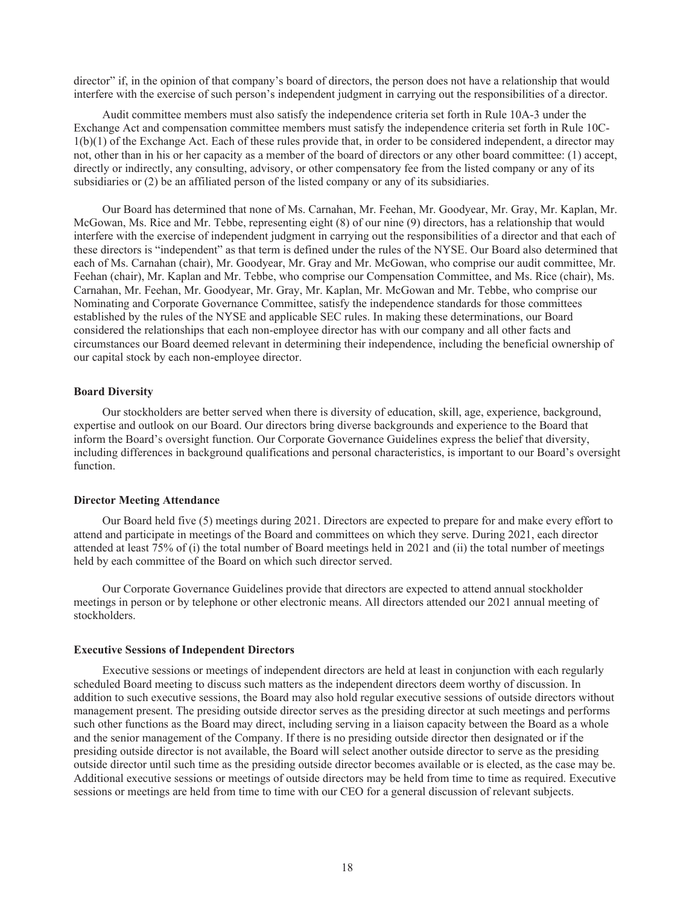director" if, in the opinion of that company's board of directors, the person does not have a relationship that would interfere with the exercise of such person's independent judgment in carrying out the responsibilities of a director.

Audit committee members must also satisfy the independence criteria set forth in Rule 10A-3 under the Exchange Act and compensation committee members must satisfy the independence criteria set forth in Rule 10C-1(b)(1) of the Exchange Act. Each of these rules provide that, in order to be considered independent, a director may not, other than in his or her capacity as a member of the board of directors or any other board committee: (1) accept, directly or indirectly, any consulting, advisory, or other compensatory fee from the listed company or any of its subsidiaries or (2) be an affiliated person of the listed company or any of its subsidiaries.

Our Board has determined that none of Ms. Carnahan, Mr. Feehan, Mr. Goodyear, Mr. Gray, Mr. Kaplan, Mr. McGowan, Ms. Rice and Mr. Tebbe, representing eight (8) of our nine (9) directors, has a relationship that would interfere with the exercise of independent judgment in carrying out the responsibilities of a director and that each of these directors is "independent" as that term is defined under the rules of the NYSE. Our Board also determined that each of Ms. Carnahan (chair), Mr. Goodyear, Mr. Gray and Mr. McGowan, who comprise our audit committee, Mr. Feehan (chair), Mr. Kaplan and Mr. Tebbe, who comprise our Compensation Committee, and Ms. Rice (chair), Ms. Carnahan, Mr. Feehan, Mr. Goodyear, Mr. Gray, Mr. Kaplan, Mr. McGowan and Mr. Tebbe, who comprise our Nominating and Corporate Governance Committee, satisfy the independence standards for those committees established by the rules of the NYSE and applicable SEC rules. In making these determinations, our Board considered the relationships that each non-employee director has with our company and all other facts and circumstances our Board deemed relevant in determining their independence, including the beneficial ownership of our capital stock by each non-employee director.

### Board Diversity

Our stockholders are better served when there is diversity of education, skill, age, experience, background, expertise and outlook on our Board. Our directors bring diverse backgrounds and experience to the Board that inform the Board's oversight function. Our Corporate Governance Guidelines express the belief that diversity, including differences in background qualifications and personal characteristics, is important to our Board's oversight function.

### Director Meeting Attendance

Our Board held five (5) meetings during 2021. Directors are expected to prepare for and make every effort to attend and participate in meetings of the Board and committees on which they serve. During 2021, each director attended at least 75% of (i) the total number of Board meetings held in 2021 and (ii) the total number of meetings held by each committee of the Board on which such director served.

Our Corporate Governance Guidelines provide that directors are expected to attend annual stockholder meetings in person or by telephone or other electronic means. All directors attended our 2021 annual meeting of stockholders.

### Executive Sessions of Independent Directors

Executive sessions or meetings of independent directors are held at least in conjunction with each regularly scheduled Board meeting to discuss such matters as the independent directors deem worthy of discussion. In addition to such executive sessions, the Board may also hold regular executive sessions of outside directors without management present. The presiding outside director serves as the presiding director at such meetings and performs such other functions as the Board may direct, including serving in a liaison capacity between the Board as a whole and the senior management of the Company. If there is no presiding outside director then designated or if the presiding outside director is not available, the Board will select another outside director to serve as the presiding outside director until such time as the presiding outside director becomes available or is elected, as the case may be. Additional executive sessions or meetings of outside directors may be held from time to time as required. Executive sessions or meetings are held from time to time with our CEO for a general discussion of relevant subjects.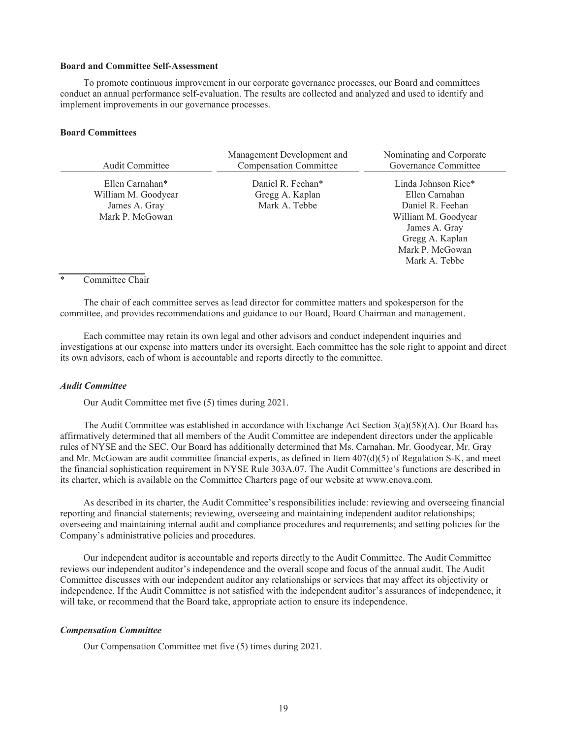**Board and Committee Self-Assessment**

To promote continuous improvement in our corporate governance processes, our Board and committees conduct an annual performance self-evaluation. The results are collected and analyzed and used to identify and implement improvements in our governance processes.

**Board Committees**

| Audit Committee | Management Development and Compensation Committee | Nominating and Corporate Governance Committee |
|---|---|---|
| Ellen Carnahan* | Daniel R. Feehan* | Linda Johnson Rice* |
| William M. Goodyear | Gregg A. Kaplan | Ellen Carnahan |
| James A. Gray | Mark A. Tebbe | Daniel R. Feehan |
| Mark P. McGowan | | William M. Goodyear |
| | | James A. Gray |
| | | Gregg A. Kaplan |
| | | Mark P. McGowan |
| | | Mark A. Tebbe |

\* Committee Chair

The chair of each committee serves as lead director for committee matters and spokesperson for the committee, and provides recommendations and guidance to our Board, Board Chairman and management.

Each committee may retain its own legal and other advisors and conduct independent inquiries and investigations at our expense into matters under its oversight. Each committee has the sole right to appoint and direct its own advisors, each of whom is accountable and reports directly to the committee.

***Audit Committee***

Our Audit Committee met five (5) times during 2021.

The Audit Committee was established in accordance with Exchange Act Section 3(a)(58)(A). Our Board has affirmatively determined that all members of the Audit Committee are independent directors under the applicable rules of NYSE and the SEC. Our Board has additionally determined that Ms. Carnahan, Mr. Goodyear, Mr. Gray and Mr. McGowan are audit committee financial experts, as defined in Item 407(d)(5) of Regulation S-K, and meet the financial sophistication requirement in NYSE Rule 303A.07. The Audit Committee's functions are described in its charter, which is available on the Committee Charters page of our website at www.enova.com.

As described in its charter, the Audit Committee's responsibilities include: reviewing and overseeing financial reporting and financial statements; reviewing, overseeing and maintaining independent auditor relationships; overseeing and maintaining internal audit and compliance procedures and requirements; and setting policies for the Company's administrative policies and procedures.

Our independent auditor is accountable and reports directly to the Audit Committee. The Audit Committee reviews our independent auditor's independence and the overall scope and focus of the annual audit. The Audit Committee discusses with our independent auditor any relationships or services that may affect its objectivity or independence. If the Audit Committee is not satisfied with the independent auditor's assurances of independence, it will take, or recommend that the Board take, appropriate action to ensure its independence.

***Compensation Committee***

Our Compensation Committee met five (5) times during 2021.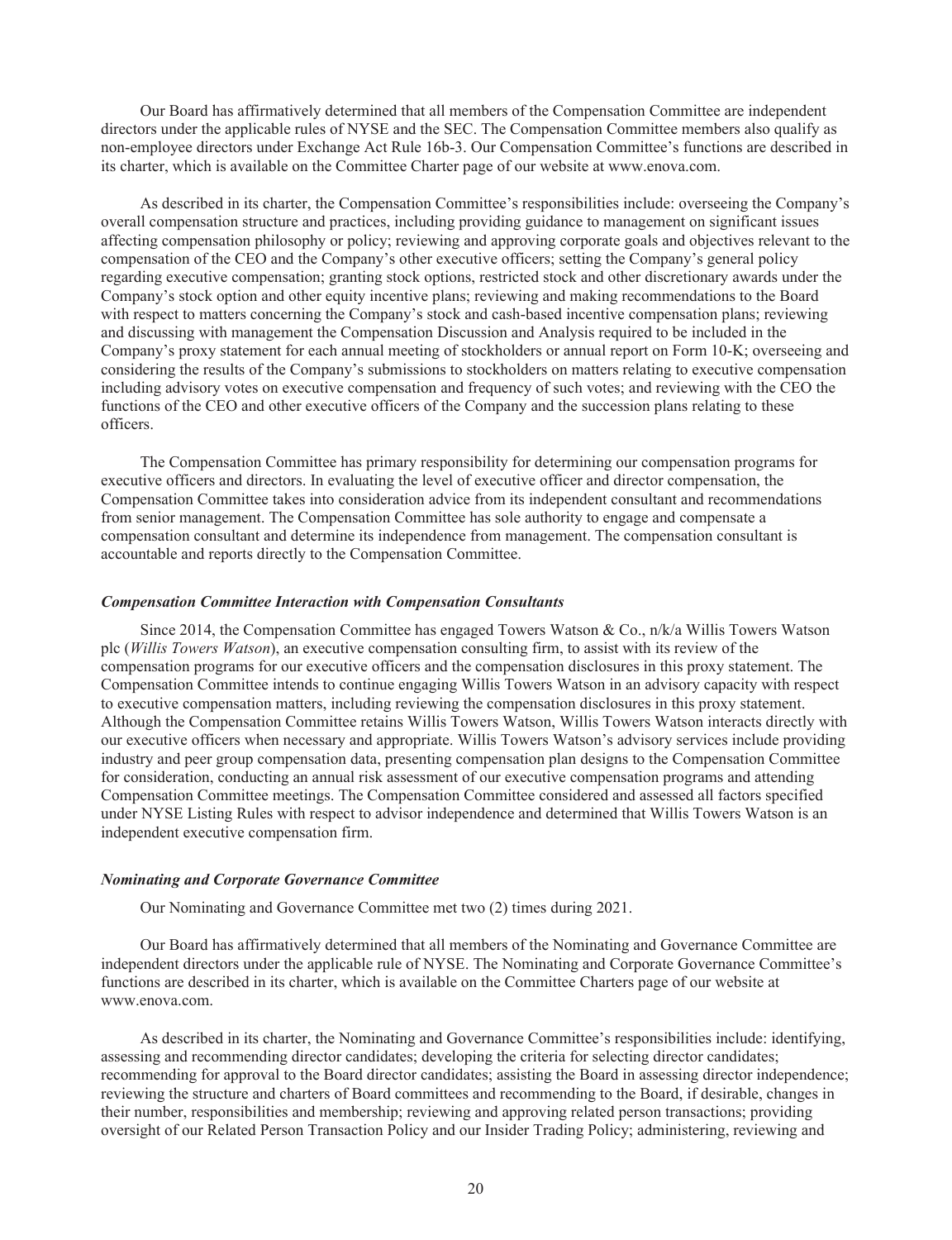Our Board has affirmatively determined that all members of the Compensation Committee are independent directors under the applicable rules of NYSE and the SEC. The Compensation Committee members also qualify as non-employee directors under Exchange Act Rule 16b-3. Our Compensation Committee's functions are described in its charter, which is available on the Committee Charter page of our website at www.enova.com.

As described in its charter, the Compensation Committee's responsibilities include: overseeing the Company's overall compensation structure and practices, including providing guidance to management on significant issues affecting compensation philosophy or policy; reviewing and approving corporate goals and objectives relevant to the compensation of the CEO and the Company's other executive officers; setting the Company's general policy regarding executive compensation; granting stock options, restricted stock and other discretionary awards under the Company's stock option and other equity incentive plans; reviewing and making recommendations to the Board with respect to matters concerning the Company's stock and cash-based incentive compensation plans; reviewing and discussing with management the Compensation Discussion and Analysis required to be included in the Company's proxy statement for each annual meeting of stockholders or annual report on Form 10-K; overseeing and considering the results of the Company's submissions to stockholders on matters relating to executive compensation including advisory votes on executive compensation and frequency of such votes; and reviewing with the CEO the functions of the CEO and other executive officers of the Company and the succession plans relating to these officers.

The Compensation Committee has primary responsibility for determining our compensation programs for executive officers and directors. In evaluating the level of executive officer and director compensation, the Compensation Committee takes into consideration advice from its independent consultant and recommendations from senior management. The Compensation Committee has sole authority to engage and compensate a compensation consultant and determine its independence from management. The compensation consultant is accountable and reports directly to the Compensation Committee.

***Compensation Committee Interaction with Compensation Consultants***

Since 2014, the Compensation Committee has engaged Towers Watson & Co., n/k/a Willis Towers Watson plc (*Willis Towers Watson*), an executive compensation consulting firm, to assist with its review of the compensation programs for our executive officers and the compensation disclosures in this proxy statement. The Compensation Committee intends to continue engaging Willis Towers Watson in an advisory capacity with respect to executive compensation matters, including reviewing the compensation disclosures in this proxy statement. Although the Compensation Committee retains Willis Towers Watson, Willis Towers Watson interacts directly with our executive officers when necessary and appropriate. Willis Towers Watson's advisory services include providing industry and peer group compensation data, presenting compensation plan designs to the Compensation Committee for consideration, conducting an annual risk assessment of our executive compensation programs and attending Compensation Committee meetings. The Compensation Committee considered and assessed all factors specified under NYSE Listing Rules with respect to advisor independence and determined that Willis Towers Watson is an independent executive compensation firm.

***Nominating and Corporate Governance Committee***

Our Nominating and Governance Committee met two (2) times during 2021.

Our Board has affirmatively determined that all members of the Nominating and Governance Committee are independent directors under the applicable rule of NYSE. The Nominating and Corporate Governance Committee's functions are described in its charter, which is available on the Committee Charters page of our website at www.enova.com.

As described in its charter, the Nominating and Governance Committee's responsibilities include: identifying, assessing and recommending director candidates; developing the criteria for selecting director candidates; recommending for approval to the Board director candidates; assisting the Board in assessing director independence; reviewing the structure and charters of Board committees and recommending to the Board, if desirable, changes in their number, responsibilities and membership; reviewing and approving related person transactions; providing oversight of our Related Person Transaction Policy and our Insider Trading Policy; administering, reviewing and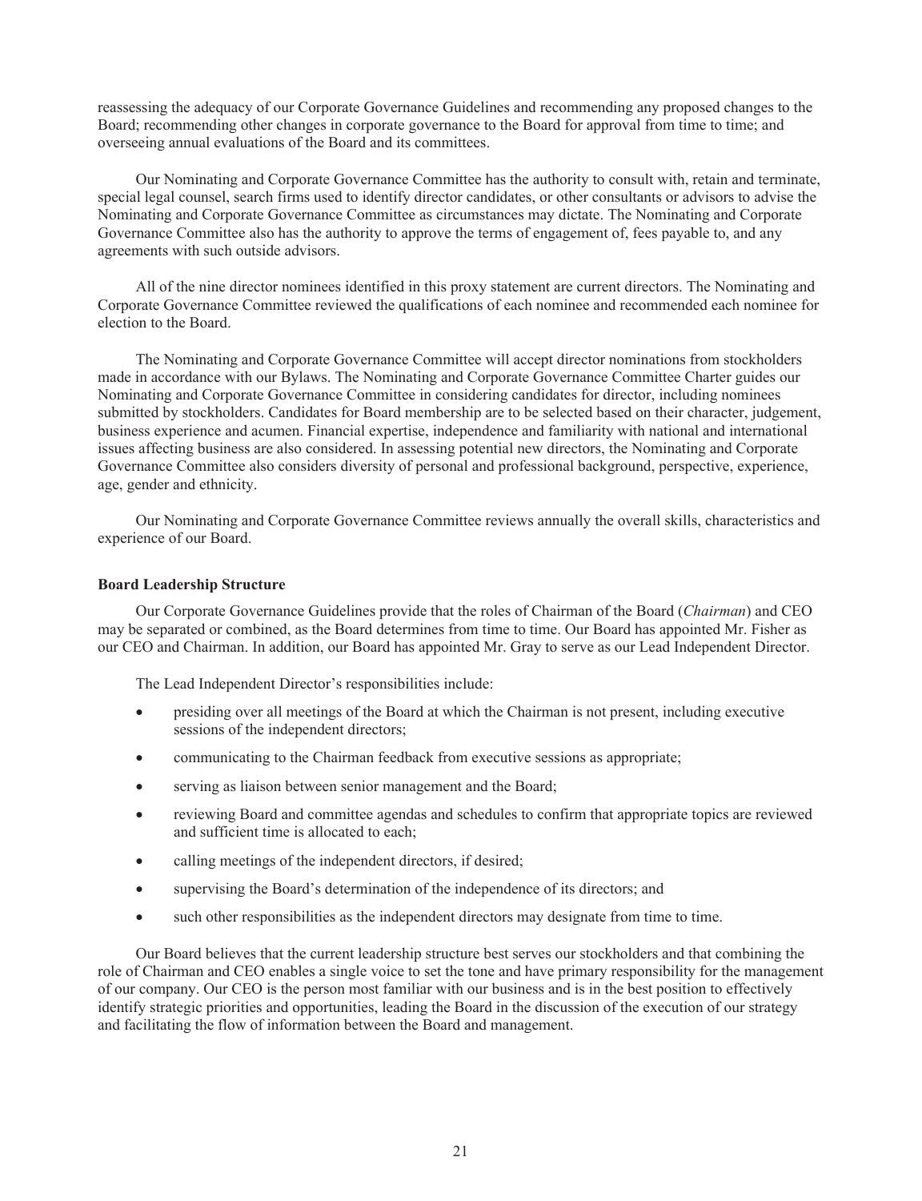reassessing the adequacy of our Corporate Governance Guidelines and recommending any proposed changes to the Board; recommending other changes in corporate governance to the Board for approval from time to time; and overseeing annual evaluations of the Board and its committees.

Our Nominating and Corporate Governance Committee has the authority to consult with, retain and terminate, special legal counsel, search firms used to identify director candidates, or other consultants or advisors to advise the Nominating and Corporate Governance Committee as circumstances may dictate. The Nominating and Corporate Governance Committee also has the authority to approve the terms of engagement of, fees payable to, and any agreements with such outside advisors.

All of the nine director nominees identified in this proxy statement are current directors. The Nominating and Corporate Governance Committee reviewed the qualifications of each nominee and recommended each nominee for election to the Board.

The Nominating and Corporate Governance Committee will accept director nominations from stockholders made in accordance with our Bylaws. The Nominating and Corporate Governance Committee Charter guides our Nominating and Corporate Governance Committee in considering candidates for director, including nominees submitted by stockholders. Candidates for Board membership are to be selected based on their character, judgement, business experience and acumen. Financial expertise, independence and familiarity with national and international issues affecting business are also considered. In assessing potential new directors, the Nominating and Corporate Governance Committee also considers diversity of personal and professional background, perspective, experience, age, gender and ethnicity.

Our Nominating and Corporate Governance Committee reviews annually the overall skills, characteristics and experience of our Board.

**Board Leadership Structure**

Our Corporate Governance Guidelines provide that the roles of Chairman of the Board (*Chairman*) and CEO may be separated or combined, as the Board determines from time to time. Our Board has appointed Mr. Fisher as our CEO and Chairman. In addition, our Board has appointed Mr. Gray to serve as our Lead Independent Director.

The Lead Independent Director's responsibilities include:

- presiding over all meetings of the Board at which the Chairman is not present, including executive sessions of the independent directors;
- communicating to the Chairman feedback from executive sessions as appropriate;
- serving as liaison between senior management and the Board;
- reviewing Board and committee agendas and schedules to confirm that appropriate topics are reviewed and sufficient time is allocated to each;
- calling meetings of the independent directors, if desired;
- supervising the Board's determination of the independence of its directors; and
- such other responsibilities as the independent directors may designate from time to time.

Our Board believes that the current leadership structure best serves our stockholders and that combining the role of Chairman and CEO enables a single voice to set the tone and have primary responsibility for the management of our company. Our CEO is the person most familiar with our business and is in the best position to effectively identify strategic priorities and opportunities, leading the Board in the discussion of the execution of our strategy and facilitating the flow of information between the Board and management.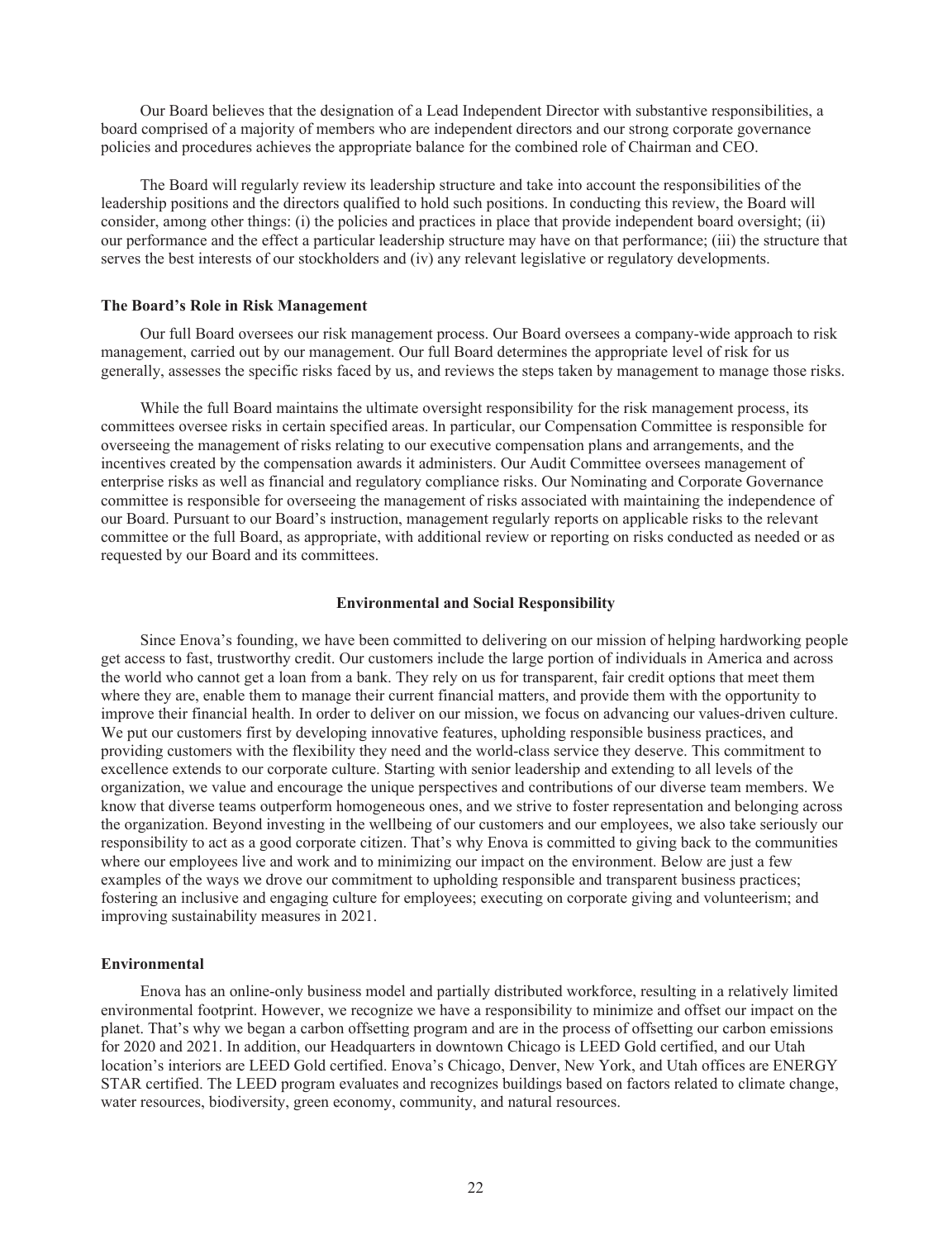Our Board believes that the designation of a Lead Independent Director with substantive responsibilities, a board comprised of a majority of members who are independent directors and our strong corporate governance policies and procedures achieves the appropriate balance for the combined role of Chairman and CEO.

The Board will regularly review its leadership structure and take into account the responsibilities of the leadership positions and the directors qualified to hold such positions. In conducting this review, the Board will consider, among other things: (i) the policies and practices in place that provide independent board oversight; (ii) our performance and the effect a particular leadership structure may have on that performance; (iii) the structure that serves the best interests of our stockholders and (iv) any relevant legislative or regulatory developments.

### The Board's Role in Risk Management

Our full Board oversees our risk management process. Our Board oversees a company-wide approach to risk management, carried out by our management. Our full Board determines the appropriate level of risk for us generally, assesses the specific risks faced by us, and reviews the steps taken by management to manage those risks.

While the full Board maintains the ultimate oversight responsibility for the risk management process, its committees oversee risks in certain specified areas. In particular, our Compensation Committee is responsible for overseeing the management of risks relating to our executive compensation plans and arrangements, and the incentives created by the compensation awards it administers. Our Audit Committee oversees management of enterprise risks as well as financial and regulatory compliance risks. Our Nominating and Corporate Governance committee is responsible for overseeing the management of risks associated with maintaining the independence of our Board. Pursuant to our Board's instruction, management regularly reports on applicable risks to the relevant committee or the full Board, as appropriate, with additional review or reporting on risks conducted as needed or as requested by our Board and its committees.

## Environmental and Social Responsibility

Since Enova's founding, we have been committed to delivering on our mission of helping hardworking people get access to fast, trustworthy credit. Our customers include the large portion of individuals in America and across the world who cannot get a loan from a bank. They rely on us for transparent, fair credit options that meet them where they are, enable them to manage their current financial matters, and provide them with the opportunity to improve their financial health. In order to deliver on our mission, we focus on advancing our values-driven culture. We put our customers first by developing innovative features, upholding responsible business practices, and providing customers with the flexibility they need and the world-class service they deserve. This commitment to excellence extends to our corporate culture. Starting with senior leadership and extending to all levels of the organization, we value and encourage the unique perspectives and contributions of our diverse team members. We know that diverse teams outperform homogeneous ones, and we strive to foster representation and belonging across the organization. Beyond investing in the wellbeing of our customers and our employees, we also take seriously our responsibility to act as a good corporate citizen. That's why Enova is committed to giving back to the communities where our employees live and work and to minimizing our impact on the environment. Below are just a few examples of the ways we drove our commitment to upholding responsible and transparent business practices; fostering an inclusive and engaging culture for employees; executing on corporate giving and volunteerism; and improving sustainability measures in 2021.

### Environmental

Enova has an online-only business model and partially distributed workforce, resulting in a relatively limited environmental footprint. However, we recognize we have a responsibility to minimize and offset our impact on the planet. That's why we began a carbon offsetting program and are in the process of offsetting our carbon emissions for 2020 and 2021. In addition, our Headquarters in downtown Chicago is LEED Gold certified, and our Utah location's interiors are LEED Gold certified. Enova's Chicago, Denver, New York, and Utah offices are ENERGY STAR certified. The LEED program evaluates and recognizes buildings based on factors related to climate change, water resources, biodiversity, green economy, community, and natural resources.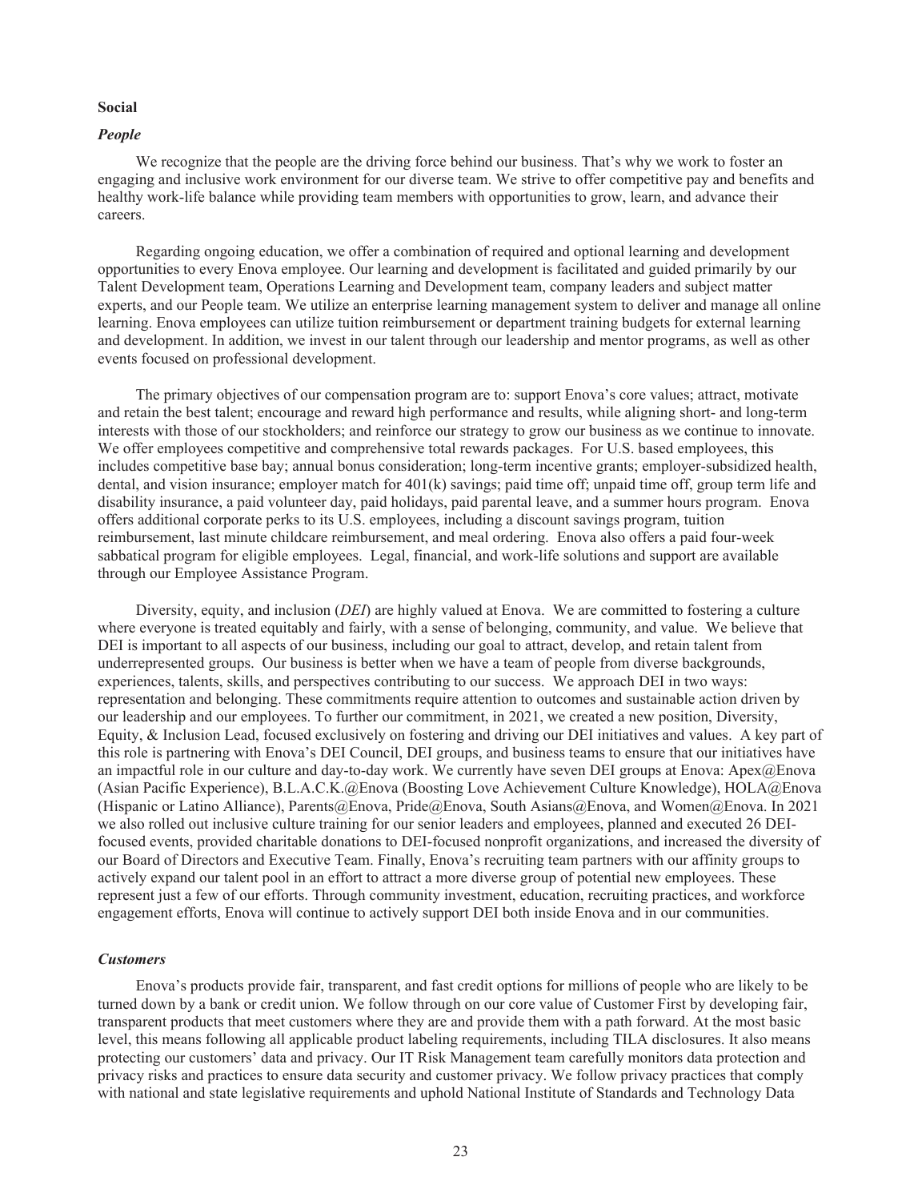**Social**

***People***

We recognize that the people are the driving force behind our business. That's why we work to foster an engaging and inclusive work environment for our diverse team. We strive to offer competitive pay and benefits and healthy work-life balance while providing team members with opportunities to grow, learn, and advance their careers.

Regarding ongoing education, we offer a combination of required and optional learning and development opportunities to every Enova employee. Our learning and development is facilitated and guided primarily by our Talent Development team, Operations Learning and Development team, company leaders and subject matter experts, and our People team. We utilize an enterprise learning management system to deliver and manage all online learning. Enova employees can utilize tuition reimbursement or department training budgets for external learning and development. In addition, we invest in our talent through our leadership and mentor programs, as well as other events focused on professional development.

The primary objectives of our compensation program are to: support Enova's core values; attract, motivate and retain the best talent; encourage and reward high performance and results, while aligning short- and long-term interests with those of our stockholders; and reinforce our strategy to grow our business as we continue to innovate. We offer employees competitive and comprehensive total rewards packages. For U.S. based employees, this includes competitive base bay; annual bonus consideration; long-term incentive grants; employer-subsidized health, dental, and vision insurance; employer match for 401(k) savings; paid time off; unpaid time off, group term life and disability insurance, a paid volunteer day, paid holidays, paid parental leave, and a summer hours program. Enova offers additional corporate perks to its U.S. employees, including a discount savings program, tuition reimbursement, last minute childcare reimbursement, and meal ordering. Enova also offers a paid four-week sabbatical program for eligible employees. Legal, financial, and work-life solutions and support are available through our Employee Assistance Program.

Diversity, equity, and inclusion (*DEI*) are highly valued at Enova. We are committed to fostering a culture where everyone is treated equitably and fairly, with a sense of belonging, community, and value. We believe that DEI is important to all aspects of our business, including our goal to attract, develop, and retain talent from underrepresented groups. Our business is better when we have a team of people from diverse backgrounds, experiences, talents, skills, and perspectives contributing to our success. We approach DEI in two ways: representation and belonging. These commitments require attention to outcomes and sustainable action driven by our leadership and our employees. To further our commitment, in 2021, we created a new position, Diversity, Equity, & Inclusion Lead, focused exclusively on fostering and driving our DEI initiatives and values. A key part of this role is partnering with Enova's DEI Council, DEI groups, and business teams to ensure that our initiatives have an impactful role in our culture and day-to-day work. We currently have seven DEI groups at Enova: Apex@Enova (Asian Pacific Experience), B.L.A.C.K.@Enova (Boosting Love Achievement Culture Knowledge), HOLA@Enova (Hispanic or Latino Alliance), Parents@Enova, Pride@Enova, South Asians@Enova, and Women@Enova. In 2021 we also rolled out inclusive culture training for our senior leaders and employees, planned and executed 26 DEI-focused events, provided charitable donations to DEI-focused nonprofit organizations, and increased the diversity of our Board of Directors and Executive Team. Finally, Enova's recruiting team partners with our affinity groups to actively expand our talent pool in an effort to attract a more diverse group of potential new employees. These represent just a few of our efforts. Through community investment, education, recruiting practices, and workforce engagement efforts, Enova will continue to actively support DEI both inside Enova and in our communities.

***Customers***

Enova's products provide fair, transparent, and fast credit options for millions of people who are likely to be turned down by a bank or credit union. We follow through on our core value of Customer First by developing fair, transparent products that meet customers where they are and provide them with a path forward. At the most basic level, this means following all applicable product labeling requirements, including TILA disclosures. It also means protecting our customers' data and privacy. Our IT Risk Management team carefully monitors data protection and privacy risks and practices to ensure data security and customer privacy. We follow privacy practices that comply with national and state legislative requirements and uphold National Institute of Standards and Technology Data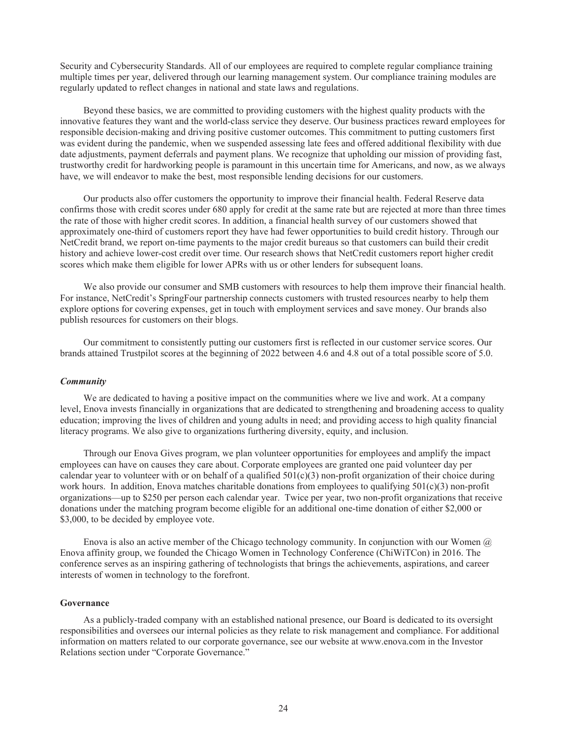Security and Cybersecurity Standards. All of our employees are required to complete regular compliance training multiple times per year, delivered through our learning management system. Our compliance training modules are regularly updated to reflect changes in national and state laws and regulations.

Beyond these basics, we are committed to providing customers with the highest quality products with the innovative features they want and the world-class service they deserve. Our business practices reward employees for responsible decision-making and driving positive customer outcomes. This commitment to putting customers first was evident during the pandemic, when we suspended assessing late fees and offered additional flexibility with due date adjustments, payment deferrals and payment plans. We recognize that upholding our mission of providing fast, trustworthy credit for hardworking people is paramount in this uncertain time for Americans, and now, as we always have, we will endeavor to make the best, most responsible lending decisions for our customers.

Our products also offer customers the opportunity to improve their financial health. Federal Reserve data confirms those with credit scores under 680 apply for credit at the same rate but are rejected at more than three times the rate of those with higher credit scores. In addition, a financial health survey of our customers showed that approximately one-third of customers report they have had fewer opportunities to build credit history. Through our NetCredit brand, we report on-time payments to the major credit bureaus so that customers can build their credit history and achieve lower-cost credit over time. Our research shows that NetCredit customers report higher credit scores which make them eligible for lower APRs with us or other lenders for subsequent loans.

We also provide our consumer and SMB customers with resources to help them improve their financial health. For instance, NetCredit's SpringFour partnership connects customers with trusted resources nearby to help them explore options for covering expenses, get in touch with employment services and save money. Our brands also publish resources for customers on their blogs.

Our commitment to consistently putting our customers first is reflected in our customer service scores. Our brands attained Trustpilot scores at the beginning of 2022 between 4.6 and 4.8 out of a total possible score of 5.0.

### *Community*

We are dedicated to having a positive impact on the communities where we live and work. At a company level, Enova invests financially in organizations that are dedicated to strengthening and broadening access to quality education; improving the lives of children and young adults in need; and providing access to high quality financial literacy programs. We also give to organizations furthering diversity, equity, and inclusion.

Through our Enova Gives program, we plan volunteer opportunities for employees and amplify the impact employees can have on causes they care about. Corporate employees are granted one paid volunteer day per calendar year to volunteer with or on behalf of a qualified 501(c)(3) non-profit organization of their choice during work hours. In addition, Enova matches charitable donations from employees to qualifying 501(c)(3) non-profit organizations—up to $250 per person each calendar year. Twice per year, two non-profit organizations that receive donations under the matching program become eligible for an additional one-time donation of either $2,000 or $3,000, to be decided by employee vote.

Enova is also an active member of the Chicago technology community. In conjunction with our Women @ Enova affinity group, we founded the Chicago Women in Technology Conference (ChiWiTCon) in 2016. The conference serves as an inspiring gathering of technologists that brings the achievements, aspirations, and career interests of women in technology to the forefront.

## **Governance**

As a publicly-traded company with an established national presence, our Board is dedicated to its oversight responsibilities and oversees our internal policies as they relate to risk management and compliance. For additional information on matters related to our corporate governance, see our website at www.enova.com in the Investor Relations section under "Corporate Governance."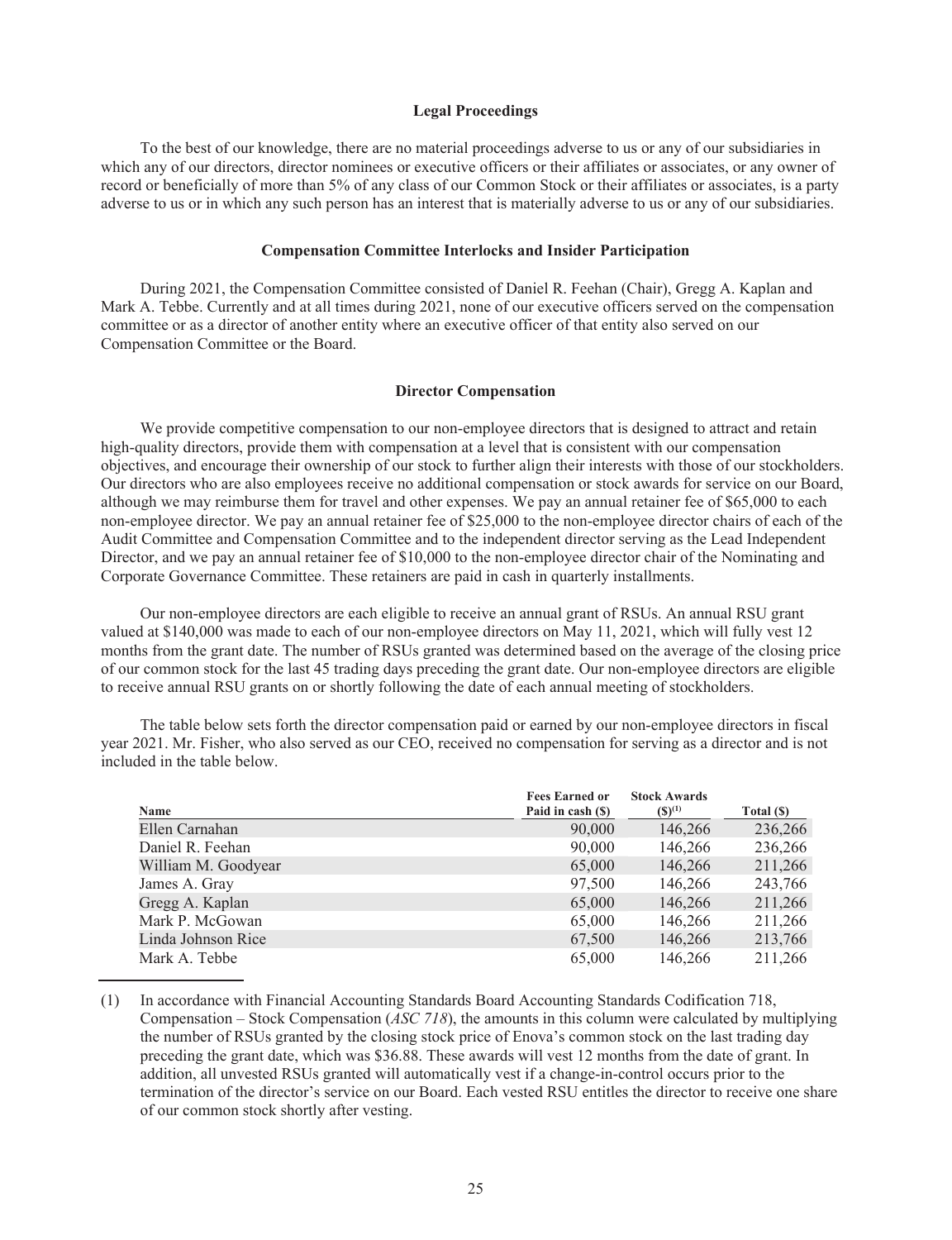### Legal Proceedings

To the best of our knowledge, there are no material proceedings adverse to us or any of our subsidiaries in which any of our directors, director nominees or executive officers or their affiliates or associates, or any owner of record or beneficially of more than 5% of any class of our Common Stock or their affiliates or associates, is a party adverse to us or in which any such person has an interest that is materially adverse to us or any of our subsidiaries.

### Compensation Committee Interlocks and Insider Participation

During 2021, the Compensation Committee consisted of Daniel R. Feehan (Chair), Gregg A. Kaplan and Mark A. Tebbe. Currently and at all times during 2021, none of our executive officers served on the compensation committee or as a director of another entity where an executive officer of that entity also served on our Compensation Committee or the Board.

### Director Compensation

We provide competitive compensation to our non-employee directors that is designed to attract and retain high-quality directors, provide them with compensation at a level that is consistent with our compensation objectives, and encourage their ownership of our stock to further align their interests with those of our stockholders. Our directors who are also employees receive no additional compensation or stock awards for service on our Board, although we may reimburse them for travel and other expenses. We pay an annual retainer fee of $65,000 to each non-employee director. We pay an annual retainer fee of $25,000 to the non-employee director chairs of each of the Audit Committee and Compensation Committee and to the independent director serving as the Lead Independent Director, and we pay an annual retainer fee of $10,000 to the non-employee director chair of the Nominating and Corporate Governance Committee. These retainers are paid in cash in quarterly installments.

Our non-employee directors are each eligible to receive an annual grant of RSUs. An annual RSU grant valued at $140,000 was made to each of our non-employee directors on May 11, 2021, which will fully vest 12 months from the grant date. The number of RSUs granted was determined based on the average of the closing price of our common stock for the last 45 trading days preceding the grant date. Our non-employee directors are eligible to receive annual RSU grants on or shortly following the date of each annual meeting of stockholders.

The table below sets forth the director compensation paid or earned by our non-employee directors in fiscal year 2021. Mr. Fisher, who also served as our CEO, received no compensation for serving as a director and is not included in the table below.

| Name | Fees Earned or Paid in cash ($) | Stock Awards ($)[(1)] | Total ($) |
|---|---|---|---|
| Ellen Carnahan | 90,000 | 146,266 | 236,266 |
| Daniel R. Feehan | 90,000 | 146,266 | 236,266 |
| William M. Goodyear | 65,000 | 146,266 | 211,266 |
| James A. Gray | 97,500 | 146,266 | 243,766 |
| Gregg A. Kaplan | 65,000 | 146,266 | 211,266 |
| Mark P. McGowan | 65,000 | 146,266 | 211,266 |
| Linda Johnson Rice | 67,500 | 146,266 | 213,766 |
| Mark A. Tebbe | 65,000 | 146,266 | 211,266 |

(1) In accordance with Financial Accounting Standards Board Accounting Standards Codification 718, Compensation – Stock Compensation (*ASC 718*), the amounts in this column were calculated by multiplying the number of RSUs granted by the closing stock price of Enova's common stock on the last trading day preceding the grant date, which was $36.88. These awards will vest 12 months from the date of grant. In addition, all unvested RSUs granted will automatically vest if a change-in-control occurs prior to the termination of the director's service on our Board. Each vested RSU entitles the director to receive one share of our common stock shortly after vesting.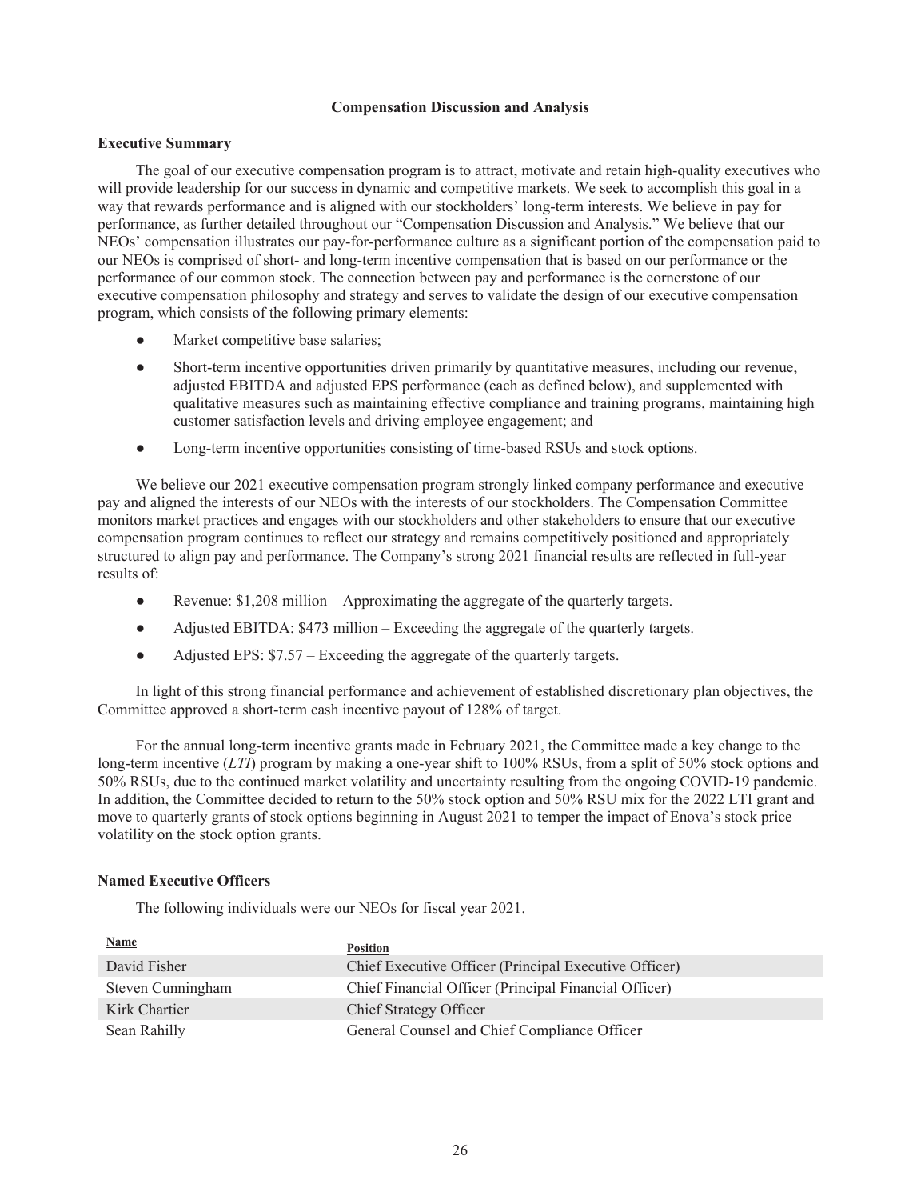## Compensation Discussion and Analysis

### Executive Summary

The goal of our executive compensation program is to attract, motivate and retain high-quality executives who will provide leadership for our success in dynamic and competitive markets. We seek to accomplish this goal in a way that rewards performance and is aligned with our stockholders' long-term interests. We believe in pay for performance, as further detailed throughout our "Compensation Discussion and Analysis." We believe that our NEOs' compensation illustrates our pay-for-performance culture as a significant portion of the compensation paid to our NEOs is comprised of short- and long-term incentive compensation that is based on our performance or the performance of our common stock. The connection between pay and performance is the cornerstone of our executive compensation philosophy and strategy and serves to validate the design of our executive compensation program, which consists of the following primary elements:

- Market competitive base salaries;
- Short-term incentive opportunities driven primarily by quantitative measures, including our revenue, adjusted EBITDA and adjusted EPS performance (each as defined below), and supplemented with qualitative measures such as maintaining effective compliance and training programs, maintaining high customer satisfaction levels and driving employee engagement; and
- Long-term incentive opportunities consisting of time-based RSUs and stock options.

We believe our 2021 executive compensation program strongly linked company performance and executive pay and aligned the interests of our NEOs with the interests of our stockholders. The Compensation Committee monitors market practices and engages with our stockholders and other stakeholders to ensure that our executive compensation program continues to reflect our strategy and remains competitively positioned and appropriately structured to align pay and performance. The Company's strong 2021 financial results are reflected in full-year results of:

- Revenue: $1,208 million – Approximating the aggregate of the quarterly targets.
- Adjusted EBITDA: $473 million – Exceeding the aggregate of the quarterly targets.
- Adjusted EPS: $7.57 – Exceeding the aggregate of the quarterly targets.

In light of this strong financial performance and achievement of established discretionary plan objectives, the Committee approved a short-term cash incentive payout of 128% of target.

For the annual long-term incentive grants made in February 2021, the Committee made a key change to the long-term incentive (*LTI*) program by making a one-year shift to 100% RSUs, from a split of 50% stock options and 50% RSUs, due to the continued market volatility and uncertainty resulting from the ongoing COVID-19 pandemic. In addition, the Committee decided to return to the 50% stock option and 50% RSU mix for the 2022 LTI grant and move to quarterly grants of stock options beginning in August 2021 to temper the impact of Enova's stock price volatility on the stock option grants.

### Named Executive Officers

The following individuals were our NEOs for fiscal year 2021.

| Name | Position |
|---|---|
| David Fisher | Chief Executive Officer (Principal Executive Officer) |
| Steven Cunningham | Chief Financial Officer (Principal Financial Officer) |
| Kirk Chartier | Chief Strategy Officer |
| Sean Rahilly | General Counsel and Chief Compliance Officer |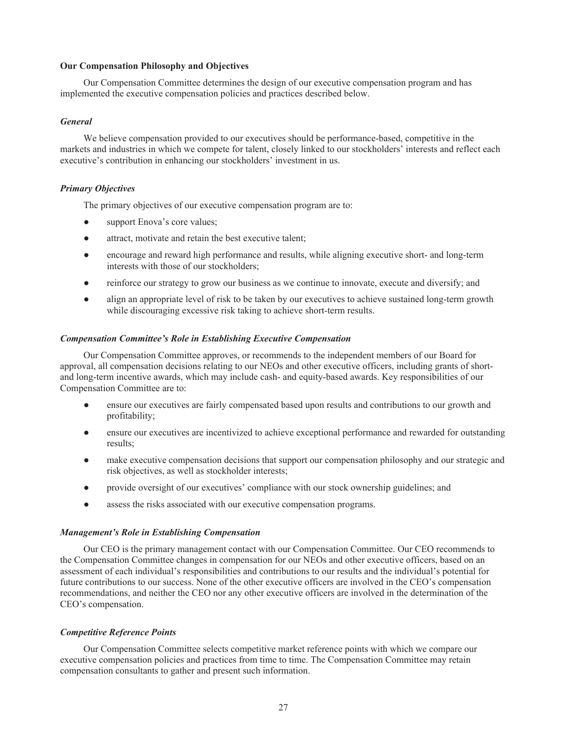**Our Compensation Philosophy and Objectives**

Our Compensation Committee determines the design of our executive compensation program and has implemented the executive compensation policies and practices described below.

***General***

We believe compensation provided to our executives should be performance-based, competitive in the markets and industries in which we compete for talent, closely linked to our stockholders' interests and reflect each executive's contribution in enhancing our stockholders' investment in us.

***Primary Objectives***

The primary objectives of our executive compensation program are to:

- support Enova's core values;
- attract, motivate and retain the best executive talent;
- encourage and reward high performance and results, while aligning executive short- and long-term interests with those of our stockholders;
- reinforce our strategy to grow our business as we continue to innovate, execute and diversify; and
- align an appropriate level of risk to be taken by our executives to achieve sustained long-term growth while discouraging excessive risk taking to achieve short-term results.

***Compensation Committee's Role in Establishing Executive Compensation***

Our Compensation Committee approves, or recommends to the independent members of our Board for approval, all compensation decisions relating to our NEOs and other executive officers, including grants of short- and long-term incentive awards, which may include cash- and equity-based awards. Key responsibilities of our Compensation Committee are to:

- ensure our executives are fairly compensated based upon results and contributions to our growth and profitability;
- ensure our executives are incentivized to achieve exceptional performance and rewarded for outstanding results;
- make executive compensation decisions that support our compensation philosophy and our strategic and risk objectives, as well as stockholder interests;
- provide oversight of our executives' compliance with our stock ownership guidelines; and
- assess the risks associated with our executive compensation programs.

***Management's Role in Establishing Compensation***

Our CEO is the primary management contact with our Compensation Committee. Our CEO recommends to the Compensation Committee changes in compensation for our NEOs and other executive officers, based on an assessment of each individual's responsibilities and contributions to our results and the individual's potential for future contributions to our success. None of the other executive officers are involved in the CEO's compensation recommendations, and neither the CEO nor any other executive officers are involved in the determination of the CEO's compensation.

***Competitive Reference Points***

Our Compensation Committee selects competitive market reference points with which we compare our executive compensation policies and practices from time to time. The Compensation Committee may retain compensation consultants to gather and present such information.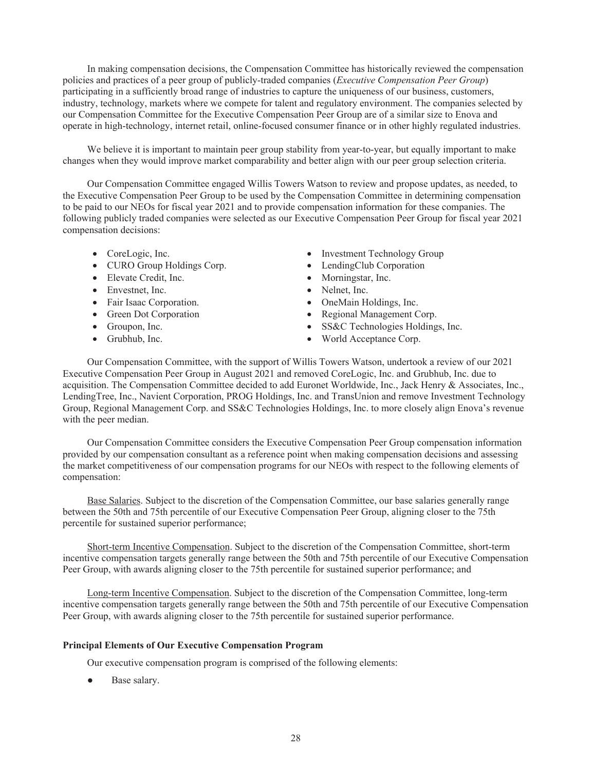In making compensation decisions, the Compensation Committee has historically reviewed the compensation policies and practices of a peer group of publicly-traded companies (*Executive Compensation Peer Group*) participating in a sufficiently broad range of industries to capture the uniqueness of our business, customers, industry, technology, markets where we compete for talent and regulatory environment. The companies selected by our Compensation Committee for the Executive Compensation Peer Group are of a similar size to Enova and operate in high-technology, internet retail, online-focused consumer finance or in other highly regulated industries.

We believe it is important to maintain peer group stability from year-to-year, but equally important to make changes when they would improve market comparability and better align with our peer group selection criteria.

Our Compensation Committee engaged Willis Towers Watson to review and propose updates, as needed, to the Executive Compensation Peer Group to be used by the Compensation Committee in determining compensation to be paid to our NEOs for fiscal year 2021 and to provide compensation information for these companies. The following publicly traded companies were selected as our Executive Compensation Peer Group for fiscal year 2021 compensation decisions:

- CoreLogic, Inc.
- CURO Group Holdings Corp.
- Elevate Credit, Inc.
- Envestnet, Inc.
- Fair Isaac Corporation.
- Green Dot Corporation
- Groupon, Inc.
- Grubhub, Inc.
- Investment Technology Group
- LendingClub Corporation
- Morningstar, Inc.
- Nelnet, Inc.
- OneMain Holdings, Inc.
- Regional Management Corp.
- SS&C Technologies Holdings, Inc.
- World Acceptance Corp.

Our Compensation Committee, with the support of Willis Towers Watson, undertook a review of our 2021 Executive Compensation Peer Group in August 2021 and removed CoreLogic, Inc. and Grubhub, Inc. due to acquisition. The Compensation Committee decided to add Euronet Worldwide, Inc., Jack Henry & Associates, Inc., LendingTree, Inc., Navient Corporation, PROG Holdings, Inc. and TransUnion and remove Investment Technology Group, Regional Management Corp. and SS&C Technologies Holdings, Inc. to more closely align Enova's revenue with the peer median.

Our Compensation Committee considers the Executive Compensation Peer Group compensation information provided by our compensation consultant as a reference point when making compensation decisions and assessing the market competitiveness of our compensation programs for our NEOs with respect to the following elements of compensation:

Base Salaries. Subject to the discretion of the Compensation Committee, our base salaries generally range between the 50th and 75th percentile of our Executive Compensation Peer Group, aligning closer to the 75th percentile for sustained superior performance;

Short-term Incentive Compensation. Subject to the discretion of the Compensation Committee, short-term incentive compensation targets generally range between the 50th and 75th percentile of our Executive Compensation Peer Group, with awards aligning closer to the 75th percentile for sustained superior performance; and

Long-term Incentive Compensation. Subject to the discretion of the Compensation Committee, long-term incentive compensation targets generally range between the 50th and 75th percentile of our Executive Compensation Peer Group, with awards aligning closer to the 75th percentile for sustained superior performance.

**Principal Elements of Our Executive Compensation Program**

Our executive compensation program is comprised of the following elements:

- Base salary.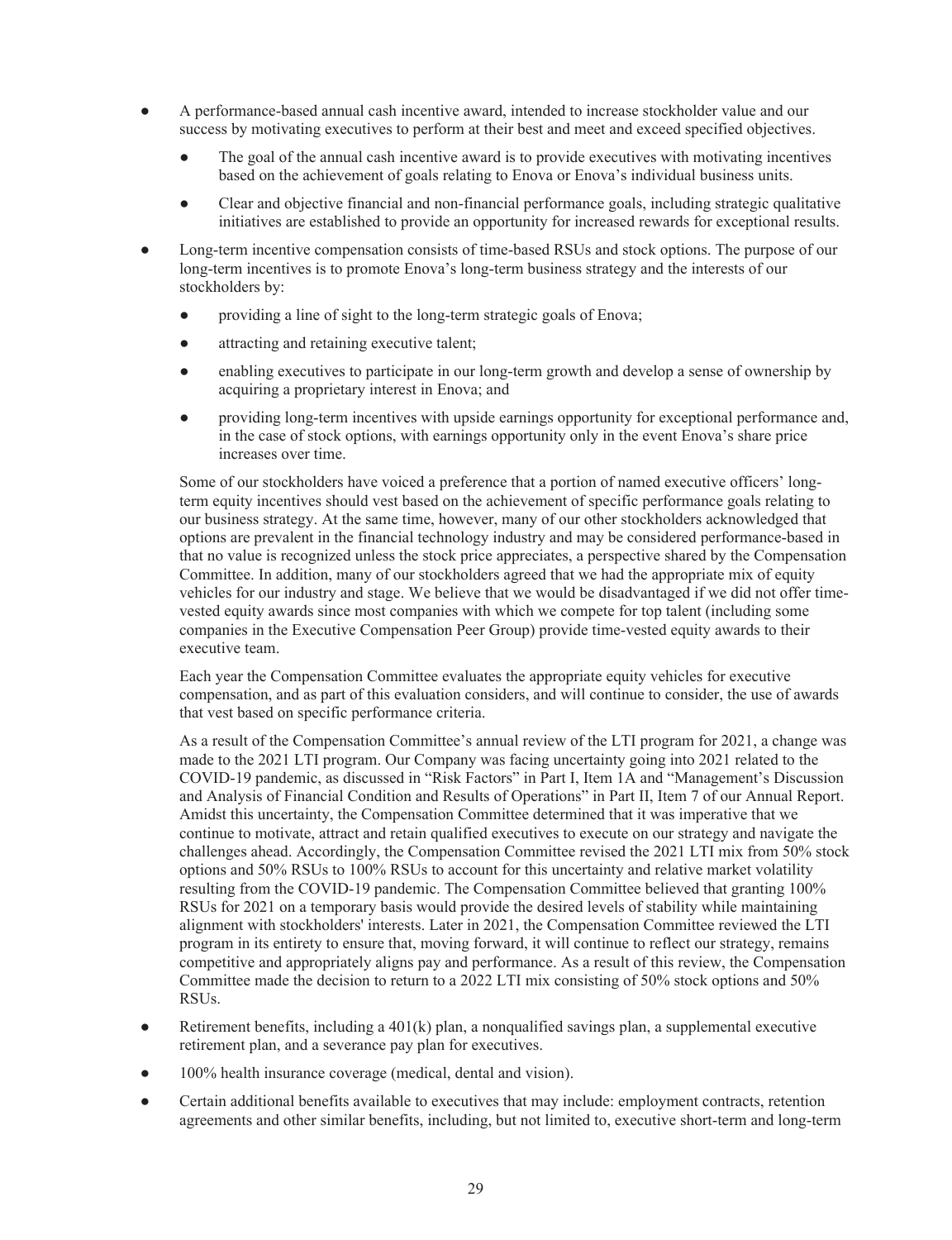- A performance-based annual cash incentive award, intended to increase stockholder value and our success by motivating executives to perform at their best and meet and exceed specified objectives.
  - The goal of the annual cash incentive award is to provide executives with motivating incentives based on the achievement of goals relating to Enova or Enova's individual business units.
  - Clear and objective financial and non-financial performance goals, including strategic qualitative initiatives are established to provide an opportunity for increased rewards for exceptional results.
- Long-term incentive compensation consists of time-based RSUs and stock options. The purpose of our long-term incentives is to promote Enova's long-term business strategy and the interests of our stockholders by:
  - providing a line of sight to the long-term strategic goals of Enova;
  - attracting and retaining executive talent;
  - enabling executives to participate in our long-term growth and develop a sense of ownership by acquiring a proprietary interest in Enova; and
  - providing long-term incentives with upside earnings opportunity for exceptional performance and, in the case of stock options, with earnings opportunity only in the event Enova's share price increases over time.

  Some of our stockholders have voiced a preference that a portion of named executive officers' long-term equity incentives should vest based on the achievement of specific performance goals relating to our business strategy. At the same time, however, many of our other stockholders acknowledged that options are prevalent in the financial technology industry and may be considered performance-based in that no value is recognized unless the stock price appreciates, a perspective shared by the Compensation Committee. In addition, many of our stockholders agreed that we had the appropriate mix of equity vehicles for our industry and stage. We believe that we would be disadvantaged if we did not offer time-vested equity awards since most companies with which we compete for top talent (including some companies in the Executive Compensation Peer Group) provide time-vested equity awards to their executive team.

  Each year the Compensation Committee evaluates the appropriate equity vehicles for executive compensation, and as part of this evaluation considers, and will continue to consider, the use of awards that vest based on specific performance criteria.

  As a result of the Compensation Committee's annual review of the LTI program for 2021, a change was made to the 2021 LTI program. Our Company was facing uncertainty going into 2021 related to the COVID-19 pandemic, as discussed in "Risk Factors" in Part I, Item 1A and "Management's Discussion and Analysis of Financial Condition and Results of Operations" in Part II, Item 7 of our Annual Report. Amidst this uncertainty, the Compensation Committee determined that it was imperative that we continue to motivate, attract and retain qualified executives to execute on our strategy and navigate the challenges ahead. Accordingly, the Compensation Committee revised the 2021 LTI mix from 50% stock options and 50% RSUs to 100% RSUs to account for this uncertainty and relative market volatility resulting from the COVID-19 pandemic. The Compensation Committee believed that granting 100% RSUs for 2021 on a temporary basis would provide the desired levels of stability while maintaining alignment with stockholders' interests. Later in 2021, the Compensation Committee reviewed the LTI program in its entirety to ensure that, moving forward, it will continue to reflect our strategy, remains competitive and appropriately aligns pay and performance. As a result of this review, the Compensation Committee made the decision to return to a 2022 LTI mix consisting of 50% stock options and 50% RSUs.
- Retirement benefits, including a 401(k) plan, a nonqualified savings plan, a supplemental executive retirement plan, and a severance pay plan for executives.
- 100% health insurance coverage (medical, dental and vision).
- Certain additional benefits available to executives that may include: employment contracts, retention agreements and other similar benefits, including, but not limited to, executive short-term and long-term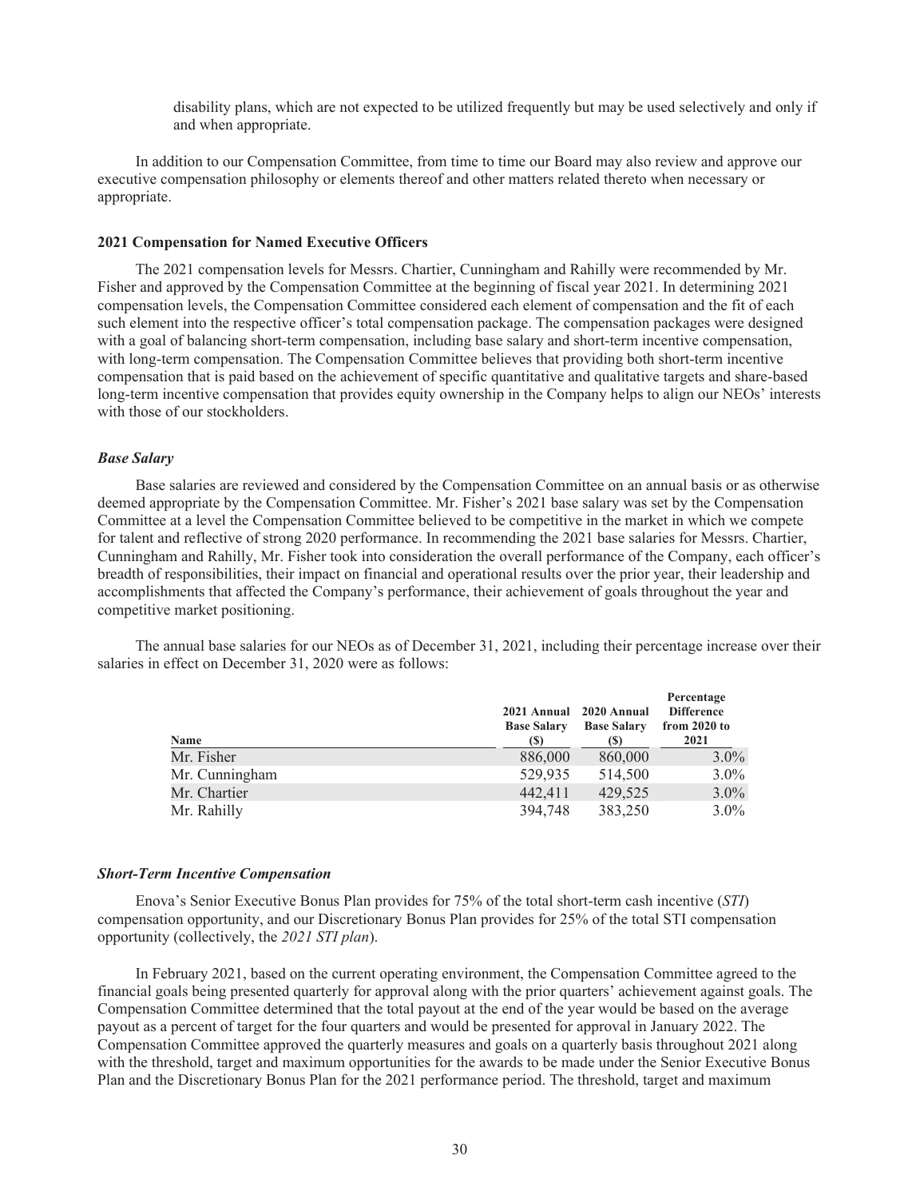disability plans, which are not expected to be utilized frequently but may be used selectively and only if and when appropriate.

In addition to our Compensation Committee, from time to time our Board may also review and approve our executive compensation philosophy or elements thereof and other matters related thereto when necessary or appropriate.

### 2021 Compensation for Named Executive Officers

The 2021 compensation levels for Messrs. Chartier, Cunningham and Rahilly were recommended by Mr. Fisher and approved by the Compensation Committee at the beginning of fiscal year 2021. In determining 2021 compensation levels, the Compensation Committee considered each element of compensation and the fit of each such element into the respective officer's total compensation package. The compensation packages were designed with a goal of balancing short-term compensation, including base salary and short-term incentive compensation, with long-term compensation. The Compensation Committee believes that providing both short-term incentive compensation that is paid based on the achievement of specific quantitative and qualitative targets and share-based long-term incentive compensation that provides equity ownership in the Company helps to align our NEOs' interests with those of our stockholders.

#### *Base Salary*

Base salaries are reviewed and considered by the Compensation Committee on an annual basis or as otherwise deemed appropriate by the Compensation Committee. Mr. Fisher's 2021 base salary was set by the Compensation Committee at a level the Compensation Committee believed to be competitive in the market in which we compete for talent and reflective of strong 2020 performance. In recommending the 2021 base salaries for Messrs. Chartier, Cunningham and Rahilly, Mr. Fisher took into consideration the overall performance of the Company, each officer's breadth of responsibilities, their impact on financial and operational results over the prior year, their leadership and accomplishments that affected the Company's performance, their achievement of goals throughout the year and competitive market positioning.

The annual base salaries for our NEOs as of December 31, 2021, including their percentage increase over their salaries in effect on December 31, 2020 were as follows:

| Name | 2021 Annual Base Salary ($) | 2020 Annual Base Salary ($) | Percentage Difference from 2020 to 2021 |
|---|---|---|---|
| Mr. Fisher | 886,000 | 860,000 | 3.0% |
| Mr. Cunningham | 529,935 | 514,500 | 3.0% |
| Mr. Chartier | 442,411 | 429,525 | 3.0% |
| Mr. Rahilly | 394,748 | 383,250 | 3.0% |

#### *Short-Term Incentive Compensation*

Enova's Senior Executive Bonus Plan provides for 75% of the total short-term cash incentive (*STI*) compensation opportunity, and our Discretionary Bonus Plan provides for 25% of the total STI compensation opportunity (collectively, the *2021 STI plan*).

In February 2021, based on the current operating environment, the Compensation Committee agreed to the financial goals being presented quarterly for approval along with the prior quarters' achievement against goals. The Compensation Committee determined that the total payout at the end of the year would be based on the average payout as a percent of target for the four quarters and would be presented for approval in January 2022. The Compensation Committee approved the quarterly measures and goals on a quarterly basis throughout 2021 along with the threshold, target and maximum opportunities for the awards to be made under the Senior Executive Bonus Plan and the Discretionary Bonus Plan for the 2021 performance period. The threshold, target and maximum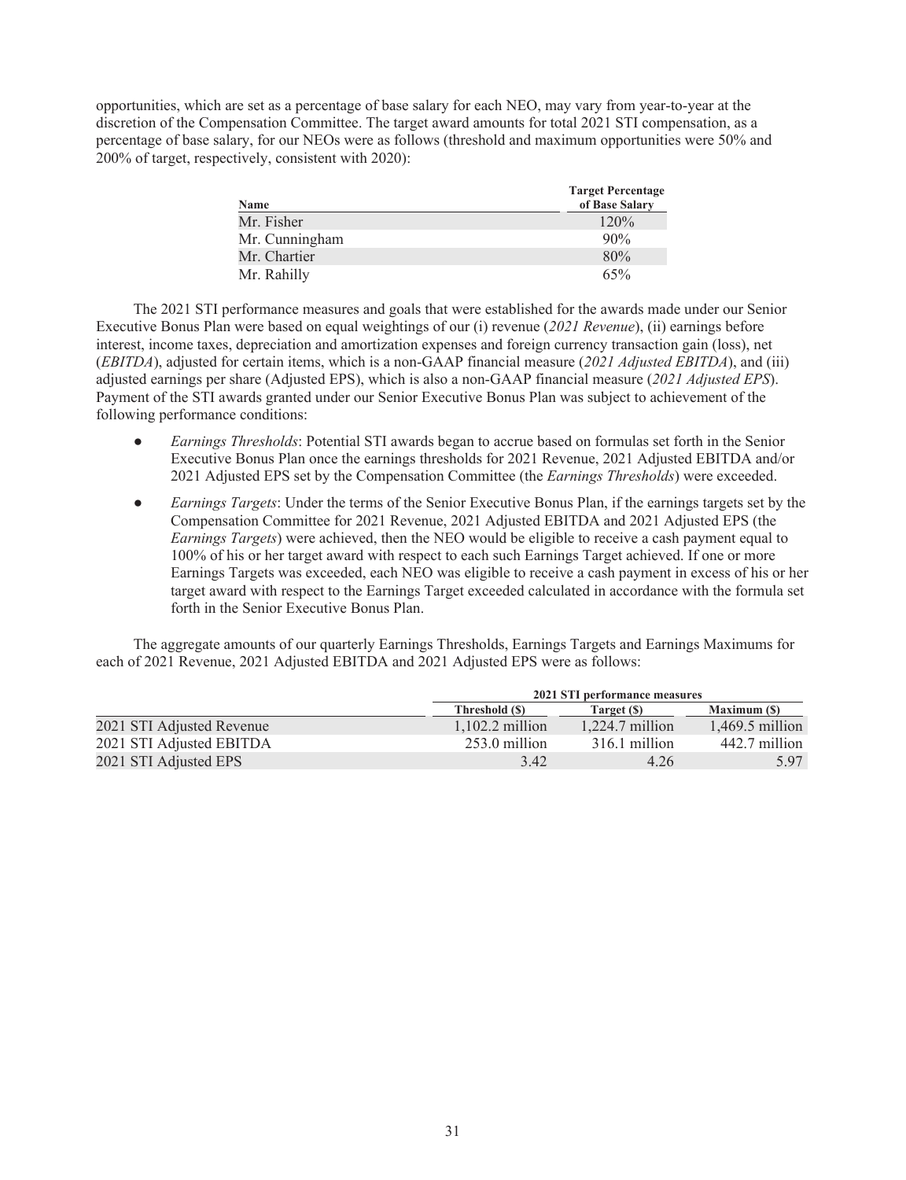opportunities, which are set as a percentage of base salary for each NEO, may vary from year-to-year at the discretion of the Compensation Committee. The target award amounts for total 2021 STI compensation, as a percentage of base salary, for our NEOs were as follows (threshold and maximum opportunities were 50% and 200% of target, respectively, consistent with 2020):

| Name | Target Percentage of Base Salary |
|---|---|
| Mr. Fisher | 120% |
| Mr. Cunningham | 90% |
| Mr. Chartier | 80% |
| Mr. Rahilly | 65% |

The 2021 STI performance measures and goals that were established for the awards made under our Senior Executive Bonus Plan were based on equal weightings of our (i) revenue (*2021 Revenue*), (ii) earnings before interest, income taxes, depreciation and amortization expenses and foreign currency transaction gain (loss), net (*EBITDA*), adjusted for certain items, which is a non-GAAP financial measure (*2021 Adjusted EBITDA*), and (iii) adjusted earnings per share (Adjusted EPS), which is also a non-GAAP financial measure (*2021 Adjusted EPS*). Payment of the STI awards granted under our Senior Executive Bonus Plan was subject to achievement of the following performance conditions:

- *Earnings Thresholds*: Potential STI awards began to accrue based on formulas set forth in the Senior Executive Bonus Plan once the earnings thresholds for 2021 Revenue, 2021 Adjusted EBITDA and/or 2021 Adjusted EPS set by the Compensation Committee (the *Earnings Thresholds*) were exceeded.
- *Earnings Targets*: Under the terms of the Senior Executive Bonus Plan, if the earnings targets set by the Compensation Committee for 2021 Revenue, 2021 Adjusted EBITDA and 2021 Adjusted EPS (the *Earnings Targets*) were achieved, then the NEO would be eligible to receive a cash payment equal to 100% of his or her target award with respect to each such Earnings Target achieved. If one or more Earnings Targets was exceeded, each NEO was eligible to receive a cash payment in excess of his or her target award with respect to the Earnings Target exceeded calculated in accordance with the formula set forth in the Senior Executive Bonus Plan.

The aggregate amounts of our quarterly Earnings Thresholds, Earnings Targets and Earnings Maximums for each of 2021 Revenue, 2021 Adjusted EBITDA and 2021 Adjusted EPS were as follows:

| | 2021 STI performance measures | | |
|---|---|---|---|
| | Threshold ($) | Target ($) | Maximum ($) |
| 2021 STI Adjusted Revenue | 1,102.2 million | 1,224.7 million | 1,469.5 million |
| 2021 STI Adjusted EBITDA | 253.0 million | 316.1 million | 442.7 million |
| 2021 STI Adjusted EPS | 3.42 | 4.26 | 5.97 |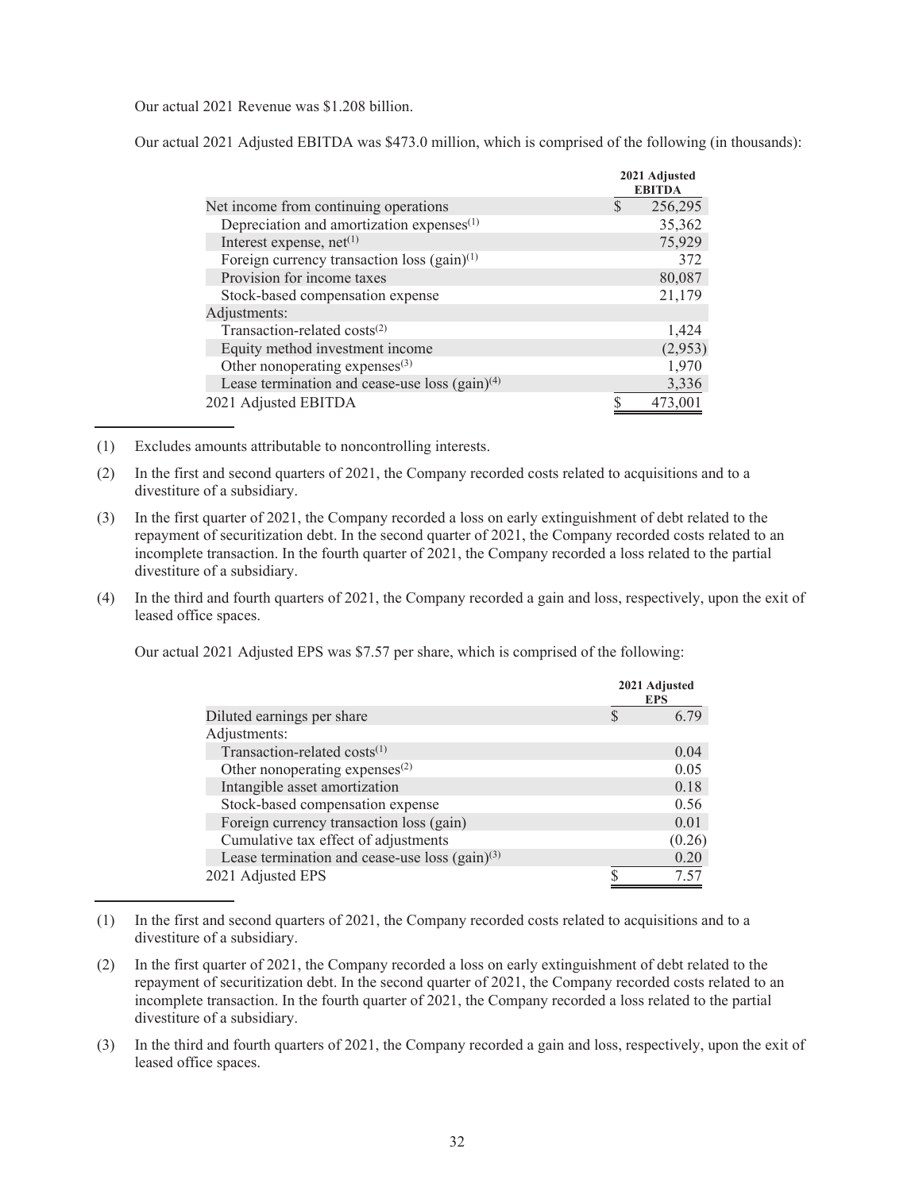Our actual 2021 Revenue was $1.208 billion.

Our actual 2021 Adjusted EBITDA was $473.0 million, which is comprised of the following (in thousands):

| | 2021 Adjusted EBITDA |
|---|---|
| Net income from continuing operations | $ 256,295 |
| Depreciation and amortization expenses[(1)] | 35,362 |
| Interest expense, net[(1)] | 75,929 |
| Foreign currency transaction loss (gain)[(1)] | 372 |
| Provision for income taxes | 80,087 |
| Stock-based compensation expense | 21,179 |
| Adjustments: | |
| Transaction-related costs[(2)] | 1,424 |
| Equity method investment income | (2,953) |
| Other nonoperating expenses[(3)] | 1,970 |
| Lease termination and cease-use loss (gain)[(4)] | 3,336 |
| 2021 Adjusted EBITDA | $ 473,001 |

(1) Excludes amounts attributable to noncontrolling interests.

(2) In the first and second quarters of 2021, the Company recorded costs related to acquisitions and to a divestiture of a subsidiary.

(3) In the first quarter of 2021, the Company recorded a loss on early extinguishment of debt related to the repayment of securitization debt. In the second quarter of 2021, the Company recorded costs related to an incomplete transaction. In the fourth quarter of 2021, the Company recorded a loss related to the partial divestiture of a subsidiary.

(4) In the third and fourth quarters of 2021, the Company recorded a gain and loss, respectively, upon the exit of leased office spaces.

Our actual 2021 Adjusted EPS was $7.57 per share, which is comprised of the following:

| | 2021 Adjusted EPS |
|---|---|
| Diluted earnings per share | $ 6.79 |
| Adjustments: | |
| Transaction-related costs[(1)] | 0.04 |
| Other nonoperating expenses[(2)] | 0.05 |
| Intangible asset amortization | 0.18 |
| Stock-based compensation expense | 0.56 |
| Foreign currency transaction loss (gain) | 0.01 |
| Cumulative tax effect of adjustments | (0.26) |
| Lease termination and cease-use loss (gain)[(3)] | 0.20 |
| 2021 Adjusted EPS | $ 7.57 |

(1) In the first and second quarters of 2021, the Company recorded costs related to acquisitions and to a divestiture of a subsidiary.

(2) In the first quarter of 2021, the Company recorded a loss on early extinguishment of debt related to the repayment of securitization debt. In the second quarter of 2021, the Company recorded costs related to an incomplete transaction. In the fourth quarter of 2021, the Company recorded a loss related to the partial divestiture of a subsidiary.

(3) In the third and fourth quarters of 2021, the Company recorded a gain and loss, respectively, upon the exit of leased office spaces.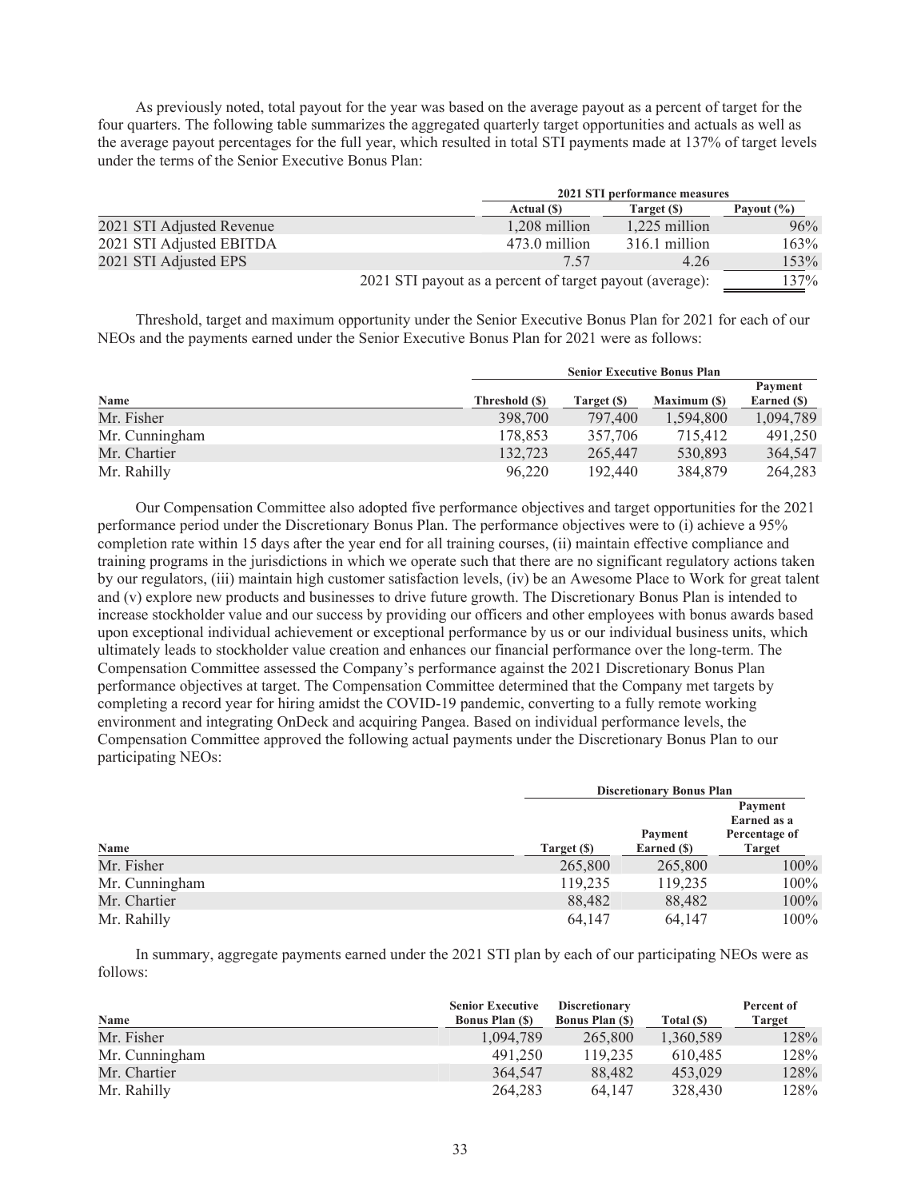As previously noted, total payout for the year was based on the average payout as a percent of target for the four quarters. The following table summarizes the aggregated quarterly target opportunities and actuals as well as the average payout percentages for the full year, which resulted in total STI payments made at 137% of target levels under the terms of the Senior Executive Bonus Plan:

| | 2021 STI performance measures | | |
|---|---|---|---|
| | Actual ($) | Target ($) | Payout (%) |
| 2021 STI Adjusted Revenue | 1,208 million | 1,225 million | 96% |
| 2021 STI Adjusted EBITDA | 473.0 million | 316.1 million | 163% |
| 2021 STI Adjusted EPS | 7.57 | 4.26 | 153% |
| 2021 STI payout as a percent of target payout (average): | | | 137% |

Threshold, target and maximum opportunity under the Senior Executive Bonus Plan for 2021 for each of our NEOs and the payments earned under the Senior Executive Bonus Plan for 2021 were as follows:

| | Senior Executive Bonus Plan | | | |
|---|---|---|---|---|
| Name | Threshold ($) | Target ($) | Maximum ($) | Payment Earned ($) |
| Mr. Fisher | 398,700 | 797,400 | 1,594,800 | 1,094,789 |
| Mr. Cunningham | 178,853 | 357,706 | 715,412 | 491,250 |
| Mr. Chartier | 132,723 | 265,447 | 530,893 | 364,547 |
| Mr. Rahilly | 96,220 | 192,440 | 384,879 | 264,283 |

Our Compensation Committee also adopted five performance objectives and target opportunities for the 2021 performance period under the Discretionary Bonus Plan. The performance objectives were to (i) achieve a 95% completion rate within 15 days after the year end for all training courses, (ii) maintain effective compliance and training programs in the jurisdictions in which we operate such that there are no significant regulatory actions taken by our regulators, (iii) maintain high customer satisfaction levels, (iv) be an Awesome Place to Work for great talent and (v) explore new products and businesses to drive future growth. The Discretionary Bonus Plan is intended to increase stockholder value and our success by providing our officers and other employees with bonus awards based upon exceptional individual achievement or exceptional performance by us or our individual business units, which ultimately leads to stockholder value creation and enhances our financial performance over the long-term. The Compensation Committee assessed the Company's performance against the 2021 Discretionary Bonus Plan performance objectives at target. The Compensation Committee determined that the Company met targets by completing a record year for hiring amidst the COVID-19 pandemic, converting to a fully remote working environment and integrating OnDeck and acquiring Pangea. Based on individual performance levels, the Compensation Committee approved the following actual payments under the Discretionary Bonus Plan to our participating NEOs:

| | Discretionary Bonus Plan | | |
|---|---|---|---|
| Name | Target ($) | Payment Earned ($) | Payment Earned as a Percentage of Target |
| Mr. Fisher | 265,800 | 265,800 | 100% |
| Mr. Cunningham | 119,235 | 119,235 | 100% |
| Mr. Chartier | 88,482 | 88,482 | 100% |
| Mr. Rahilly | 64,147 | 64,147 | 100% |

In summary, aggregate payments earned under the 2021 STI plan by each of our participating NEOs were as follows:

| Name | Senior Executive Bonus Plan ($) | Discretionary Bonus Plan ($) | Total ($) | Percent of Target |
|---|---|---|---|---|
| Mr. Fisher | 1,094,789 | 265,800 | 1,360,589 | 128% |
| Mr. Cunningham | 491,250 | 119,235 | 610,485 | 128% |
| Mr. Chartier | 364,547 | 88,482 | 453,029 | 128% |
| Mr. Rahilly | 264,283 | 64,147 | 328,430 | 128% |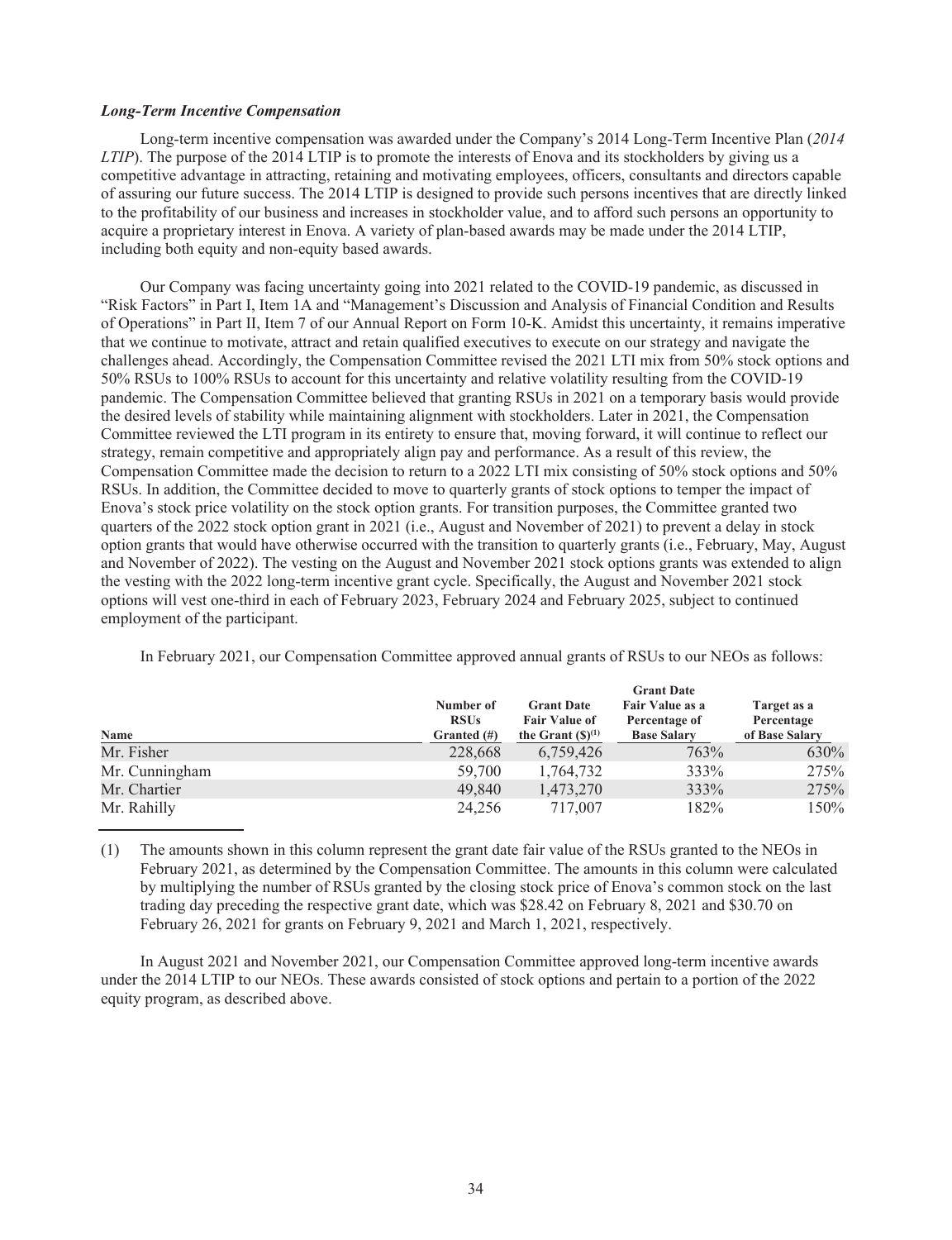### *Long-Term Incentive Compensation*

Long-term incentive compensation was awarded under the Company's 2014 Long-Term Incentive Plan (*2014 LTIP*). The purpose of the 2014 LTIP is to promote the interests of Enova and its stockholders by giving us a competitive advantage in attracting, retaining and motivating employees, officers, consultants and directors capable of assuring our future success. The 2014 LTIP is designed to provide such persons incentives that are directly linked to the profitability of our business and increases in stockholder value, and to afford such persons an opportunity to acquire a proprietary interest in Enova. A variety of plan-based awards may be made under the 2014 LTIP, including both equity and non-equity based awards.

Our Company was facing uncertainty going into 2021 related to the COVID-19 pandemic, as discussed in "Risk Factors" in Part I, Item 1A and "Management's Discussion and Analysis of Financial Condition and Results of Operations" in Part II, Item 7 of our Annual Report on Form 10-K. Amidst this uncertainty, it remains imperative that we continue to motivate, attract and retain qualified executives to execute on our strategy and navigate the challenges ahead. Accordingly, the Compensation Committee revised the 2021 LTI mix from 50% stock options and 50% RSUs to 100% RSUs to account for this uncertainty and relative volatility resulting from the COVID-19 pandemic. The Compensation Committee believed that granting RSUs in 2021 on a temporary basis would provide the desired levels of stability while maintaining alignment with stockholders. Later in 2021, the Compensation Committee reviewed the LTI program in its entirety to ensure that, moving forward, it will continue to reflect our strategy, remain competitive and appropriately align pay and performance. As a result of this review, the Compensation Committee made the decision to return to a 2022 LTI mix consisting of 50% stock options and 50% RSUs. In addition, the Committee decided to move to quarterly grants of stock options to temper the impact of Enova's stock price volatility on the stock option grants. For transition purposes, the Committee granted two quarters of the 2022 stock option grant in 2021 (i.e., August and November of 2021) to prevent a delay in stock option grants that would have otherwise occurred with the transition to quarterly grants (i.e., February, May, August and November of 2022). The vesting on the August and November 2021 stock options grants was extended to align the vesting with the 2022 long-term incentive grant cycle. Specifically, the August and November 2021 stock options will vest one-third in each of February 2023, February 2024 and February 2025, subject to continued employment of the participant.

In February 2021, our Compensation Committee approved annual grants of RSUs to our NEOs as follows:

| Name | Number of RSUs Granted (#) | Grant Date Fair Value of the Grant ($)[1] | Grant Date Fair Value as a Percentage of Base Salary | Target as a Percentage of Base Salary |
|---|---|---|---|---|
| Mr. Fisher | 228,668 | 6,759,426 | 763% | 630% |
| Mr. Cunningham | 59,700 | 1,764,732 | 333% | 275% |
| Mr. Chartier | 49,840 | 1,473,270 | 333% | 275% |
| Mr. Rahilly | 24,256 | 717,007 | 182% | 150% |

(1) The amounts shown in this column represent the grant date fair value of the RSUs granted to the NEOs in February 2021, as determined by the Compensation Committee. The amounts in this column were calculated by multiplying the number of RSUs granted by the closing stock price of Enova's common stock on the last trading day preceding the respective grant date, which was $28.42 on February 8, 2021 and $30.70 on February 26, 2021 for grants on February 9, 2021 and March 1, 2021, respectively.

In August 2021 and November 2021, our Compensation Committee approved long-term incentive awards under the 2014 LTIP to our NEOs. These awards consisted of stock options and pertain to a portion of the 2022 equity program, as described above.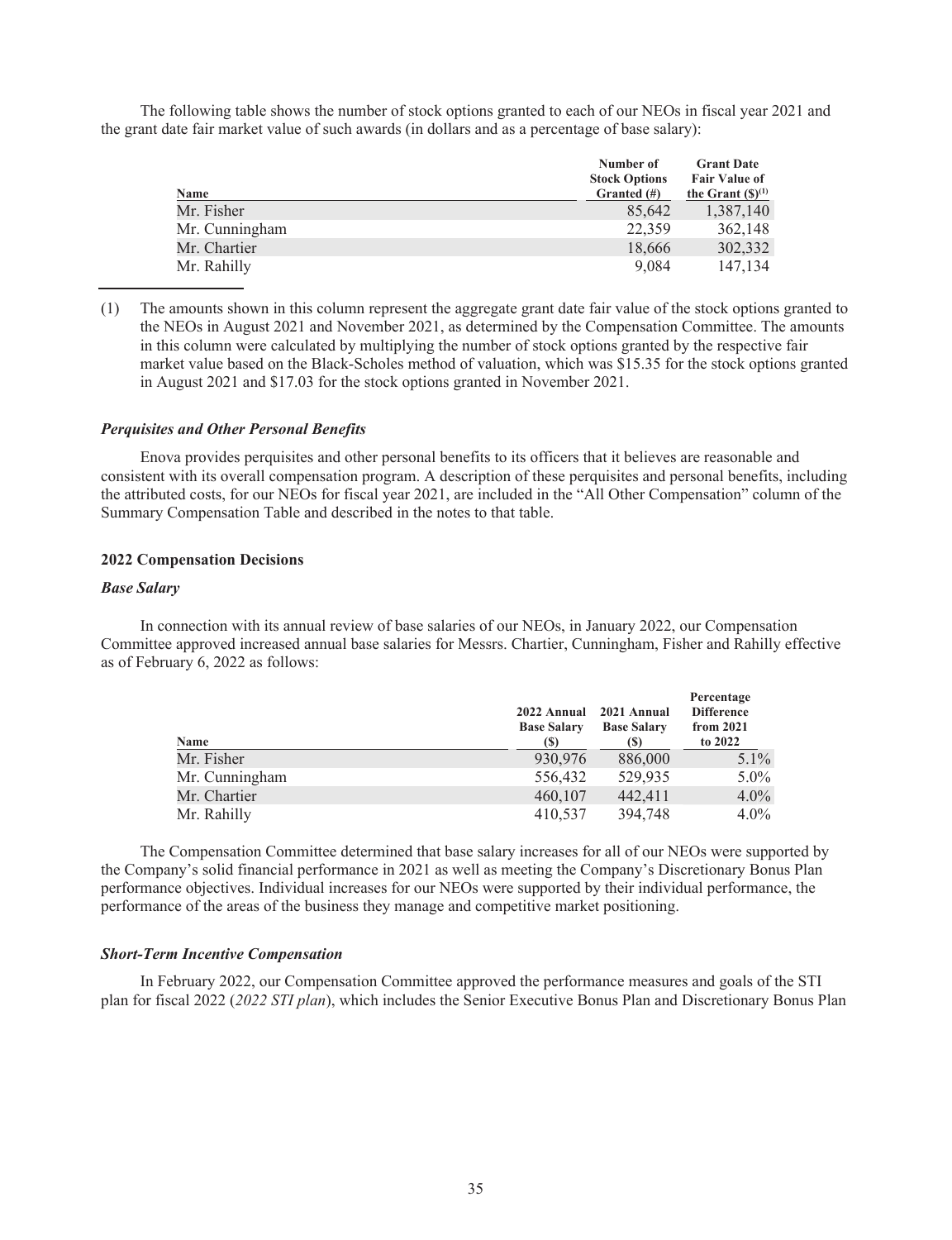The following table shows the number of stock options granted to each of our NEOs in fiscal year 2021 and the grant date fair market value of such awards (in dollars and as a percentage of base salary):

| Name | Number of Stock Options Granted (#) | Grant Date Fair Value of the Grant ($)[(1)] |
|---|---|---|
| Mr. Fisher | 85,642 | 1,387,140 |
| Mr. Cunningham | 22,359 | 362,148 |
| Mr. Chartier | 18,666 | 302,332 |
| Mr. Rahilly | 9,084 | 147,134 |

(1) The amounts shown in this column represent the aggregate grant date fair value of the stock options granted to the NEOs in August 2021 and November 2021, as determined by the Compensation Committee. The amounts in this column were calculated by multiplying the number of stock options granted by the respective fair market value based on the Black-Scholes method of valuation, which was $15.35 for the stock options granted in August 2021 and $17.03 for the stock options granted in November 2021.

### *Perquisites and Other Personal Benefits*

Enova provides perquisites and other personal benefits to its officers that it believes are reasonable and consistent with its overall compensation program. A description of these perquisites and personal benefits, including the attributed costs, for our NEOs for fiscal year 2021, are included in the "All Other Compensation" column of the Summary Compensation Table and described in the notes to that table.

## 2022 Compensation Decisions

### *Base Salary*

In connection with its annual review of base salaries of our NEOs, in January 2022, our Compensation Committee approved increased annual base salaries for Messrs. Chartier, Cunningham, Fisher and Rahilly effective as of February 6, 2022 as follows:

| Name | 2022 Annual Base Salary ($) | 2021 Annual Base Salary ($) | Percentage Difference from 2021 to 2022 |
|---|---|---|---|
| Mr. Fisher | 930,976 | 886,000 | 5.1% |
| Mr. Cunningham | 556,432 | 529,935 | 5.0% |
| Mr. Chartier | 460,107 | 442,411 | 4.0% |
| Mr. Rahilly | 410,537 | 394,748 | 4.0% |

The Compensation Committee determined that base salary increases for all of our NEOs were supported by the Company's solid financial performance in 2021 as well as meeting the Company's Discretionary Bonus Plan performance objectives. Individual increases for our NEOs were supported by their individual performance, the performance of the areas of the business they manage and competitive market positioning.

### *Short-Term Incentive Compensation*

In February 2022, our Compensation Committee approved the performance measures and goals of the STI plan for fiscal 2022 (*2022 STI plan*), which includes the Senior Executive Bonus Plan and Discretionary Bonus Plan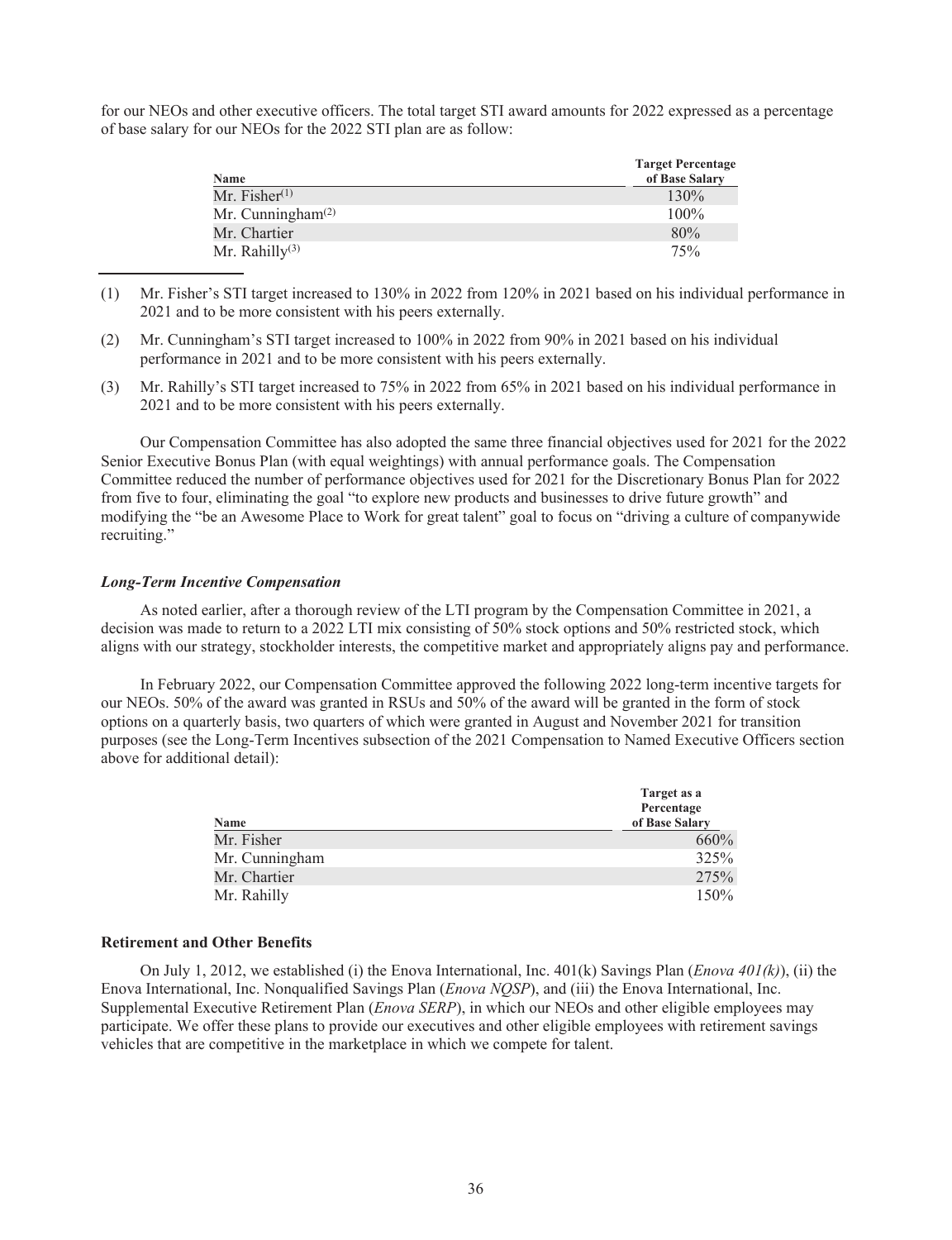for our NEOs and other executive officers. The total target STI award amounts for 2022 expressed as a percentage of base salary for our NEOs for the 2022 STI plan are as follow:

| Name | Target Percentage of Base Salary |
|---|---|
| Mr. Fisher[(1)] | 130% |
| Mr. Cunningham[(2)] | 100% |
| Mr. Chartier | 80% |
| Mr. Rahilly[(3)] | 75% |

(1) Mr. Fisher's STI target increased to 130% in 2022 from 120% in 2021 based on his individual performance in 2021 and to be more consistent with his peers externally.

(2) Mr. Cunningham's STI target increased to 100% in 2022 from 90% in 2021 based on his individual performance in 2021 and to be more consistent with his peers externally.

(3) Mr. Rahilly's STI target increased to 75% in 2022 from 65% in 2021 based on his individual performance in 2021 and to be more consistent with his peers externally.

Our Compensation Committee has also adopted the same three financial objectives used for 2021 for the 2022 Senior Executive Bonus Plan (with equal weightings) with annual performance goals. The Compensation Committee reduced the number of performance objectives used for 2021 for the Discretionary Bonus Plan for 2022 from five to four, eliminating the goal "to explore new products and businesses to drive future growth" and modifying the "be an Awesome Place to Work for great talent" goal to focus on "driving a culture of companywide recruiting."

### *Long-Term Incentive Compensation*

As noted earlier, after a thorough review of the LTI program by the Compensation Committee in 2021, a decision was made to return to a 2022 LTI mix consisting of 50% stock options and 50% restricted stock, which aligns with our strategy, stockholder interests, the competitive market and appropriately aligns pay and performance.

In February 2022, our Compensation Committee approved the following 2022 long-term incentive targets for our NEOs. 50% of the award was granted in RSUs and 50% of the award will be granted in the form of stock options on a quarterly basis, two quarters of which were granted in August and November 2021 for transition purposes (see the Long-Term Incentives subsection of the 2021 Compensation to Named Executive Officers section above for additional detail):

| Name | Target as a Percentage of Base Salary |
|---|---|
| Mr. Fisher | 660% |
| Mr. Cunningham | 325% |
| Mr. Chartier | 275% |
| Mr. Rahilly | 150% |

### Retirement and Other Benefits

On July 1, 2012, we established (i) the Enova International, Inc. 401(k) Savings Plan (*Enova 401(k)*), (ii) the Enova International, Inc. Nonqualified Savings Plan (*Enova NQSP*), and (iii) the Enova International, Inc. Supplemental Executive Retirement Plan (*Enova SERP*), in which our NEOs and other eligible employees may participate. We offer these plans to provide our executives and other eligible employees with retirement savings vehicles that are competitive in the marketplace in which we compete for talent.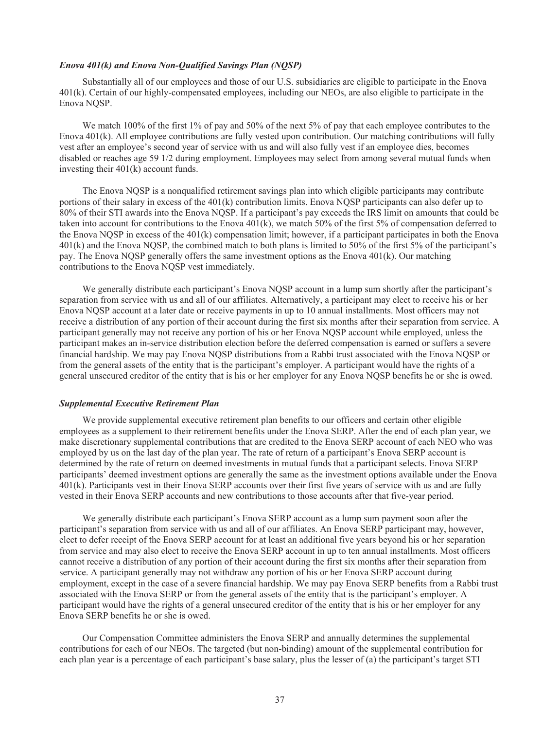### *Enova 401(k) and Enova Non-Qualified Savings Plan (NQSP)*

Substantially all of our employees and those of our U.S. subsidiaries are eligible to participate in the Enova 401(k). Certain of our highly-compensated employees, including our NEOs, are also eligible to participate in the Enova NQSP.

We match 100% of the first 1% of pay and 50% of the next 5% of pay that each employee contributes to the Enova 401(k). All employee contributions are fully vested upon contribution. Our matching contributions will fully vest after an employee's second year of service with us and will also fully vest if an employee dies, becomes disabled or reaches age 59 1/2 during employment. Employees may select from among several mutual funds when investing their 401(k) account funds.

The Enova NQSP is a nonqualified retirement savings plan into which eligible participants may contribute portions of their salary in excess of the 401(k) contribution limits. Enova NQSP participants can also defer up to 80% of their STI awards into the Enova NQSP. If a participant's pay exceeds the IRS limit on amounts that could be taken into account for contributions to the Enova 401(k), we match 50% of the first 5% of compensation deferred to the Enova NQSP in excess of the 401(k) compensation limit; however, if a participant participates in both the Enova 401(k) and the Enova NQSP, the combined match to both plans is limited to 50% of the first 5% of the participant's pay. The Enova NQSP generally offers the same investment options as the Enova 401(k). Our matching contributions to the Enova NQSP vest immediately.

We generally distribute each participant's Enova NQSP account in a lump sum shortly after the participant's separation from service with us and all of our affiliates. Alternatively, a participant may elect to receive his or her Enova NQSP account at a later date or receive payments in up to 10 annual installments. Most officers may not receive a distribution of any portion of their account during the first six months after their separation from service. A participant generally may not receive any portion of his or her Enova NQSP account while employed, unless the participant makes an in-service distribution election before the deferred compensation is earned or suffers a severe financial hardship. We may pay Enova NQSP distributions from a Rabbi trust associated with the Enova NQSP or from the general assets of the entity that is the participant's employer. A participant would have the rights of a general unsecured creditor of the entity that is his or her employer for any Enova NQSP benefits he or she is owed.

### *Supplemental Executive Retirement Plan*

We provide supplemental executive retirement plan benefits to our officers and certain other eligible employees as a supplement to their retirement benefits under the Enova SERP. After the end of each plan year, we make discretionary supplemental contributions that are credited to the Enova SERP account of each NEO who was employed by us on the last day of the plan year. The rate of return of a participant's Enova SERP account is determined by the rate of return on deemed investments in mutual funds that a participant selects. Enova SERP participants' deemed investment options are generally the same as the investment options available under the Enova 401(k). Participants vest in their Enova SERP accounts over their first five years of service with us and are fully vested in their Enova SERP accounts and new contributions to those accounts after that five-year period.

We generally distribute each participant's Enova SERP account as a lump sum payment soon after the participant's separation from service with us and all of our affiliates. An Enova SERP participant may, however, elect to defer receipt of the Enova SERP account for at least an additional five years beyond his or her separation from service and may also elect to receive the Enova SERP account in up to ten annual installments. Most officers cannot receive a distribution of any portion of their account during the first six months after their separation from service. A participant generally may not withdraw any portion of his or her Enova SERP account during employment, except in the case of a severe financial hardship. We may pay Enova SERP benefits from a Rabbi trust associated with the Enova SERP or from the general assets of the entity that is the participant's employer. A participant would have the rights of a general unsecured creditor of the entity that is his or her employer for any Enova SERP benefits he or she is owed.

Our Compensation Committee administers the Enova SERP and annually determines the supplemental contributions for each of our NEOs. The targeted (but non-binding) amount of the supplemental contribution for each plan year is a percentage of each participant's base salary, plus the lesser of (a) the participant's target STI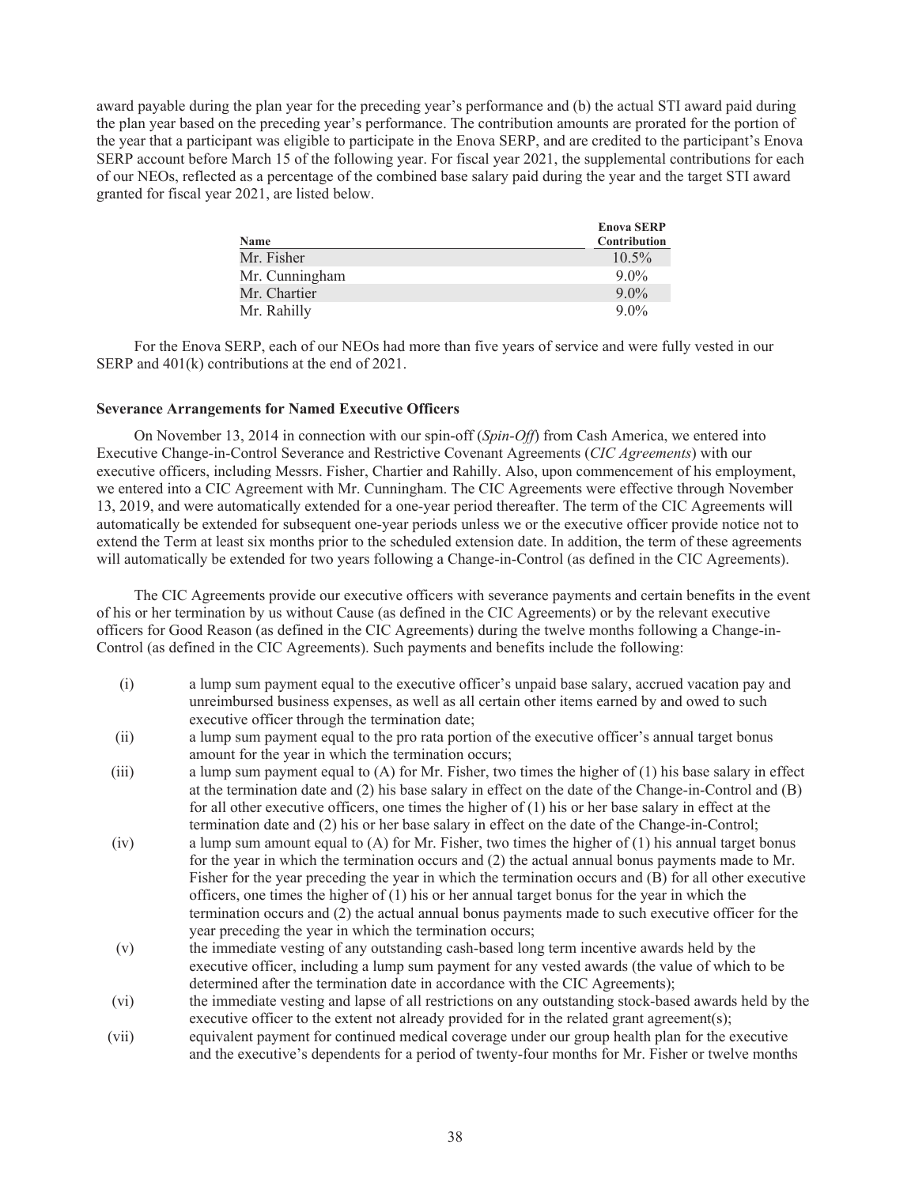award payable during the plan year for the preceding year's performance and (b) the actual STI award paid during the plan year based on the preceding year's performance. The contribution amounts are prorated for the portion of the year that a participant was eligible to participate in the Enova SERP, and are credited to the participant's Enova SERP account before March 15 of the following year. For fiscal year 2021, the supplemental contributions for each of our NEOs, reflected as a percentage of the combined base salary paid during the year and the target STI award granted for fiscal year 2021, are listed below.

| Name | Enova SERP Contribution |
|---|---|
| Mr. Fisher | 10.5% |
| Mr. Cunningham | 9.0% |
| Mr. Chartier | 9.0% |
| Mr. Rahilly | 9.0% |

For the Enova SERP, each of our NEOs had more than five years of service and were fully vested in our SERP and 401(k) contributions at the end of 2021.

**Severance Arrangements for Named Executive Officers**

On November 13, 2014 in connection with our spin-off (*Spin-Off*) from Cash America, we entered into Executive Change-in-Control Severance and Restrictive Covenant Agreements (*CIC Agreements*) with our executive officers, including Messrs. Fisher, Chartier and Rahilly. Also, upon commencement of his employment, we entered into a CIC Agreement with Mr. Cunningham. The CIC Agreements were effective through November 13, 2019, and were automatically extended for a one-year period thereafter. The term of the CIC Agreements will automatically be extended for subsequent one-year periods unless we or the executive officer provide notice not to extend the Term at least six months prior to the scheduled extension date. In addition, the term of these agreements will automatically be extended for two years following a Change-in-Control (as defined in the CIC Agreements).

The CIC Agreements provide our executive officers with severance payments and certain benefits in the event of his or her termination by us without Cause (as defined in the CIC Agreements) or by the relevant executive officers for Good Reason (as defined in the CIC Agreements) during the twelve months following a Change-in-Control (as defined in the CIC Agreements). Such payments and benefits include the following:

(i) a lump sum payment equal to the executive officer's unpaid base salary, accrued vacation pay and unreimbursed business expenses, as well as all certain other items earned by and owed to such executive officer through the termination date;

(ii) a lump sum payment equal to the pro rata portion of the executive officer's annual target bonus amount for the year in which the termination occurs;

(iii) a lump sum payment equal to (A) for Mr. Fisher, two times the higher of (1) his base salary in effect at the termination date and (2) his base salary in effect on the date of the Change-in-Control and (B) for all other executive officers, one times the higher of (1) his or her base salary in effect at the termination date and (2) his or her base salary in effect on the date of the Change-in-Control;

(iv) a lump sum amount equal to (A) for Mr. Fisher, two times the higher of (1) his annual target bonus for the year in which the termination occurs and (2) the actual annual bonus payments made to Mr. Fisher for the year preceding the year in which the termination occurs and (B) for all other executive officers, one times the higher of (1) his or her annual target bonus for the year in which the termination occurs and (2) the actual annual bonus payments made to such executive officer for the year preceding the year in which the termination occurs;

(v) the immediate vesting of any outstanding cash-based long term incentive awards held by the executive officer, including a lump sum payment for any vested awards (the value of which to be determined after the termination date in accordance with the CIC Agreements);

(vi) the immediate vesting and lapse of all restrictions on any outstanding stock-based awards held by the executive officer to the extent not already provided for in the related grant agreement(s);

(vii) equivalent payment for continued medical coverage under our group health plan for the executive and the executive's dependents for a period of twenty-four months for Mr. Fisher or twelve months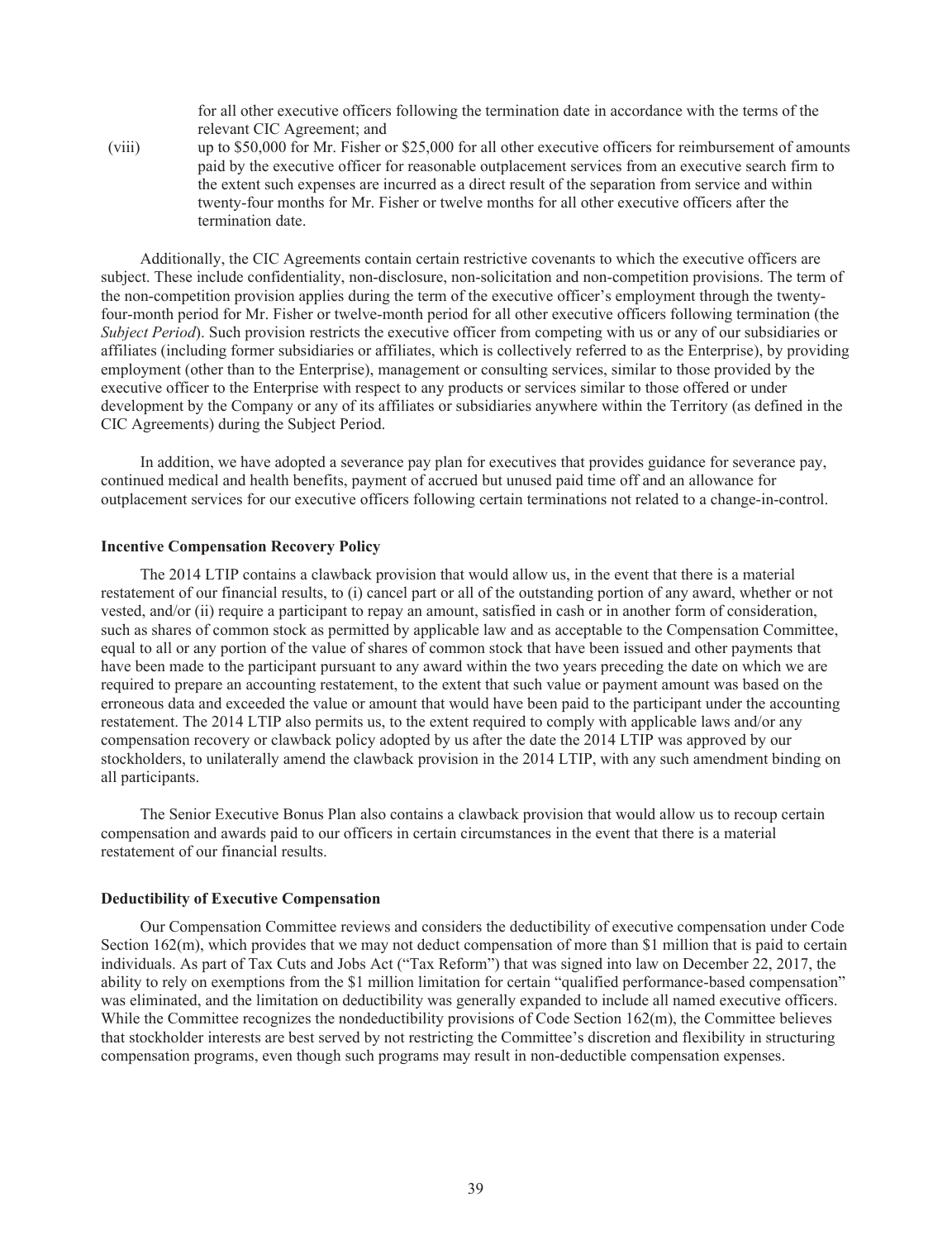for all other executive officers following the termination date in accordance with the terms of the relevant CIC Agreement; and

(viii) up to $50,000 for Mr. Fisher or $25,000 for all other executive officers for reimbursement of amounts paid by the executive officer for reasonable outplacement services from an executive search firm to the extent such expenses are incurred as a direct result of the separation from service and within twenty-four months for Mr. Fisher or twelve months for all other executive officers after the termination date.

Additionally, the CIC Agreements contain certain restrictive covenants to which the executive officers are subject. These include confidentiality, non-disclosure, non-solicitation and non-competition provisions. The term of the non-competition provision applies during the term of the executive officer's employment through the twenty-four-month period for Mr. Fisher or twelve-month period for all other executive officers following termination (the *Subject Period*). Such provision restricts the executive officer from competing with us or any of our subsidiaries or affiliates (including former subsidiaries or affiliates, which is collectively referred to as the Enterprise), by providing employment (other than to the Enterprise), management or consulting services, similar to those provided by the executive officer to the Enterprise with respect to any products or services similar to those offered or under development by the Company or any of its affiliates or subsidiaries anywhere within the Territory (as defined in the CIC Agreements) during the Subject Period.

In addition, we have adopted a severance pay plan for executives that provides guidance for severance pay, continued medical and health benefits, payment of accrued but unused paid time off and an allowance for outplacement services for our executive officers following certain terminations not related to a change-in-control.

**Incentive Compensation Recovery Policy**

The 2014 LTIP contains a clawback provision that would allow us, in the event that there is a material restatement of our financial results, to (i) cancel part or all of the outstanding portion of any award, whether or not vested, and/or (ii) require a participant to repay an amount, satisfied in cash or in another form of consideration, such as shares of common stock as permitted by applicable law and as acceptable to the Compensation Committee, equal to all or any portion of the value of shares of common stock that have been issued and other payments that have been made to the participant pursuant to any award within the two years preceding the date on which we are required to prepare an accounting restatement, to the extent that such value or payment amount was based on the erroneous data and exceeded the value or amount that would have been paid to the participant under the accounting restatement. The 2014 LTIP also permits us, to the extent required to comply with applicable laws and/or any compensation recovery or clawback policy adopted by us after the date the 2014 LTIP was approved by our stockholders, to unilaterally amend the clawback provision in the 2014 LTIP, with any such amendment binding on all participants.

The Senior Executive Bonus Plan also contains a clawback provision that would allow us to recoup certain compensation and awards paid to our officers in certain circumstances in the event that there is a material restatement of our financial results.

**Deductibility of Executive Compensation**

Our Compensation Committee reviews and considers the deductibility of executive compensation under Code Section 162(m), which provides that we may not deduct compensation of more than $1 million that is paid to certain individuals. As part of Tax Cuts and Jobs Act ("Tax Reform") that was signed into law on December 22, 2017, the ability to rely on exemptions from the $1 million limitation for certain "qualified performance-based compensation" was eliminated, and the limitation on deductibility was generally expanded to include all named executive officers. While the Committee recognizes the nondeductibility provisions of Code Section 162(m), the Committee believes that stockholder interests are best served by not restricting the Committee's discretion and flexibility in structuring compensation programs, even though such programs may result in non-deductible compensation expenses.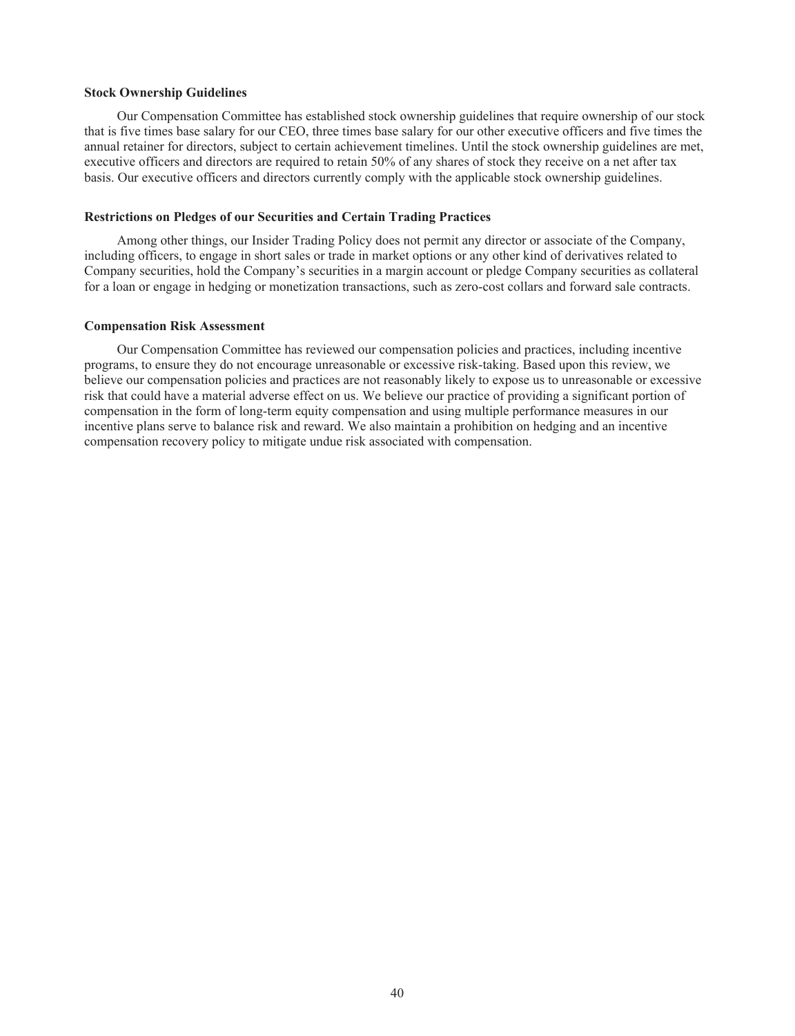### Stock Ownership Guidelines

Our Compensation Committee has established stock ownership guidelines that require ownership of our stock that is five times base salary for our CEO, three times base salary for our other executive officers and five times the annual retainer for directors, subject to certain achievement timelines. Until the stock ownership guidelines are met, executive officers and directors are required to retain 50% of any shares of stock they receive on a net after tax basis. Our executive officers and directors currently comply with the applicable stock ownership guidelines.

### Restrictions on Pledges of our Securities and Certain Trading Practices

Among other things, our Insider Trading Policy does not permit any director or associate of the Company, including officers, to engage in short sales or trade in market options or any other kind of derivatives related to Company securities, hold the Company's securities in a margin account or pledge Company securities as collateral for a loan or engage in hedging or monetization transactions, such as zero-cost collars and forward sale contracts.

### Compensation Risk Assessment

Our Compensation Committee has reviewed our compensation policies and practices, including incentive programs, to ensure they do not encourage unreasonable or excessive risk-taking. Based upon this review, we believe our compensation policies and practices are not reasonably likely to expose us to unreasonable or excessive risk that could have a material adverse effect on us. We believe our practice of providing a significant portion of compensation in the form of long-term equity compensation and using multiple performance measures in our incentive plans serve to balance risk and reward. We also maintain a prohibition on hedging and an incentive compensation recovery policy to mitigate undue risk associated with compensation.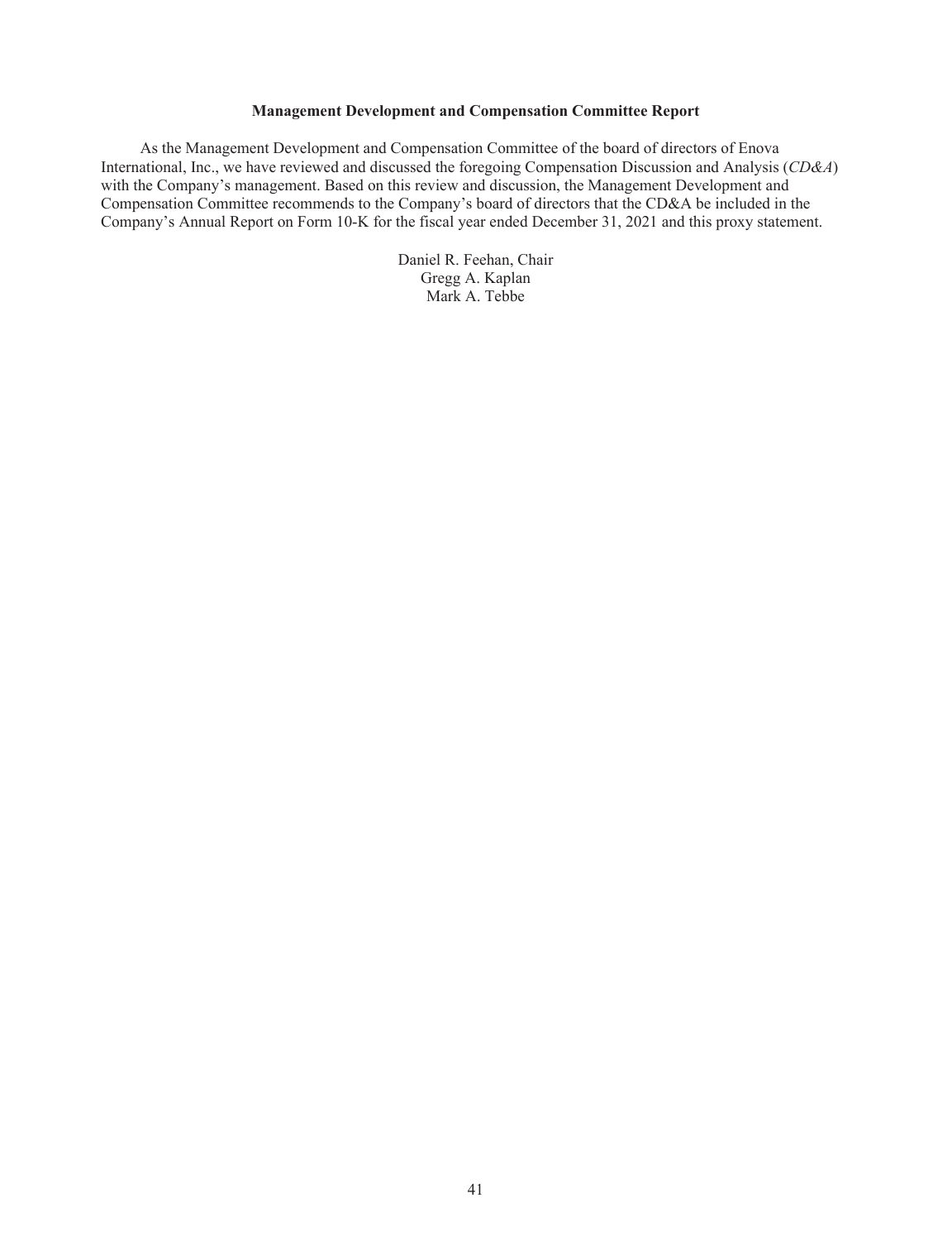## Management Development and Compensation Committee Report

As the Management Development and Compensation Committee of the board of directors of Enova International, Inc., we have reviewed and discussed the foregoing Compensation Discussion and Analysis (*CD&A*) with the Company's management. Based on this review and discussion, the Management Development and Compensation Committee recommends to the Company's board of directors that the CD&A be included in the Company's Annual Report on Form 10-K for the fiscal year ended December 31, 2021 and this proxy statement.

Daniel R. Feehan, Chair
Gregg A. Kaplan
Mark A. Tebbe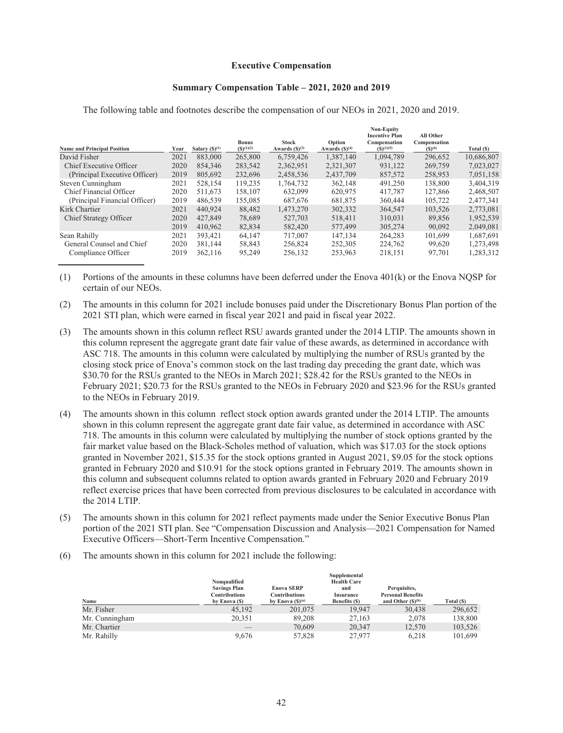**Executive Compensation**

**Summary Compensation Table – 2021, 2020 and 2019**

The following table and footnotes describe the compensation of our NEOs in 2021, 2020 and 2019.

| Name and Principal Position | Year | Salary ($)[(1)] | Bonus ($)[(1)(2)] | Stock Awards ($)[(3)] | Option Awards ($)[(4)] | Non-Equity Incentive Plan Compensation ($)[(1)(5)] | All Other Compensation ($)[(6)] | Total ($) |
|---|---|---|---|---|---|---|---|---|
| David Fisher | 2021 | 883,000 | 265,800 | 6,759,426 | 1,387,140 | 1,094,789 | 296,652 | 10,686,807 |
| Chief Executive Officer | 2020 | 854,346 | 283,542 | 2,362,951 | 2,321,307 | 931,122 | 269,759 | 7,023,027 |
| (Principal Executive Officer) | 2019 | 805,692 | 232,696 | 2,458,536 | 2,437,709 | 857,572 | 258,953 | 7,051,158 |
| Steven Cunningham | 2021 | 528,154 | 119,235 | 1,764,732 | 362,148 | 491,250 | 138,800 | 3,404,319 |
| Chief Financial Officer | 2020 | 511,673 | 158,107 | 632,099 | 620,975 | 417,787 | 127,866 | 2,468,507 |
| (Principal Financial Officer) | 2019 | 486,539 | 155,085 | 687,676 | 681,875 | 360,444 | 105,722 | 2,477,341 |
| Kirk Chartier | 2021 | 440,924 | 88,482 | 1,473,270 | 302,332 | 364,547 | 103,526 | 2,773,081 |
| Chief Strategy Officer | 2020 | 427,849 | 78,689 | 527,703 | 518,411 | 310,031 | 89,856 | 1,952,539 |
| | 2019 | 410,962 | 82,834 | 582,420 | 577,499 | 305,274 | 90,092 | 2,049,081 |
| Sean Rahilly | 2021 | 393,421 | 64,147 | 717,007 | 147,134 | 264,283 | 101,699 | 1,687,691 |
| General Counsel and Chief | 2020 | 381,144 | 58,843 | 256,824 | 252,305 | 224,762 | 99,620 | 1,273,498 |
| Compliance Officer | 2019 | 362,116 | 95,249 | 256,132 | 253,963 | 218,151 | 97,701 | 1,283,312 |

(1) Portions of the amounts in these columns have been deferred under the Enova 401(k) or the Enova NQSP for certain of our NEOs.

(2) The amounts in this column for 2021 include bonuses paid under the Discretionary Bonus Plan portion of the 2021 STI plan, which were earned in fiscal year 2021 and paid in fiscal year 2022.

(3) The amounts shown in this column reflect RSU awards granted under the 2014 LTIP. The amounts shown in this column represent the aggregate grant date fair value of these awards, as determined in accordance with ASC 718. The amounts in this column were calculated by multiplying the number of RSUs granted by the closing stock price of Enova's common stock on the last trading day preceding the grant date, which was $30.70 for the RSUs granted to the NEOs in March 2021; $28.42 for the RSUs granted to the NEOs in February 2021; $20.73 for the RSUs granted to the NEOs in February 2020 and $23.96 for the RSUs granted to the NEOs in February 2019.

(4) The amounts shown in this column reflect stock option awards granted under the 2014 LTIP. The amounts shown in this column represent the aggregate grant date fair value, as determined in accordance with ASC 718. The amounts in this column were calculated by multiplying the number of stock options granted by the fair market value based on the Black-Scholes method of valuation, which was $17.03 for the stock options granted in November 2021, $15.35 for the stock options granted in August 2021, $9.05 for the stock options granted in February 2020 and $10.91 for the stock options granted in February 2019. The amounts shown in this column and subsequent columns related to option awards granted in February 2020 and February 2019 reflect exercise prices that have been corrected from previous disclosures to be calculated in accordance with the 2014 LTIP.

(5) The amounts shown in this column for 2021 reflect payments made under the Senior Executive Bonus Plan portion of the 2021 STI plan. See "Compensation Discussion and Analysis—2021 Compensation for Named Executive Officers—Short-Term Incentive Compensation."

(6) The amounts shown in this column for 2021 include the following:

| Name | Nonqualified Savings Plan Contributions by Enova ($) | Enova SERP Contributions by Enova ($)[(a)] | Supplemental Health Care and Insurance Benefits ($) | Perquisites, Personal Benefits and Other ($)[(b)] | Total ($) |
|---|---|---|---|---|---|
| Mr. Fisher | 45,192 | 201,075 | 19,947 | 30,438 | 296,652 |
| Mr. Cunningham | 20,351 | 89,208 | 27,163 | 2,078 | 138,800 |
| Mr. Chartier | — | 70,609 | 20,347 | 12,570 | 103,526 |
| Mr. Rahilly | 9,676 | 57,828 | 27,977 | 6,218 | 101,699 |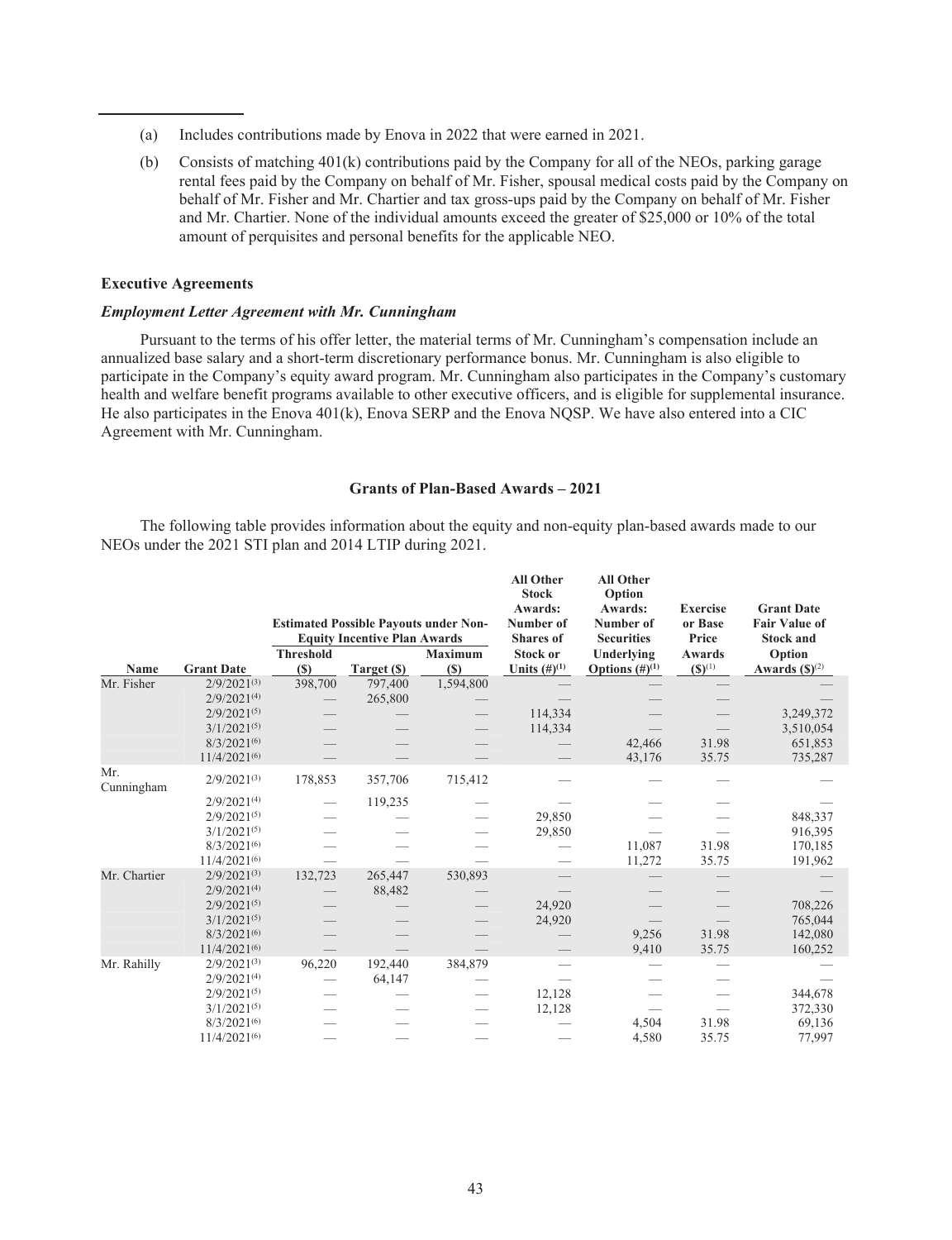(a) Includes contributions made by Enova in 2022 that were earned in 2021.

(b) Consists of matching 401(k) contributions paid by the Company for all of the NEOs, parking garage rental fees paid by the Company on behalf of Mr. Fisher, spousal medical costs paid by the Company on behalf of Mr. Fisher and Mr. Chartier and tax gross-ups paid by the Company on behalf of Mr. Fisher and Mr. Chartier. None of the individual amounts exceed the greater of $25,000 or 10% of the total amount of perquisites and personal benefits for the applicable NEO.

### Executive Agreements

#### *Employment Letter Agreement with Mr. Cunningham*

Pursuant to the terms of his offer letter, the material terms of Mr. Cunningham's compensation include an annualized base salary and a short-term discretionary performance bonus. Mr. Cunningham is also eligible to participate in the Company's equity award program. Mr. Cunningham also participates in the Company's customary health and welfare benefit programs available to other executive officers, and is eligible for supplemental insurance. He also participates in the Enova 401(k), Enova SERP and the Enova NQSP. We have also entered into a CIC Agreement with Mr. Cunningham.

### Grants of Plan-Based Awards – 2021

The following table provides information about the equity and non-equity plan-based awards made to our NEOs under the 2021 STI plan and 2014 LTIP during 2021.

| Name | Grant Date | Estimated Possible Payouts under Non-Equity Incentive Plan Awards | | | All Other Stock Awards: Number of Shares of Stock or Units (#)[1] | All Other Option Awards: Number of Securities Underlying Options (#)[1] | Exercise or Base Price Awards ($)[1] | Grant Date Fair Value of Stock and Option Awards ($)[2] |
|---|---|---|---|---|---|---|---|---|
| | | Threshold ($) | Target ($) | Maximum ($) | | | | |
| Mr. Fisher | 2/9/2021[3] | 398,700 | 797,400 | 1,594,800 | — | — | — | — |
| | 2/9/2021[4] | — | 265,800 | — | — | — | — | — |
| | 2/9/2021[5] | — | — | — | 114,334 | — | — | 3,249,372 |
| | 3/1/2021[5] | — | — | — | 114,334 | — | — | 3,510,054 |
| | 8/3/2021[6] | — | — | — | — | 42,466 | 31.98 | 651,853 |
| | 11/4/2021[6] | — | — | — | — | 43,176 | 35.75 | 735,287 |
| Mr. Cunningham | 2/9/2021[3] | 178,853 | 357,706 | 715,412 | — | — | — | — |
| | 2/9/2021[4] | — | 119,235 | — | — | — | — | — |
| | 2/9/2021[5] | — | — | — | 29,850 | — | — | 848,337 |
| | 3/1/2021[5] | — | — | — | 29,850 | — | — | 916,395 |
| | 8/3/2021[6] | — | — | — | — | 11,087 | 31.98 | 170,185 |
| | 11/4/2021[6] | — | — | — | — | 11,272 | 35.75 | 191,962 |
| Mr. Chartier | 2/9/2021[3] | 132,723 | 265,447 | 530,893 | — | — | — | — |
| | 2/9/2021[4] | — | 88,482 | — | — | — | — | — |
| | 2/9/2021[5] | — | — | — | 24,920 | — | — | 708,226 |
| | 3/1/2021[5] | — | — | — | 24,920 | — | — | 765,044 |
| | 8/3/2021[6] | — | — | — | — | 9,256 | 31.98 | 142,080 |
| | 11/4/2021[6] | — | — | — | — | 9,410 | 35.75 | 160,252 |
| Mr. Rahilly | 2/9/2021[3] | 96,220 | 192,440 | 384,879 | — | — | — | — |
| | 2/9/2021[4] | — | 64,147 | — | — | — | — | — |
| | 2/9/2021[5] | — | — | — | 12,128 | — | — | 344,678 |
| | 3/1/2021[5] | — | — | — | 12,128 | — | — | 372,330 |
| | 8/3/2021[6] | — | — | — | — | 4,504 | 31.98 | 69,136 |
| | 11/4/2021[6] | — | — | — | — | 4,580 | 35.75 | 77,997 |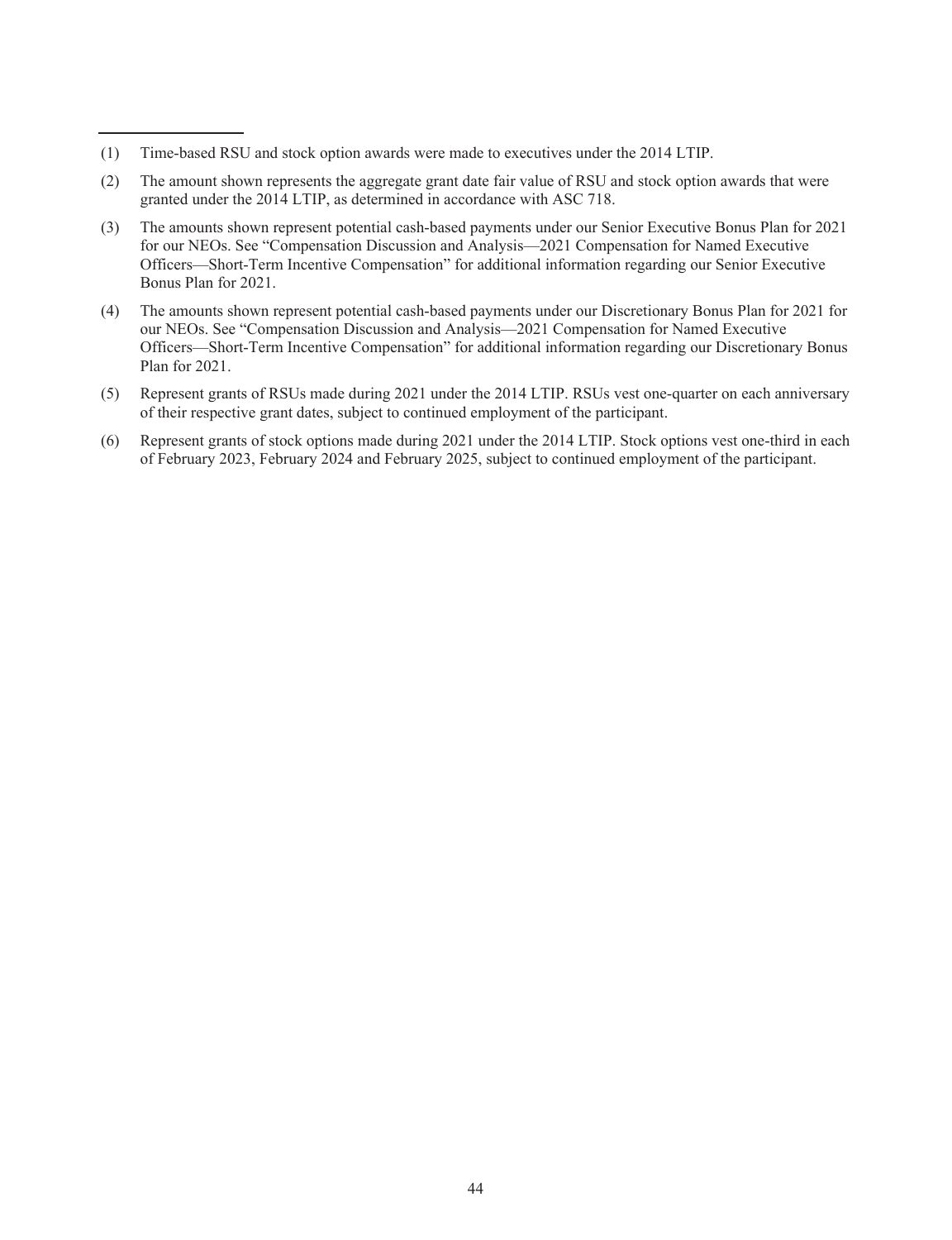---

(1) Time-based RSU and stock option awards were made to executives under the 2014 LTIP.

(2) The amount shown represents the aggregate grant date fair value of RSU and stock option awards that were granted under the 2014 LTIP, as determined in accordance with ASC 718.

(3) The amounts shown represent potential cash-based payments under our Senior Executive Bonus Plan for 2021 for our NEOs. See "Compensation Discussion and Analysis—2021 Compensation for Named Executive Officers—Short-Term Incentive Compensation" for additional information regarding our Senior Executive Bonus Plan for 2021.

(4) The amounts shown represent potential cash-based payments under our Discretionary Bonus Plan for 2021 for our NEOs. See "Compensation Discussion and Analysis—2021 Compensation for Named Executive Officers—Short-Term Incentive Compensation" for additional information regarding our Discretionary Bonus Plan for 2021.

(5) Represent grants of RSUs made during 2021 under the 2014 LTIP. RSUs vest one-quarter on each anniversary of their respective grant dates, subject to continued employment of the participant.

(6) Represent grants of stock options made during 2021 under the 2014 LTIP. Stock options vest one-third in each of February 2023, February 2024 and February 2025, subject to continued employment of the participant.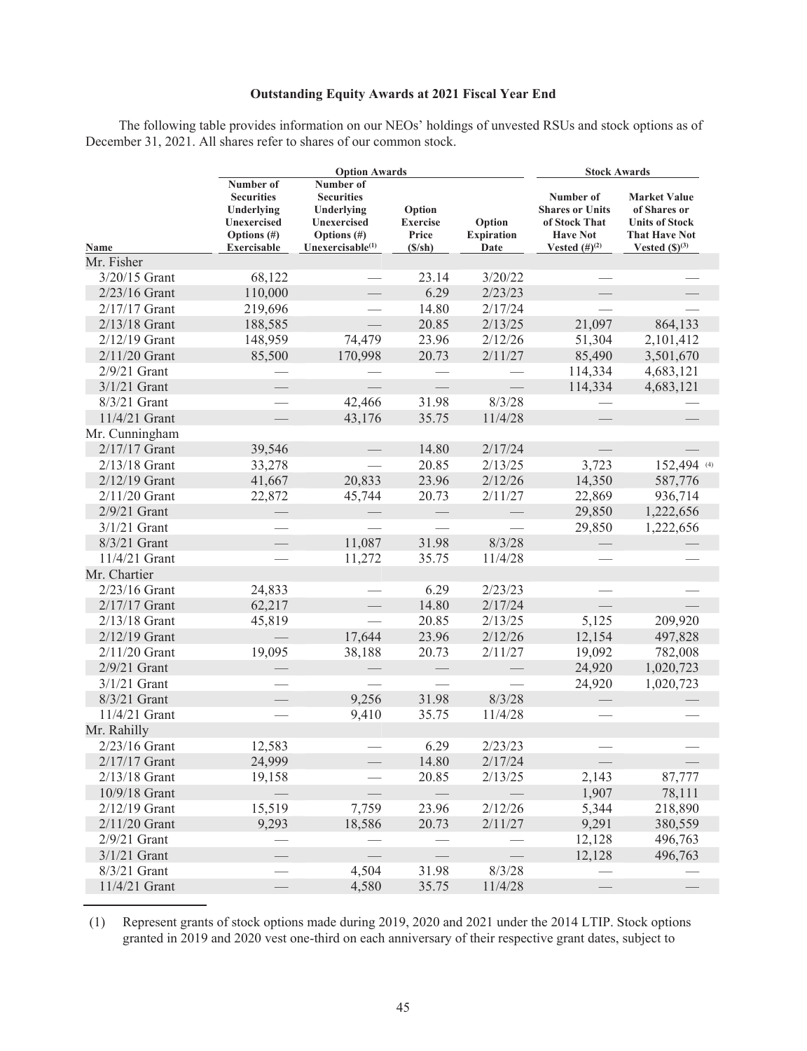**Outstanding Equity Awards at 2021 Fiscal Year End**

The following table provides information on our NEOs' holdings of unvested RSUs and stock options as of December 31, 2021. All shares refer to shares of our common stock.

| | Option Awards | | | | Stock Awards | |
|---|---|---|---|---|---|---|
| Name | Number of Securities Underlying Unexercised Options (#) Exercisable | Number of Securities Underlying Unexercised Options (#) Unexercisable[(1)] | Option Exercise Price ($/sh) | Option Expiration Date | Number of Shares or Units of Stock That Have Not Vested (#)[(2)] | Market Value of Shares or Units of Stock That Have Not Vested ($)[(3)] |
| Mr. Fisher | | | | | | |
| 3/20/15 Grant | 68,122 | — | 23.14 | 3/20/22 | — | — |
| 2/23/16 Grant | 110,000 | — | 6.29 | 2/23/23 | — | — |
| 2/17/17 Grant | 219,696 | — | 14.80 | 2/17/24 | — | — |
| 2/13/18 Grant | 188,585 | — | 20.85 | 2/13/25 | 21,097 | 864,133 |
| 2/12/19 Grant | 148,959 | 74,479 | 23.96 | 2/12/26 | 51,304 | 2,101,412 |
| 2/11/20 Grant | 85,500 | 170,998 | 20.73 | 2/11/27 | 85,490 | 3,501,670 |
| 2/9/21 Grant | — | — | — | — | 114,334 | 4,683,121 |
| 3/1/21 Grant | — | — | — | — | 114,334 | 4,683,121 |
| 8/3/21 Grant | — | 42,466 | 31.98 | 8/3/28 | — | — |
| 11/4/21 Grant | — | 43,176 | 35.75 | 11/4/28 | — | — |
| Mr. Cunningham | | | | | | |
| 2/17/17 Grant | 39,546 | — | 14.80 | 2/17/24 | — | — |
| 2/13/18 Grant | 33,278 | — | 20.85 | 2/13/25 | 3,723 | 152,494 [(4)] |
| 2/12/19 Grant | 41,667 | 20,833 | 23.96 | 2/12/26 | 14,350 | 587,776 |
| 2/11/20 Grant | 22,872 | 45,744 | 20.73 | 2/11/27 | 22,869 | 936,714 |
| 2/9/21 Grant | — | — | — | — | 29,850 | 1,222,656 |
| 3/1/21 Grant | — | — | — | — | 29,850 | 1,222,656 |
| 8/3/21 Grant | — | 11,087 | 31.98 | 8/3/28 | — | — |
| 11/4/21 Grant | — | 11,272 | 35.75 | 11/4/28 | — | — |
| Mr. Chartier | | | | | | |
| 2/23/16 Grant | 24,833 | — | 6.29 | 2/23/23 | — | — |
| 2/17/17 Grant | 62,217 | — | 14.80 | 2/17/24 | — | — |
| 2/13/18 Grant | 45,819 | — | 20.85 | 2/13/25 | 5,125 | 209,920 |
| 2/12/19 Grant | — | 17,644 | 23.96 | 2/12/26 | 12,154 | 497,828 |
| 2/11/20 Grant | 19,095 | 38,188 | 20.73 | 2/11/27 | 19,092 | 782,008 |
| 2/9/21 Grant | — | — | — | — | 24,920 | 1,020,723 |
| 3/1/21 Grant | — | — | — | — | 24,920 | 1,020,723 |
| 8/3/21 Grant | — | 9,256 | 31.98 | 8/3/28 | — | — |
| 11/4/21 Grant | — | 9,410 | 35.75 | 11/4/28 | — | — |
| Mr. Rahilly | | | | | | |
| 2/23/16 Grant | 12,583 | — | 6.29 | 2/23/23 | — | — |
| 2/17/17 Grant | 24,999 | — | 14.80 | 2/17/24 | — | — |
| 2/13/18 Grant | 19,158 | — | 20.85 | 2/13/25 | 2,143 | 87,777 |
| 10/9/18 Grant | — | — | — | — | 1,907 | 78,111 |
| 2/12/19 Grant | 15,519 | 7,759 | 23.96 | 2/12/26 | 5,344 | 218,890 |
| 2/11/20 Grant | 9,293 | 18,586 | 20.73 | 2/11/27 | 9,291 | 380,559 |
| 2/9/21 Grant | — | — | — | — | 12,128 | 496,763 |
| 3/1/21 Grant | — | — | — | — | 12,128 | 496,763 |
| 8/3/21 Grant | — | 4,504 | 31.98 | 8/3/28 | — | — |
| 11/4/21 Grant | — | 4,580 | 35.75 | 11/4/28 | — | — |

(1) Represent grants of stock options made during 2019, 2020 and 2021 under the 2014 LTIP. Stock options granted in 2019 and 2020 vest one-third on each anniversary of their respective grant dates, subject to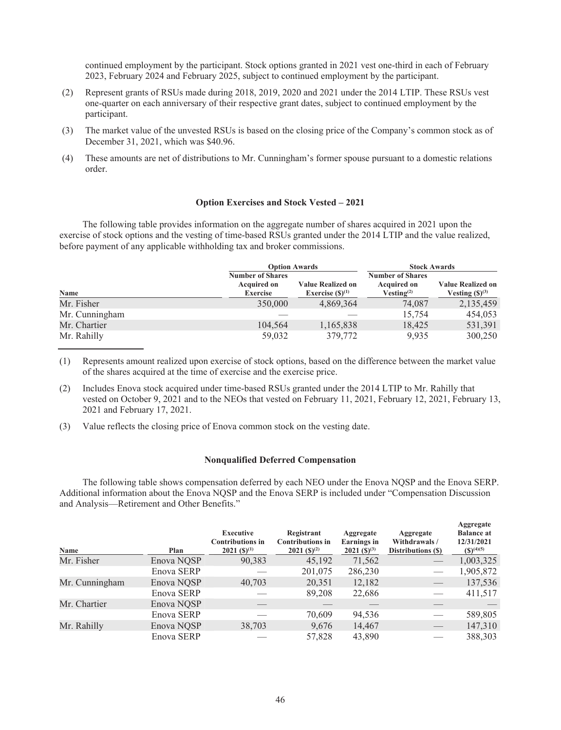continued employment by the participant. Stock options granted in 2021 vest one-third in each of February 2023, February 2024 and February 2025, subject to continued employment by the participant.

(2) Represent grants of RSUs made during 2018, 2019, 2020 and 2021 under the 2014 LTIP. These RSUs vest one-quarter on each anniversary of their respective grant dates, subject to continued employment by the participant.

(3) The market value of the unvested RSUs is based on the closing price of the Company's common stock as of December 31, 2021, which was $40.96.

(4) These amounts are net of distributions to Mr. Cunningham's former spouse pursuant to a domestic relations order.

**Option Exercises and Stock Vested – 2021**

The following table provides information on the aggregate number of shares acquired in 2021 upon the exercise of stock options and the vesting of time-based RSUs granted under the 2014 LTIP and the value realized, before payment of any applicable withholding tax and broker commissions.

| | Option Awards | | Stock Awards | |
|---|---|---|---|---|
| Name | Number of Shares Acquired on Exercise | Value Realized on Exercise ($)(1) | Number of Shares Acquired on Vesting(2) | Value Realized on Vesting ($)(3) |
| Mr. Fisher | 350,000 | 4,869,364 | 74,087 | 2,135,459 |
| Mr. Cunningham | — | — | 15,754 | 454,053 |
| Mr. Chartier | 104,564 | 1,165,838 | 18,425 | 531,391 |
| Mr. Rahilly | 59,032 | 379,772 | 9,935 | 300,250 |

(1) Represents amount realized upon exercise of stock options, based on the difference between the market value of the shares acquired at the time of exercise and the exercise price.

(2) Includes Enova stock acquired under time-based RSUs granted under the 2014 LTIP to Mr. Rahilly that vested on October 9, 2021 and to the NEOs that vested on February 11, 2021, February 12, 2021, February 13, 2021 and February 17, 2021.

(3) Value reflects the closing price of Enova common stock on the vesting date.

**Nonqualified Deferred Compensation**

The following table shows compensation deferred by each NEO under the Enova NQSP and the Enova SERP. Additional information about the Enova NQSP and the Enova SERP is included under "Compensation Discussion and Analysis—Retirement and Other Benefits."

| Name | Plan | Executive Contributions in 2021 ($)(1) | Registrant Contributions in 2021 ($)(2) | Aggregate Earnings in 2021 ($)(3) | Aggregate Withdrawals / Distributions ($) | Aggregate Balance at 12/31/2021 ($)(4)(5) |
|---|---|---|---|---|---|---|
| Mr. Fisher | Enova NQSP | 90,383 | 45,192 | 71,562 | — | 1,003,325 |
| | Enova SERP | — | 201,075 | 286,230 | — | 1,905,872 |
| Mr. Cunningham | Enova NQSP | 40,703 | 20,351 | 12,182 | — | 137,536 |
| | Enova SERP | — | 89,208 | 22,686 | — | 411,517 |
| Mr. Chartier | Enova NQSP | — | — | — | — | — |
| | Enova SERP | — | 70,609 | 94,536 | — | 589,805 |
| Mr. Rahilly | Enova NQSP | 38,703 | 9,676 | 14,467 | — | 147,310 |
| | Enova SERP | — | 57,828 | 43,890 | — | 388,303 |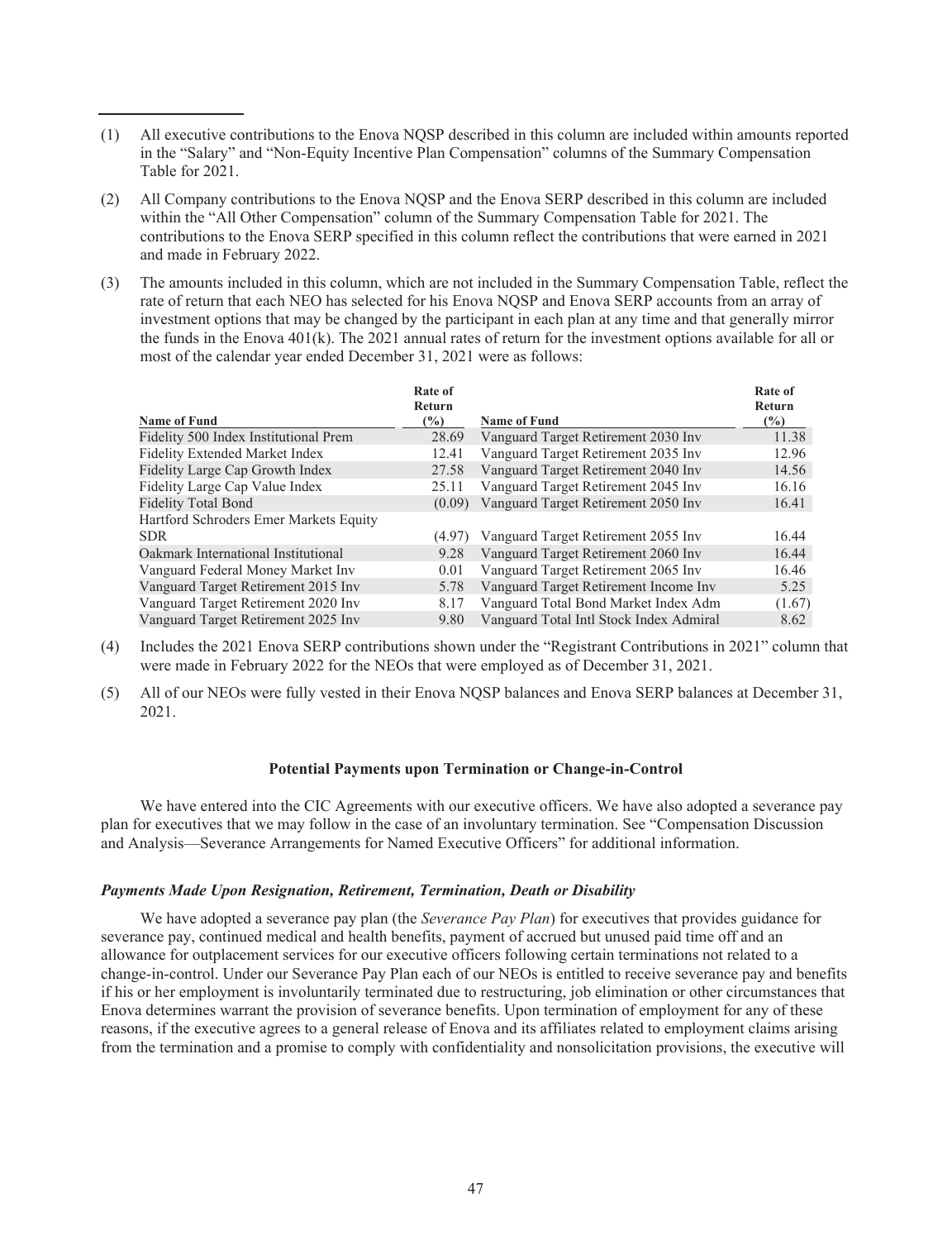(1) All executive contributions to the Enova NQSP described in this column are included within amounts reported in the "Salary" and "Non-Equity Incentive Plan Compensation" columns of the Summary Compensation Table for 2021.

(2) All Company contributions to the Enova NQSP and the Enova SERP described in this column are included within the "All Other Compensation" column of the Summary Compensation Table for 2021. The contributions to the Enova SERP specified in this column reflect the contributions that were earned in 2021 and made in February 2022.

(3) The amounts included in this column, which are not included in the Summary Compensation Table, reflect the rate of return that each NEO has selected for his Enova NQSP and Enova SERP accounts from an array of investment options that may be changed by the participant in each plan at any time and that generally mirror the funds in the Enova 401(k). The 2021 annual rates of return for the investment options available for all or most of the calendar year ended December 31, 2021 were as follows:

| Name of Fund | Rate of Return (%) | Name of Fund | Rate of Return (%) |
|---|---|---|---|
| Fidelity 500 Index Institutional Prem | 28.69 | Vanguard Target Retirement 2030 Inv | 11.38 |
| Fidelity Extended Market Index | 12.41 | Vanguard Target Retirement 2035 Inv | 12.96 |
| Fidelity Large Cap Growth Index | 27.58 | Vanguard Target Retirement 2040 Inv | 14.56 |
| Fidelity Large Cap Value Index | 25.11 | Vanguard Target Retirement 2045 Inv | 16.16 |
| Fidelity Total Bond | (0.09) | Vanguard Target Retirement 2050 Inv | 16.41 |
| Hartford Schroders Emer Markets Equity SDR | (4.97) | Vanguard Target Retirement 2055 Inv | 16.44 |
| Oakmark International Institutional | 9.28 | Vanguard Target Retirement 2060 Inv | 16.44 |
| Vanguard Federal Money Market Inv | 0.01 | Vanguard Target Retirement 2065 Inv | 16.46 |
| Vanguard Target Retirement 2015 Inv | 5.78 | Vanguard Target Retirement Income Inv | 5.25 |
| Vanguard Target Retirement 2020 Inv | 8.17 | Vanguard Total Bond Market Index Adm | (1.67) |
| Vanguard Target Retirement 2025 Inv | 9.80 | Vanguard Total Intl Stock Index Admiral | 8.62 |

(4) Includes the 2021 Enova SERP contributions shown under the "Registrant Contributions in 2021" column that were made in February 2022 for the NEOs that were employed as of December 31, 2021.

(5) All of our NEOs were fully vested in their Enova NQSP balances and Enova SERP balances at December 31, 2021.

### Potential Payments upon Termination or Change-in-Control

We have entered into the CIC Agreements with our executive officers. We have also adopted a severance pay plan for executives that we may follow in the case of an involuntary termination. See "Compensation Discussion and Analysis—Severance Arrangements for Named Executive Officers" for additional information.

#### *Payments Made Upon Resignation, Retirement, Termination, Death or Disability*

We have adopted a severance pay plan (the *Severance Pay Plan*) for executives that provides guidance for severance pay, continued medical and health benefits, payment of accrued but unused paid time off and an allowance for outplacement services for our executive officers following certain terminations not related to a change-in-control. Under our Severance Pay Plan each of our NEOs is entitled to receive severance pay and benefits if his or her employment is involuntarily terminated due to restructuring, job elimination or other circumstances that Enova determines warrant the provision of severance benefits. Upon termination of employment for any of these reasons, if the executive agrees to a general release of Enova and its affiliates related to employment claims arising from the termination and a promise to comply with confidentiality and nonsolicitation provisions, the executive will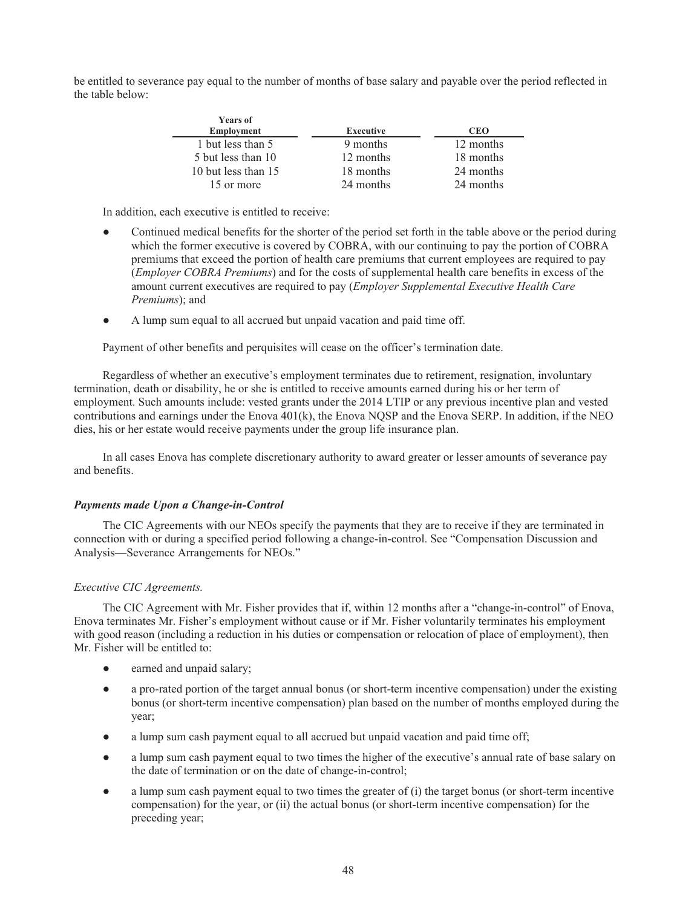be entitled to severance pay equal to the number of months of base salary and payable over the period reflected in the table below:

| Years of Employment | Executive | CEO |
|---|---|---|
| 1 but less than 5 | 9 months | 12 months |
| 5 but less than 10 | 12 months | 18 months |
| 10 but less than 15 | 18 months | 24 months |
| 15 or more | 24 months | 24 months |

In addition, each executive is entitled to receive:

- Continued medical benefits for the shorter of the period set forth in the table above or the period during which the former executive is covered by COBRA, with our continuing to pay the portion of COBRA premiums that exceed the portion of health care premiums that current employees are required to pay (*Employer COBRA Premiums*) and for the costs of supplemental health care benefits in excess of the amount current executives are required to pay (*Employer Supplemental Executive Health Care Premiums*); and
- A lump sum equal to all accrued but unpaid vacation and paid time off.

Payment of other benefits and perquisites will cease on the officer's termination date.

Regardless of whether an executive's employment terminates due to retirement, resignation, involuntary termination, death or disability, he or she is entitled to receive amounts earned during his or her term of employment. Such amounts include: vested grants under the 2014 LTIP or any previous incentive plan and vested contributions and earnings under the Enova 401(k), the Enova NQSP and the Enova SERP. In addition, if the NEO dies, his or her estate would receive payments under the group life insurance plan.

In all cases Enova has complete discretionary authority to award greater or lesser amounts of severance pay and benefits.

### *Payments made Upon a Change-in-Control*

The CIC Agreements with our NEOs specify the payments that they are to receive if they are terminated in connection with or during a specified period following a change-in-control. See "Compensation Discussion and Analysis—Severance Arrangements for NEOs."

*Executive CIC Agreements.*

The CIC Agreement with Mr. Fisher provides that if, within 12 months after a "change-in-control" of Enova, Enova terminates Mr. Fisher's employment without cause or if Mr. Fisher voluntarily terminates his employment with good reason (including a reduction in his duties or compensation or relocation of place of employment), then Mr. Fisher will be entitled to:

- earned and unpaid salary;
- a pro-rated portion of the target annual bonus (or short-term incentive compensation) under the existing bonus (or short-term incentive compensation) plan based on the number of months employed during the year;
- a lump sum cash payment equal to all accrued but unpaid vacation and paid time off;
- a lump sum cash payment equal to two times the higher of the executive's annual rate of base salary on the date of termination or on the date of change-in-control;
- a lump sum cash payment equal to two times the greater of (i) the target bonus (or short-term incentive compensation) for the year, or (ii) the actual bonus (or short-term incentive compensation) for the preceding year;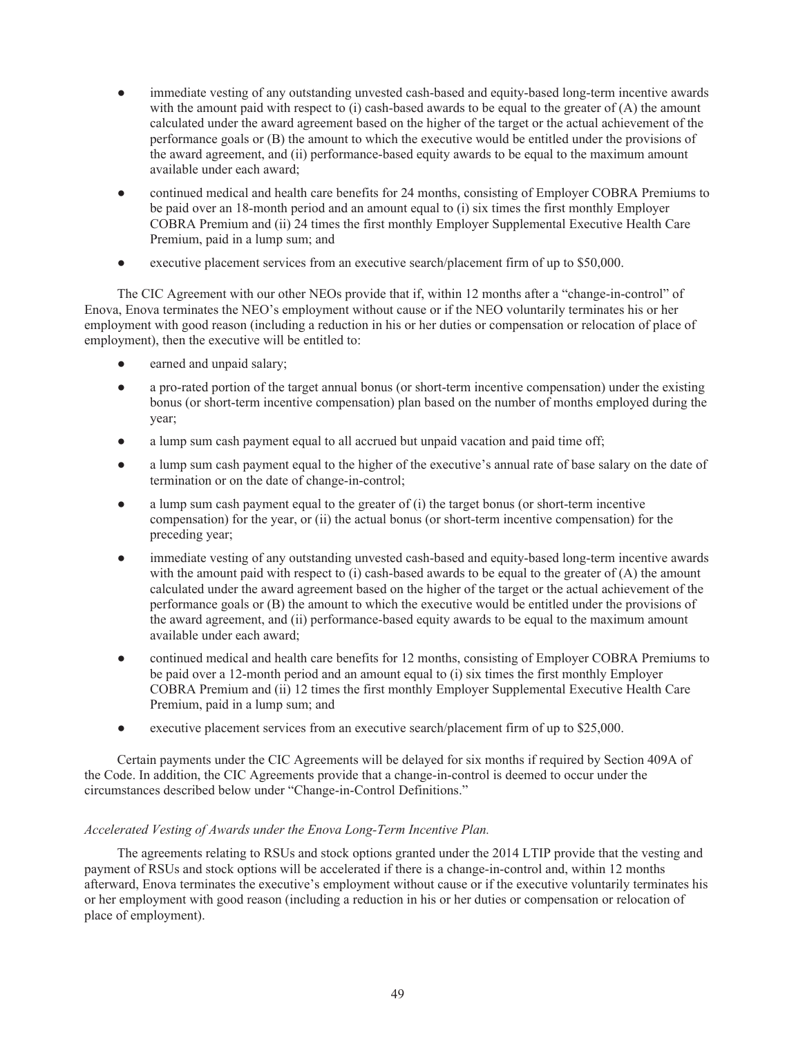- immediate vesting of any outstanding unvested cash-based and equity-based long-term incentive awards with the amount paid with respect to (i) cash-based awards to be equal to the greater of (A) the amount calculated under the award agreement based on the higher of the target or the actual achievement of the performance goals or (B) the amount to which the executive would be entitled under the provisions of the award agreement, and (ii) performance-based equity awards to be equal to the maximum amount available under each award;
- continued medical and health care benefits for 24 months, consisting of Employer COBRA Premiums to be paid over an 18-month period and an amount equal to (i) six times the first monthly Employer COBRA Premium and (ii) 24 times the first monthly Employer Supplemental Executive Health Care Premium, paid in a lump sum; and
- executive placement services from an executive search/placement firm of up to $50,000.

The CIC Agreement with our other NEOs provide that if, within 12 months after a "change-in-control" of Enova, Enova terminates the NEO's employment without cause or if the NEO voluntarily terminates his or her employment with good reason (including a reduction in his or her duties or compensation or relocation of place of employment), then the executive will be entitled to:

- earned and unpaid salary;
- a pro-rated portion of the target annual bonus (or short-term incentive compensation) under the existing bonus (or short-term incentive compensation) plan based on the number of months employed during the year;
- a lump sum cash payment equal to all accrued but unpaid vacation and paid time off;
- a lump sum cash payment equal to the higher of the executive's annual rate of base salary on the date of termination or on the date of change-in-control;
- a lump sum cash payment equal to the greater of (i) the target bonus (or short-term incentive compensation) for the year, or (ii) the actual bonus (or short-term incentive compensation) for the preceding year;
- immediate vesting of any outstanding unvested cash-based and equity-based long-term incentive awards with the amount paid with respect to (i) cash-based awards to be equal to the greater of (A) the amount calculated under the award agreement based on the higher of the target or the actual achievement of the performance goals or (B) the amount to which the executive would be entitled under the provisions of the award agreement, and (ii) performance-based equity awards to be equal to the maximum amount available under each award;
- continued medical and health care benefits for 12 months, consisting of Employer COBRA Premiums to be paid over a 12-month period and an amount equal to (i) six times the first monthly Employer COBRA Premium and (ii) 12 times the first monthly Employer Supplemental Executive Health Care Premium, paid in a lump sum; and
- executive placement services from an executive search/placement firm of up to $25,000.

Certain payments under the CIC Agreements will be delayed for six months if required by Section 409A of the Code. In addition, the CIC Agreements provide that a change-in-control is deemed to occur under the circumstances described below under "Change-in-Control Definitions."

*Accelerated Vesting of Awards under the Enova Long-Term Incentive Plan.*

The agreements relating to RSUs and stock options granted under the 2014 LTIP provide that the vesting and payment of RSUs and stock options will be accelerated if there is a change-in-control and, within 12 months afterward, Enova terminates the executive's employment without cause or if the executive voluntarily terminates his or her employment with good reason (including a reduction in his or her duties or compensation or relocation of place of employment).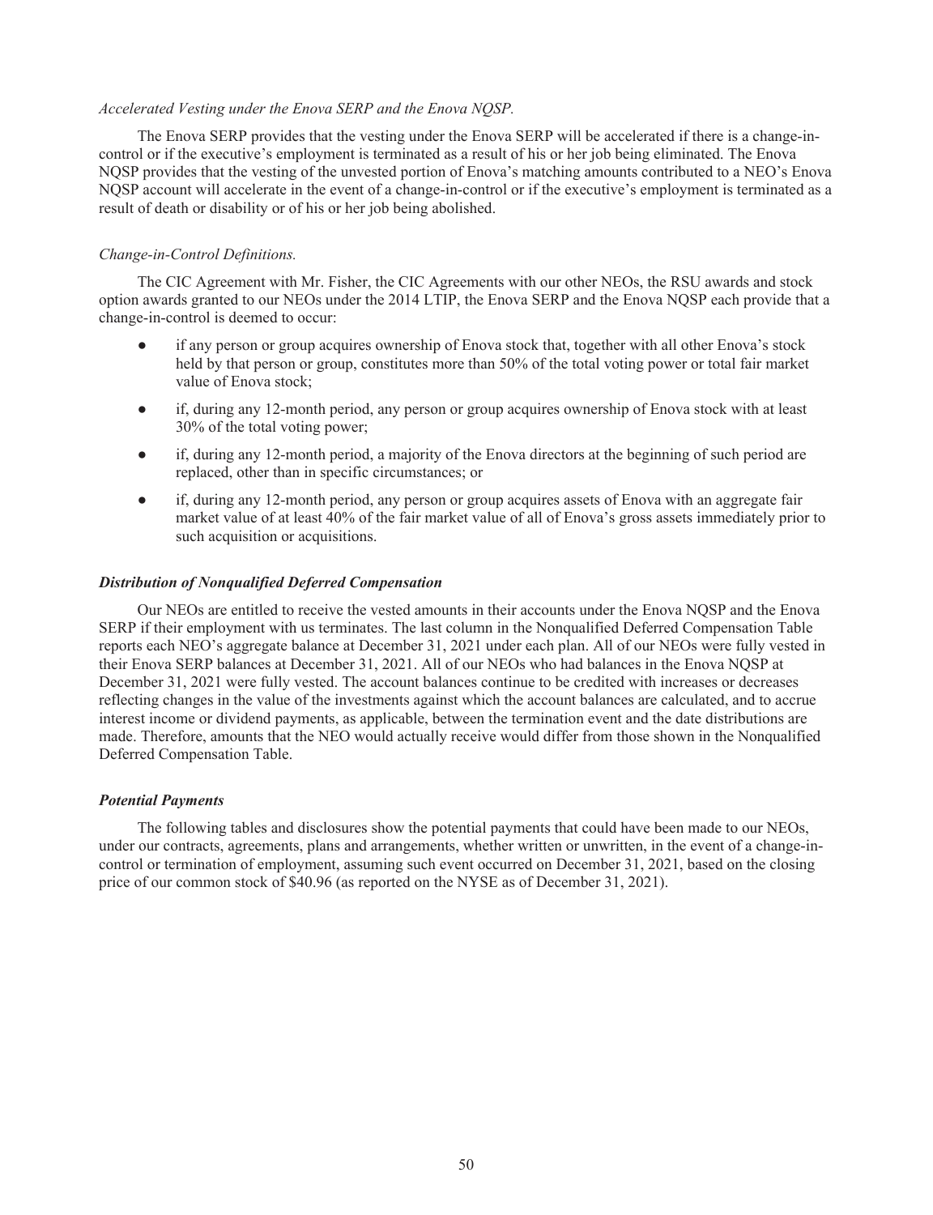*Accelerated Vesting under the Enova SERP and the Enova NQSP.*

The Enova SERP provides that the vesting under the Enova SERP will be accelerated if there is a change-in-control or if the executive's employment is terminated as a result of his or her job being eliminated. The Enova NQSP provides that the vesting of the unvested portion of Enova's matching amounts contributed to a NEO's Enova NQSP account will accelerate in the event of a change-in-control or if the executive's employment is terminated as a result of death or disability or of his or her job being abolished.

*Change-in-Control Definitions.*

The CIC Agreement with Mr. Fisher, the CIC Agreements with our other NEOs, the RSU awards and stock option awards granted to our NEOs under the 2014 LTIP, the Enova SERP and the Enova NQSP each provide that a change-in-control is deemed to occur:

- if any person or group acquires ownership of Enova stock that, together with all other Enova's stock held by that person or group, constitutes more than 50% of the total voting power or total fair market value of Enova stock;
- if, during any 12-month period, any person or group acquires ownership of Enova stock with at least 30% of the total voting power;
- if, during any 12-month period, a majority of the Enova directors at the beginning of such period are replaced, other than in specific circumstances; or
- if, during any 12-month period, any person or group acquires assets of Enova with an aggregate fair market value of at least 40% of the fair market value of all of Enova's gross assets immediately prior to such acquisition or acquisitions.

***Distribution of Nonqualified Deferred Compensation***

Our NEOs are entitled to receive the vested amounts in their accounts under the Enova NQSP and the Enova SERP if their employment with us terminates. The last column in the Nonqualified Deferred Compensation Table reports each NEO's aggregate balance at December 31, 2021 under each plan. All of our NEOs were fully vested in their Enova SERP balances at December 31, 2021. All of our NEOs who had balances in the Enova NQSP at December 31, 2021 were fully vested. The account balances continue to be credited with increases or decreases reflecting changes in the value of the investments against which the account balances are calculated, and to accrue interest income or dividend payments, as applicable, between the termination event and the date distributions are made. Therefore, amounts that the NEO would actually receive would differ from those shown in the Nonqualified Deferred Compensation Table.

***Potential Payments***

The following tables and disclosures show the potential payments that could have been made to our NEOs, under our contracts, agreements, plans and arrangements, whether written or unwritten, in the event of a change-in-control or termination of employment, assuming such event occurred on December 31, 2021, based on the closing price of our common stock of $40.96 (as reported on the NYSE as of December 31, 2021).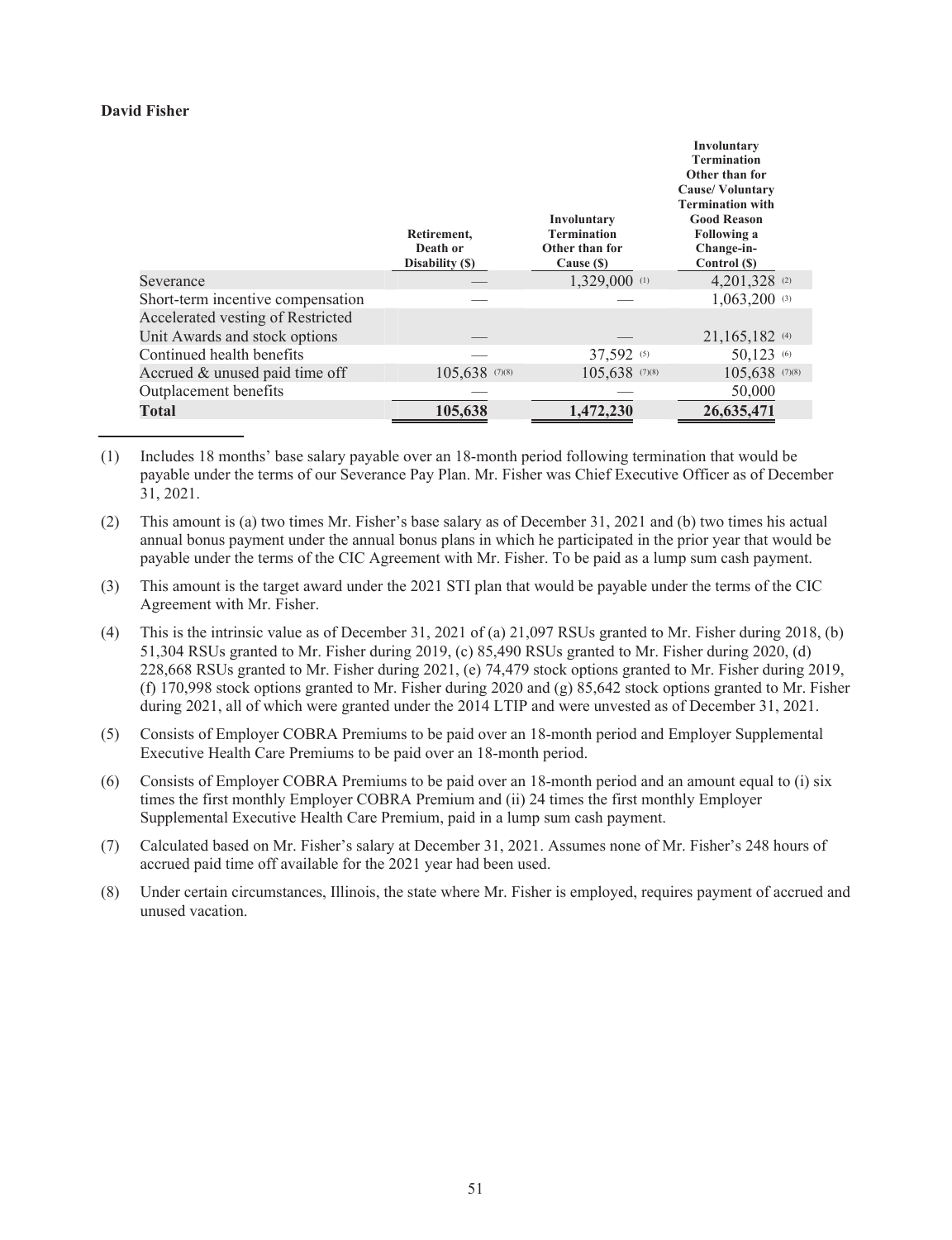**David Fisher**

| | Retirement, Death or Disability ($) | Involuntary Termination Other than for Cause ($) | Involuntary Termination Other than for Cause/ Voluntary Termination with Good Reason Following a Change-in-Control ($) |
|---|---|---|---|
| Severance | — | 1,329,000 (1) | 4,201,328 (2) |
| Short-term incentive compensation | — | — | 1,063,200 (3) |
| Accelerated vesting of Restricted Unit Awards and stock options | — | — | 21,165,182 (4) |
| Continued health benefits | — | 37,592 (5) | 50,123 (6) |
| Accrued & unused paid time off | 105,638 (7)(8) | 105,638 (7)(8) | 105,638 (7)(8) |
| Outplacement benefits | — | — | 50,000 |
| **Total** | **105,638** | **1,472,230** | **26,635,471** |

(1) Includes 18 months' base salary payable over an 18-month period following termination that would be payable under the terms of our Severance Pay Plan. Mr. Fisher was Chief Executive Officer as of December 31, 2021.

(2) This amount is (a) two times Mr. Fisher's base salary as of December 31, 2021 and (b) two times his actual annual bonus payment under the annual bonus plans in which he participated in the prior year that would be payable under the terms of the CIC Agreement with Mr. Fisher. To be paid as a lump sum cash payment.

(3) This amount is the target award under the 2021 STI plan that would be payable under the terms of the CIC Agreement with Mr. Fisher.

(4) This is the intrinsic value as of December 31, 2021 of (a) 21,097 RSUs granted to Mr. Fisher during 2018, (b) 51,304 RSUs granted to Mr. Fisher during 2019, (c) 85,490 RSUs granted to Mr. Fisher during 2020, (d) 228,668 RSUs granted to Mr. Fisher during 2021, (e) 74,479 stock options granted to Mr. Fisher during 2019, (f) 170,998 stock options granted to Mr. Fisher during 2020 and (g) 85,642 stock options granted to Mr. Fisher during 2021, all of which were granted under the 2014 LTIP and were unvested as of December 31, 2021.

(5) Consists of Employer COBRA Premiums to be paid over an 18-month period and Employer Supplemental Executive Health Care Premiums to be paid over an 18-month period.

(6) Consists of Employer COBRA Premiums to be paid over an 18-month period and an amount equal to (i) six times the first monthly Employer COBRA Premium and (ii) 24 times the first monthly Employer Supplemental Executive Health Care Premium, paid in a lump sum cash payment.

(7) Calculated based on Mr. Fisher's salary at December 31, 2021. Assumes none of Mr. Fisher's 248 hours of accrued paid time off available for the 2021 year had been used.

(8) Under certain circumstances, Illinois, the state where Mr. Fisher is employed, requires payment of accrued and unused vacation.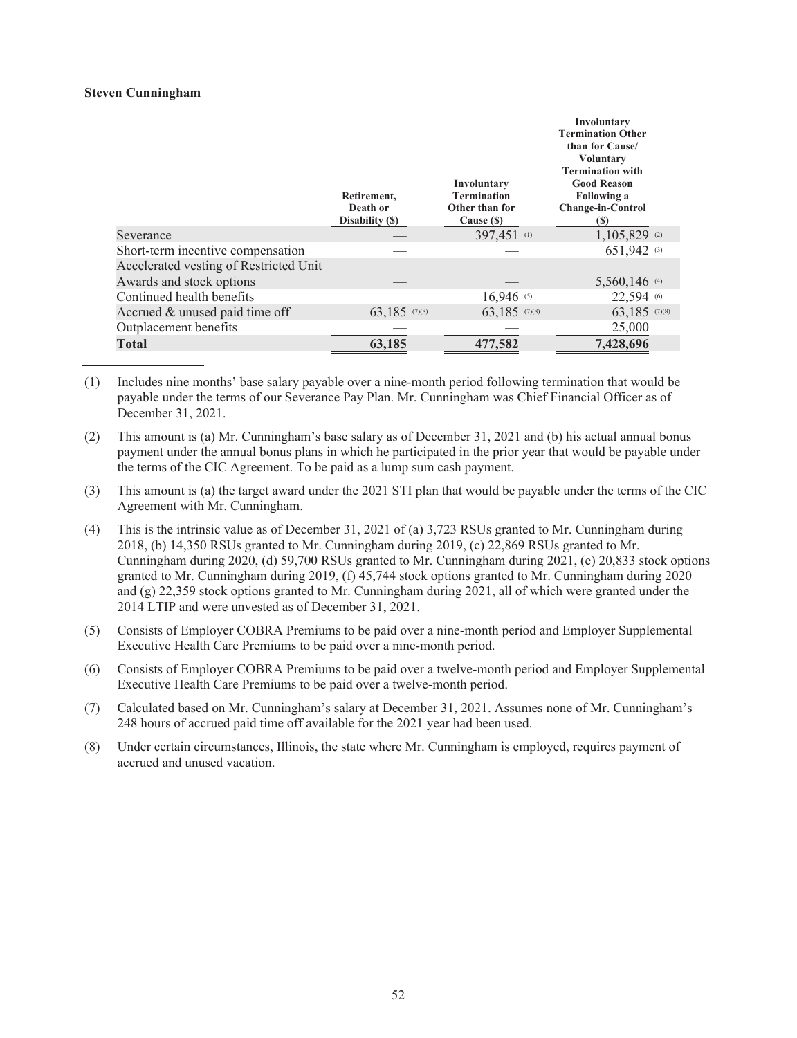**Steven Cunningham**

| | Retirement, Death or Disability ($) | Involuntary Termination Other than for Cause ($) | Involuntary Termination Other than for Cause/ Voluntary Termination with Good Reason Following a Change-in-Control ($) |
|---|---|---|---|
| Severance | — | 397,451 (1) | 1,105,829 (2) |
| Short-term incentive compensation | — | — | 651,942 (3) |
| Accelerated vesting of Restricted Unit Awards and stock options | — | — | 5,560,146 (4) |
| Continued health benefits | — | 16,946 (5) | 22,594 (6) |
| Accrued & unused paid time off | 63,185 (7)(8) | 63,185 (7)(8) | 63,185 (7)(8) |
| Outplacement benefits | — | — | 25,000 |
| **Total** | **63,185** | **477,582** | **7,428,696** |

(1) Includes nine months' base salary payable over a nine-month period following termination that would be payable under the terms of our Severance Pay Plan. Mr. Cunningham was Chief Financial Officer as of December 31, 2021.

(2) This amount is (a) Mr. Cunningham's base salary as of December 31, 2021 and (b) his actual annual bonus payment under the annual bonus plans in which he participated in the prior year that would be payable under the terms of the CIC Agreement. To be paid as a lump sum cash payment.

(3) This amount is (a) the target award under the 2021 STI plan that would be payable under the terms of the CIC Agreement with Mr. Cunningham.

(4) This is the intrinsic value as of December 31, 2021 of (a) 3,723 RSUs granted to Mr. Cunningham during 2018, (b) 14,350 RSUs granted to Mr. Cunningham during 2019, (c) 22,869 RSUs granted to Mr. Cunningham during 2020, (d) 59,700 RSUs granted to Mr. Cunningham during 2021, (e) 20,833 stock options granted to Mr. Cunningham during 2019, (f) 45,744 stock options granted to Mr. Cunningham during 2020 and (g) 22,359 stock options granted to Mr. Cunningham during 2021, all of which were granted under the 2014 LTIP and were unvested as of December 31, 2021.

(5) Consists of Employer COBRA Premiums to be paid over a nine-month period and Employer Supplemental Executive Health Care Premiums to be paid over a nine-month period.

(6) Consists of Employer COBRA Premiums to be paid over a twelve-month period and Employer Supplemental Executive Health Care Premiums to be paid over a twelve-month period.

(7) Calculated based on Mr. Cunningham's salary at December 31, 2021. Assumes none of Mr. Cunningham's 248 hours of accrued paid time off available for the 2021 year had been used.

(8) Under certain circumstances, Illinois, the state where Mr. Cunningham is employed, requires payment of accrued and unused vacation.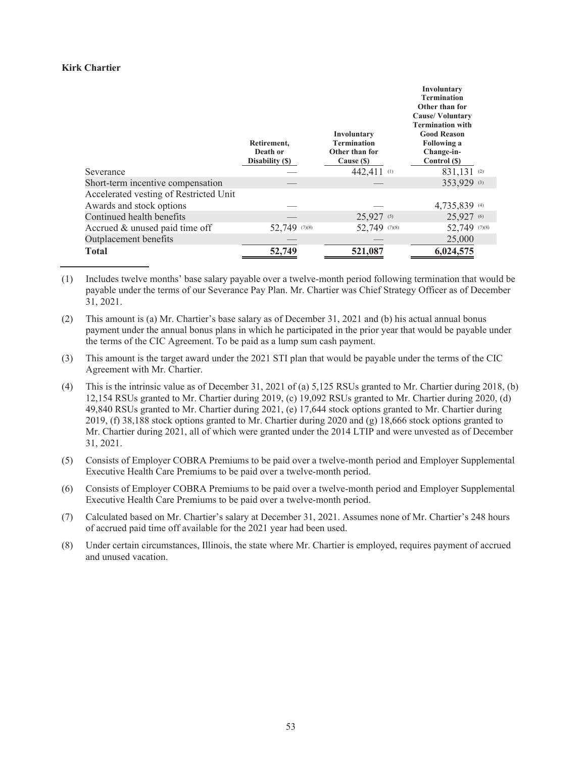**Kirk Chartier**

| | Retirement, Death or Disability ($) | Involuntary Termination Other than for Cause ($) | Involuntary Termination Other than for Cause/ Voluntary Termination with Good Reason Following a Change-in-Control ($) |
|---|---|---|---|
| Severance | — | 442,411 [(1)] | 831,131 [(2)] |
| Short-term incentive compensation | — | — | 353,929 [(3)] |
| Accelerated vesting of Restricted Unit Awards and stock options | — | — | 4,735,839 [(4)] |
| Continued health benefits | — | 25,927 [(5)] | 25,927 [(6)] |
| Accrued & unused paid time off | 52,749 [(7)(8)] | 52,749 [(7)(8)] | 52,749 [(7)(8)] |
| Outplacement benefits | — | — | 25,000 |
| **Total** | **52,749** | **521,087** | **6,024,575** |

(1) Includes twelve months' base salary payable over a twelve-month period following termination that would be payable under the terms of our Severance Pay Plan. Mr. Chartier was Chief Strategy Officer as of December 31, 2021.

(2) This amount is (a) Mr. Chartier's base salary as of December 31, 2021 and (b) his actual annual bonus payment under the annual bonus plans in which he participated in the prior year that would be payable under the terms of the CIC Agreement. To be paid as a lump sum cash payment.

(3) This amount is the target award under the 2021 STI plan that would be payable under the terms of the CIC Agreement with Mr. Chartier.

(4) This is the intrinsic value as of December 31, 2021 of (a) 5,125 RSUs granted to Mr. Chartier during 2018, (b) 12,154 RSUs granted to Mr. Chartier during 2019, (c) 19,092 RSUs granted to Mr. Chartier during 2020, (d) 49,840 RSUs granted to Mr. Chartier during 2021, (e) 17,644 stock options granted to Mr. Chartier during 2019, (f) 38,188 stock options granted to Mr. Chartier during 2020 and (g) 18,666 stock options granted to Mr. Chartier during 2021, all of which were granted under the 2014 LTIP and were unvested as of December 31, 2021.

(5) Consists of Employer COBRA Premiums to be paid over a twelve-month period and Employer Supplemental Executive Health Care Premiums to be paid over a twelve-month period.

(6) Consists of Employer COBRA Premiums to be paid over a twelve-month period and Employer Supplemental Executive Health Care Premiums to be paid over a twelve-month period.

(7) Calculated based on Mr. Chartier's salary at December 31, 2021. Assumes none of Mr. Chartier's 248 hours of accrued paid time off available for the 2021 year had been used.

(8) Under certain circumstances, Illinois, the state where Mr. Chartier is employed, requires payment of accrued and unused vacation.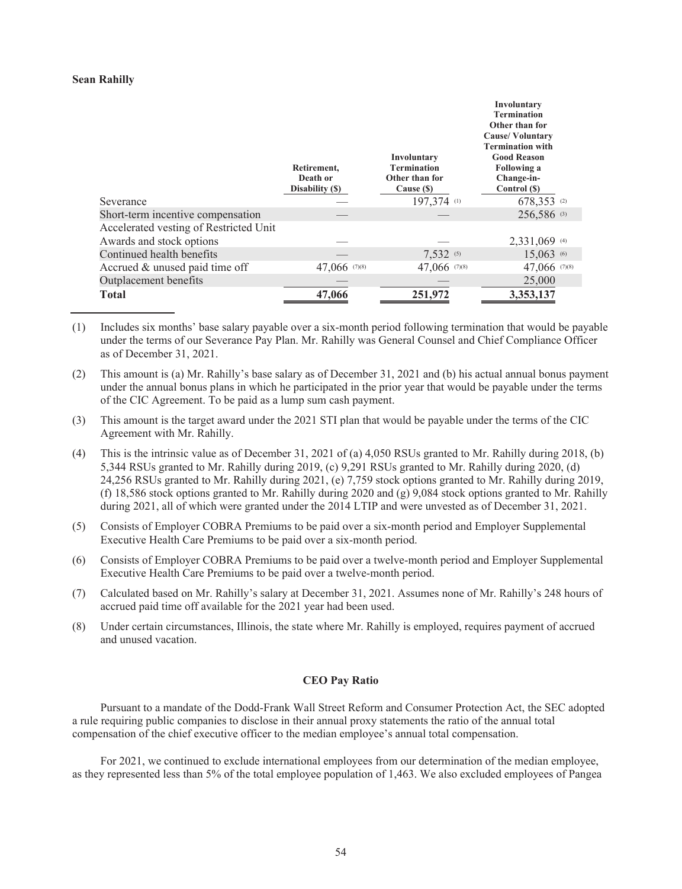**Sean Rahilly**

| | Retirement, Death or Disability ($) | Involuntary Termination Other than for Cause ($) | Involuntary Termination Other than for Cause/ Voluntary Termination with Good Reason Following a Change-in-Control ($) |
|---|---|---|---|
| Severance | — | 197,374 (1) | 678,353 (2) |
| Short-term incentive compensation | — | — | 256,586 (3) |
| Accelerated vesting of Restricted Unit Awards and stock options | — | — | 2,331,069 (4) |
| Continued health benefits | — | 7,532 (5) | 15,063 (6) |
| Accrued & unused paid time off | 47,066 (7)(8) | 47,066 (7)(8) | 47,066 (7)(8) |
| Outplacement benefits | — | — | 25,000 |
| **Total** | **47,066** | **251,972** | **3,353,137** |

(1) Includes six months' base salary payable over a six-month period following termination that would be payable under the terms of our Severance Pay Plan. Mr. Rahilly was General Counsel and Chief Compliance Officer as of December 31, 2021.

(2) This amount is (a) Mr. Rahilly's base salary as of December 31, 2021 and (b) his actual annual bonus payment under the annual bonus plans in which he participated in the prior year that would be payable under the terms of the CIC Agreement. To be paid as a lump sum cash payment.

(3) This amount is the target award under the 2021 STI plan that would be payable under the terms of the CIC Agreement with Mr. Rahilly.

(4) This is the intrinsic value as of December 31, 2021 of (a) 4,050 RSUs granted to Mr. Rahilly during 2018, (b) 5,344 RSUs granted to Mr. Rahilly during 2019, (c) 9,291 RSUs granted to Mr. Rahilly during 2020, (d) 24,256 RSUs granted to Mr. Rahilly during 2021, (e) 7,759 stock options granted to Mr. Rahilly during 2019, (f) 18,586 stock options granted to Mr. Rahilly during 2020 and (g) 9,084 stock options granted to Mr. Rahilly during 2021, all of which were granted under the 2014 LTIP and were unvested as of December 31, 2021.

(5) Consists of Employer COBRA Premiums to be paid over a six-month period and Employer Supplemental Executive Health Care Premiums to be paid over a six-month period.

(6) Consists of Employer COBRA Premiums to be paid over a twelve-month period and Employer Supplemental Executive Health Care Premiums to be paid over a twelve-month period.

(7) Calculated based on Mr. Rahilly's salary at December 31, 2021. Assumes none of Mr. Rahilly's 248 hours of accrued paid time off available for the 2021 year had been used.

(8) Under certain circumstances, Illinois, the state where Mr. Rahilly is employed, requires payment of accrued and unused vacation.

## CEO Pay Ratio

Pursuant to a mandate of the Dodd-Frank Wall Street Reform and Consumer Protection Act, the SEC adopted a rule requiring public companies to disclose in their annual proxy statements the ratio of the annual total compensation of the chief executive officer to the median employee's annual total compensation.

For 2021, we continued to exclude international employees from our determination of the median employee, as they represented less than 5% of the total employee population of 1,463. We also excluded employees of Pangea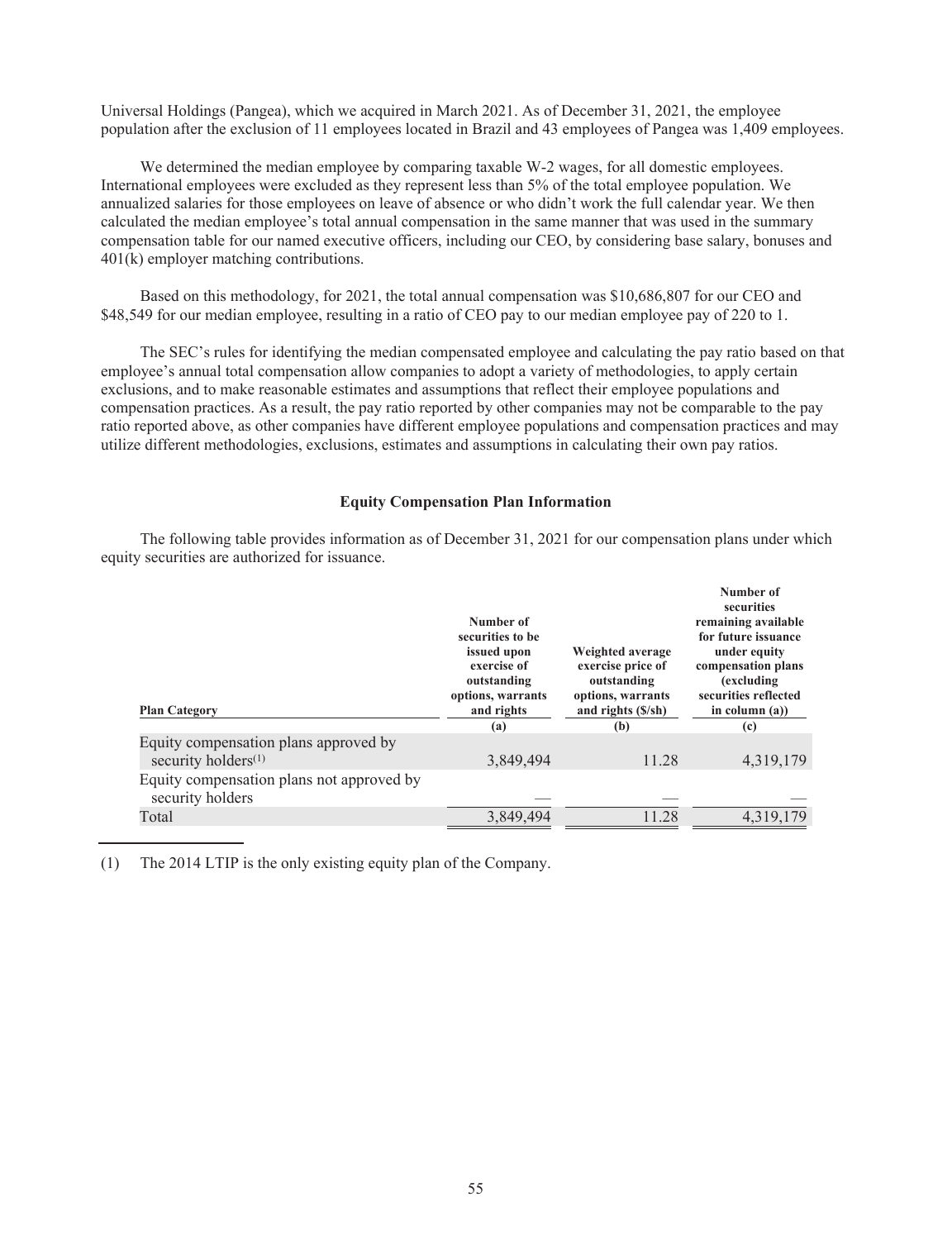Universal Holdings (Pangea), which we acquired in March 2021. As of December 31, 2021, the employee population after the exclusion of 11 employees located in Brazil and 43 employees of Pangea was 1,409 employees.

We determined the median employee by comparing taxable W-2 wages, for all domestic employees. International employees were excluded as they represent less than 5% of the total employee population. We annualized salaries for those employees on leave of absence or who didn't work the full calendar year. We then calculated the median employee's total annual compensation in the same manner that was used in the summary compensation table for our named executive officers, including our CEO, by considering base salary, bonuses and 401(k) employer matching contributions.

Based on this methodology, for 2021, the total annual compensation was $10,686,807 for our CEO and $48,549 for our median employee, resulting in a ratio of CEO pay to our median employee pay of 220 to 1.

The SEC's rules for identifying the median compensated employee and calculating the pay ratio based on that employee's annual total compensation allow companies to adopt a variety of methodologies, to apply certain exclusions, and to make reasonable estimates and assumptions that reflect their employee populations and compensation practices. As a result, the pay ratio reported by other companies may not be comparable to the pay ratio reported above, as other companies have different employee populations and compensation practices and may utilize different methodologies, exclusions, estimates and assumptions in calculating their own pay ratios.

## Equity Compensation Plan Information

The following table provides information as of December 31, 2021 for our compensation plans under which equity securities are authorized for issuance.

| Plan Category | Number of securities to be issued upon exercise of outstanding options, warrants and rights | Weighted average exercise price of outstanding options, warrants and rights ($/sh) | Number of securities remaining available for future issuance under equity compensation plans (excluding securities reflected in column (a)) |
|---|---|---|---|
| | (a) | (b) | (c) |
| Equity compensation plans approved by security holders[(1)] | 3,849,494 | 11.28 | 4,319,179 |
| Equity compensation plans not approved by security holders | — | — | — |
| Total | 3,849,494 | 11.28 | 4,319,179 |

(1) The 2014 LTIP is the only existing equity plan of the Company.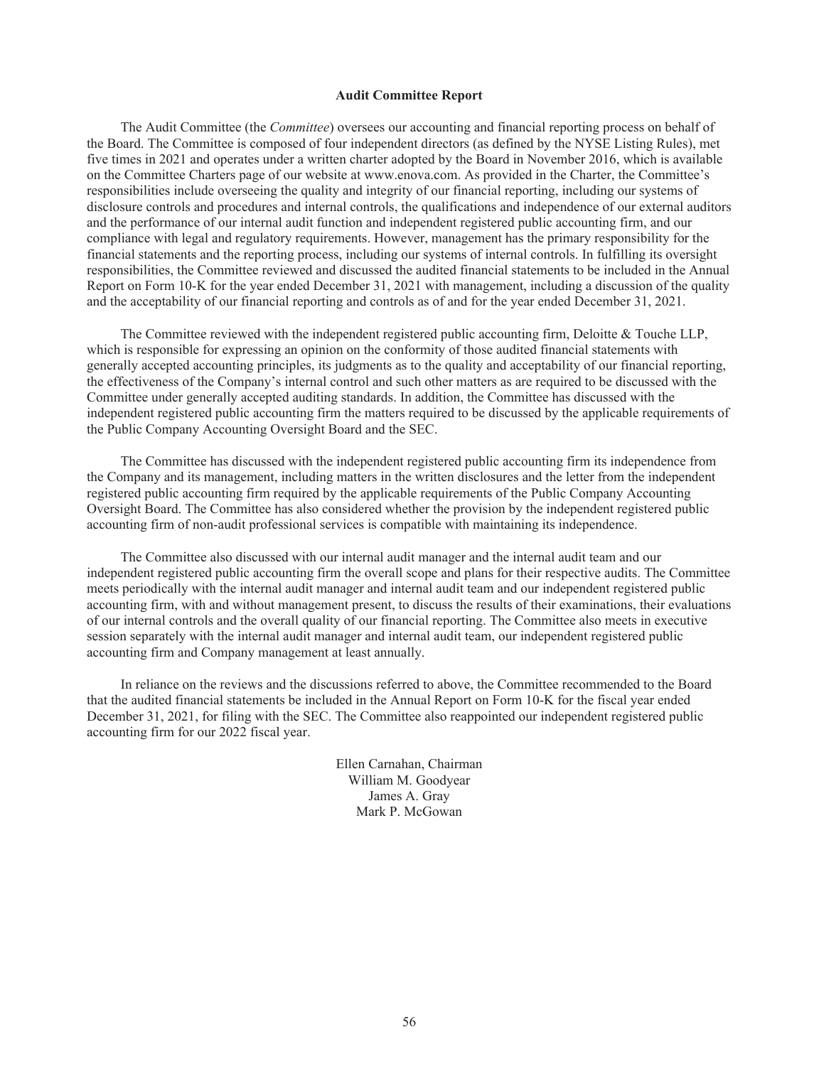## Audit Committee Report

The Audit Committee (the *Committee*) oversees our accounting and financial reporting process on behalf of the Board. The Committee is composed of four independent directors (as defined by the NYSE Listing Rules), met five times in 2021 and operates under a written charter adopted by the Board in November 2016, which is available on the Committee Charters page of our website at www.enova.com. As provided in the Charter, the Committee's responsibilities include overseeing the quality and integrity of our financial reporting, including our systems of disclosure controls and procedures and internal controls, the qualifications and independence of our external auditors and the performance of our internal audit function and independent registered public accounting firm, and our compliance with legal and regulatory requirements. However, management has the primary responsibility for the financial statements and the reporting process, including our systems of internal controls. In fulfilling its oversight responsibilities, the Committee reviewed and discussed the audited financial statements to be included in the Annual Report on Form 10-K for the year ended December 31, 2021 with management, including a discussion of the quality and the acceptability of our financial reporting and controls as of and for the year ended December 31, 2021.

The Committee reviewed with the independent registered public accounting firm, Deloitte & Touche LLP, which is responsible for expressing an opinion on the conformity of those audited financial statements with generally accepted accounting principles, its judgments as to the quality and acceptability of our financial reporting, the effectiveness of the Company's internal control and such other matters as are required to be discussed with the Committee under generally accepted auditing standards. In addition, the Committee has discussed with the independent registered public accounting firm the matters required to be discussed by the applicable requirements of the Public Company Accounting Oversight Board and the SEC.

The Committee has discussed with the independent registered public accounting firm its independence from the Company and its management, including matters in the written disclosures and the letter from the independent registered public accounting firm required by the applicable requirements of the Public Company Accounting Oversight Board. The Committee has also considered whether the provision by the independent registered public accounting firm of non-audit professional services is compatible with maintaining its independence.

The Committee also discussed with our internal audit manager and the internal audit team and our independent registered public accounting firm the overall scope and plans for their respective audits. The Committee meets periodically with the internal audit manager and internal audit team and our independent registered public accounting firm, with and without management present, to discuss the results of their examinations, their evaluations of our internal controls and the overall quality of our financial reporting. The Committee also meets in executive session separately with the internal audit manager and internal audit team, our independent registered public accounting firm and Company management at least annually.

In reliance on the reviews and the discussions referred to above, the Committee recommended to the Board that the audited financial statements be included in the Annual Report on Form 10-K for the fiscal year ended December 31, 2021, for filing with the SEC. The Committee also reappointed our independent registered public accounting firm for our 2022 fiscal year.

Ellen Carnahan, Chairman
William M. Goodyear
James A. Gray
Mark P. McGowan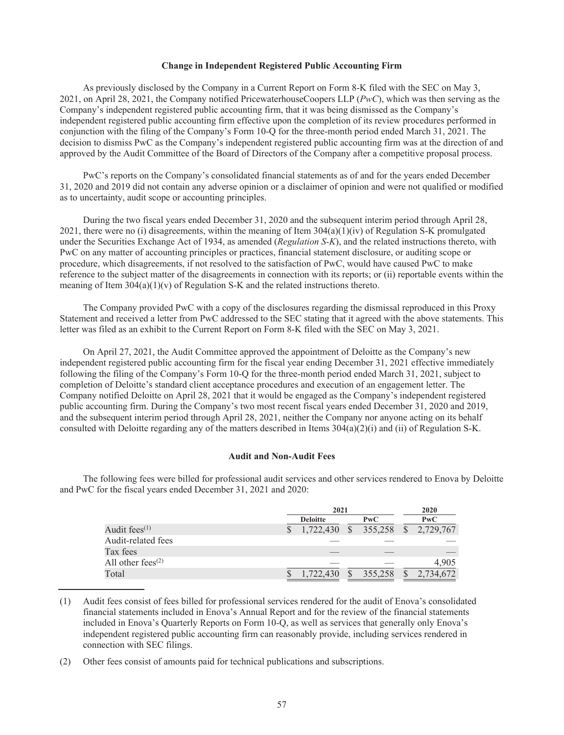### Change in Independent Registered Public Accounting Firm

As previously disclosed by the Company in a Current Report on Form 8-K filed with the SEC on May 3, 2021, on April 28, 2021, the Company notified PricewaterhouseCoopers LLP (*PwC*), which was then serving as the Company's independent registered public accounting firm, that it was being dismissed as the Company's independent registered public accounting firm effective upon the completion of its review procedures performed in conjunction with the filing of the Company's Form 10-Q for the three-month period ended March 31, 2021. The decision to dismiss PwC as the Company's independent registered public accounting firm was at the direction of and approved by the Audit Committee of the Board of Directors of the Company after a competitive proposal process.

PwC's reports on the Company's consolidated financial statements as of and for the years ended December 31, 2020 and 2019 did not contain any adverse opinion or a disclaimer of opinion and were not qualified or modified as to uncertainty, audit scope or accounting principles.

During the two fiscal years ended December 31, 2020 and the subsequent interim period through April 28, 2021, there were no (i) disagreements, within the meaning of Item 304(a)(1)(iv) of Regulation S-K promulgated under the Securities Exchange Act of 1934, as amended (*Regulation S-K*), and the related instructions thereto, with PwC on any matter of accounting principles or practices, financial statement disclosure, or auditing scope or procedure, which disagreements, if not resolved to the satisfaction of PwC, would have caused PwC to make reference to the subject matter of the disagreements in connection with its reports; or (ii) reportable events within the meaning of Item 304(a)(1)(v) of Regulation S-K and the related instructions thereto.

The Company provided PwC with a copy of the disclosures regarding the dismissal reproduced in this Proxy Statement and received a letter from PwC addressed to the SEC stating that it agreed with the above statements. This letter was filed as an exhibit to the Current Report on Form 8-K filed with the SEC on May 3, 2021.

On April 27, 2021, the Audit Committee approved the appointment of Deloitte as the Company's new independent registered public accounting firm for the fiscal year ending December 31, 2021 effective immediately following the filing of the Company's Form 10-Q for the three-month period ended March 31, 2021, subject to completion of Deloitte's standard client acceptance procedures and execution of an engagement letter. The Company notified Deloitte on April 28, 2021 that it would be engaged as the Company's independent registered public accounting firm. During the Company's two most recent fiscal years ended December 31, 2020 and 2019, and the subsequent interim period through April 28, 2021, neither the Company nor anyone acting on its behalf consulted with Deloitte regarding any of the matters described in Items 304(a)(2)(i) and (ii) of Regulation S-K.

### Audit and Non-Audit Fees

The following fees were billed for professional audit services and other services rendered to Enova by Deloitte and PwC for the fiscal years ended December 31, 2021 and 2020:

| | 2021 | | 2020 |
|---|---|---|---|
| | Deloitte | PwC | PwC |
| Audit fees[1] | $ 1,722,430 | $ 355,258 | $ 2,729,767 |
| Audit-related fees | — | — | — |
| Tax fees | — | — | — |
| All other fees[2] | — | — | 4,905 |
| Total | $ 1,722,430 | $ 355,258 | $ 2,734,672 |

(1) Audit fees consist of fees billed for professional services rendered for the audit of Enova's consolidated financial statements included in Enova's Annual Report and for the review of the financial statements included in Enova's Quarterly Reports on Form 10-Q, as well as services that generally only Enova's independent registered public accounting firm can reasonably provide, including services rendered in connection with SEC filings.

(2) Other fees consist of amounts paid for technical publications and subscriptions.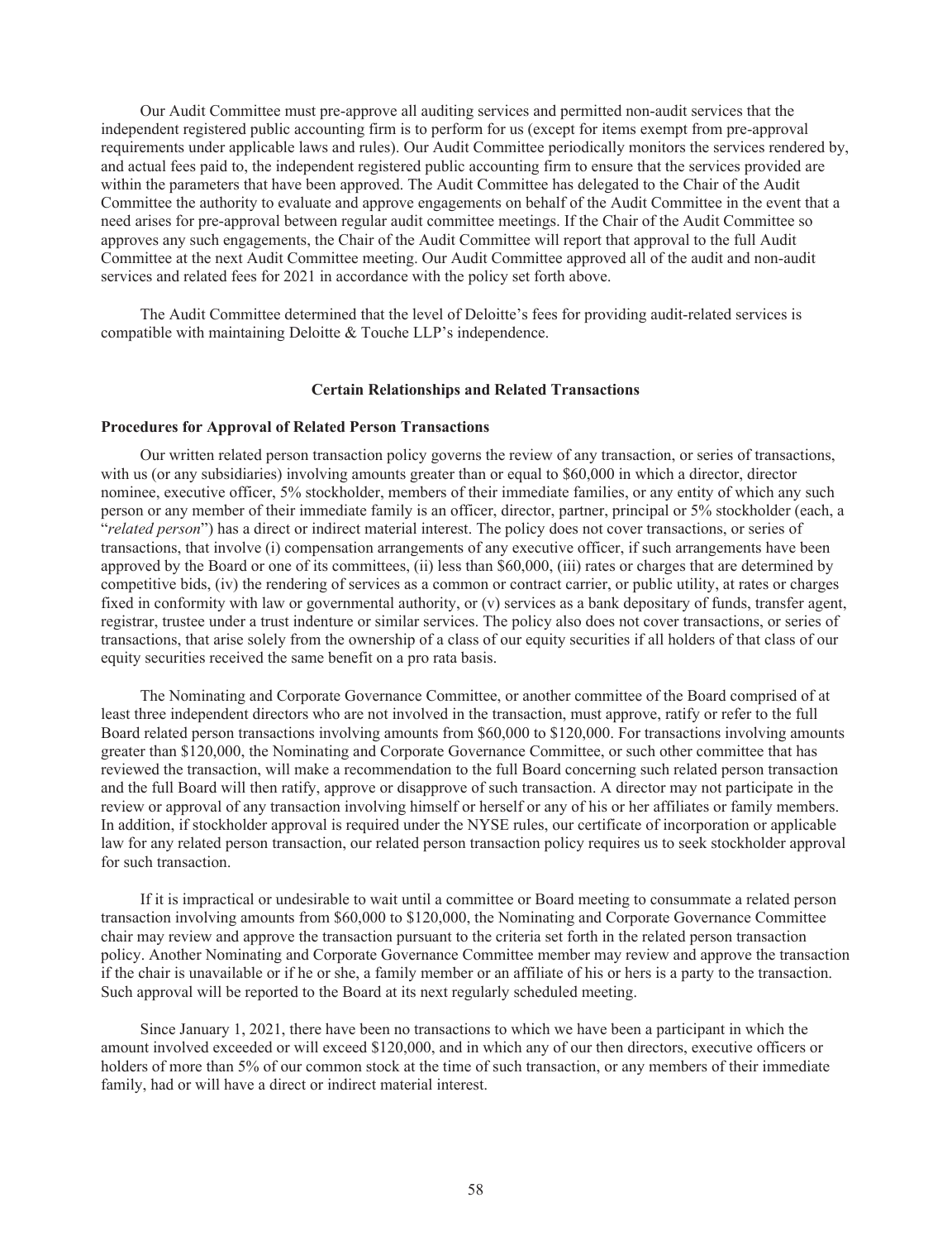Our Audit Committee must pre-approve all auditing services and permitted non-audit services that the independent registered public accounting firm is to perform for us (except for items exempt from pre-approval requirements under applicable laws and rules). Our Audit Committee periodically monitors the services rendered by, and actual fees paid to, the independent registered public accounting firm to ensure that the services provided are within the parameters that have been approved. The Audit Committee has delegated to the Chair of the Audit Committee the authority to evaluate and approve engagements on behalf of the Audit Committee in the event that a need arises for pre-approval between regular audit committee meetings. If the Chair of the Audit Committee so approves any such engagements, the Chair of the Audit Committee will report that approval to the full Audit Committee at the next Audit Committee meeting. Our Audit Committee approved all of the audit and non-audit services and related fees for 2021 in accordance with the policy set forth above.

The Audit Committee determined that the level of Deloitte's fees for providing audit-related services is compatible with maintaining Deloitte & Touche LLP's independence.

## Certain Relationships and Related Transactions

### Procedures for Approval of Related Person Transactions

Our written related person transaction policy governs the review of any transaction, or series of transactions, with us (or any subsidiaries) involving amounts greater than or equal to $60,000 in which a director, director nominee, executive officer, 5% stockholder, members of their immediate families, or any entity of which any such person or any member of their immediate family is an officer, director, partner, principal or 5% stockholder (each, a "*related person*") has a direct or indirect material interest. The policy does not cover transactions, or series of transactions, that involve (i) compensation arrangements of any executive officer, if such arrangements have been approved by the Board or one of its committees, (ii) less than $60,000, (iii) rates or charges that are determined by competitive bids, (iv) the rendering of services as a common or contract carrier, or public utility, at rates or charges fixed in conformity with law or governmental authority, or (v) services as a bank depositary of funds, transfer agent, registrar, trustee under a trust indenture or similar services. The policy also does not cover transactions, or series of transactions, that arise solely from the ownership of a class of our equity securities if all holders of that class of our equity securities received the same benefit on a pro rata basis.

The Nominating and Corporate Governance Committee, or another committee of the Board comprised of at least three independent directors who are not involved in the transaction, must approve, ratify or refer to the full Board related person transactions involving amounts from $60,000 to $120,000. For transactions involving amounts greater than $120,000, the Nominating and Corporate Governance Committee, or such other committee that has reviewed the transaction, will make a recommendation to the full Board concerning such related person transaction and the full Board will then ratify, approve or disapprove of such transaction. A director may not participate in the review or approval of any transaction involving himself or herself or any of his or her affiliates or family members. In addition, if stockholder approval is required under the NYSE rules, our certificate of incorporation or applicable law for any related person transaction, our related person transaction policy requires us to seek stockholder approval for such transaction.

If it is impractical or undesirable to wait until a committee or Board meeting to consummate a related person transaction involving amounts from $60,000 to $120,000, the Nominating and Corporate Governance Committee chair may review and approve the transaction pursuant to the criteria set forth in the related person transaction policy. Another Nominating and Corporate Governance Committee member may review and approve the transaction if the chair is unavailable or if he or she, a family member or an affiliate of his or hers is a party to the transaction. Such approval will be reported to the Board at its next regularly scheduled meeting.

Since January 1, 2021, there have been no transactions to which we have been a participant in which the amount involved exceeded or will exceed $120,000, and in which any of our then directors, executive officers or holders of more than 5% of our common stock at the time of such transaction, or any members of their immediate family, had or will have a direct or indirect material interest.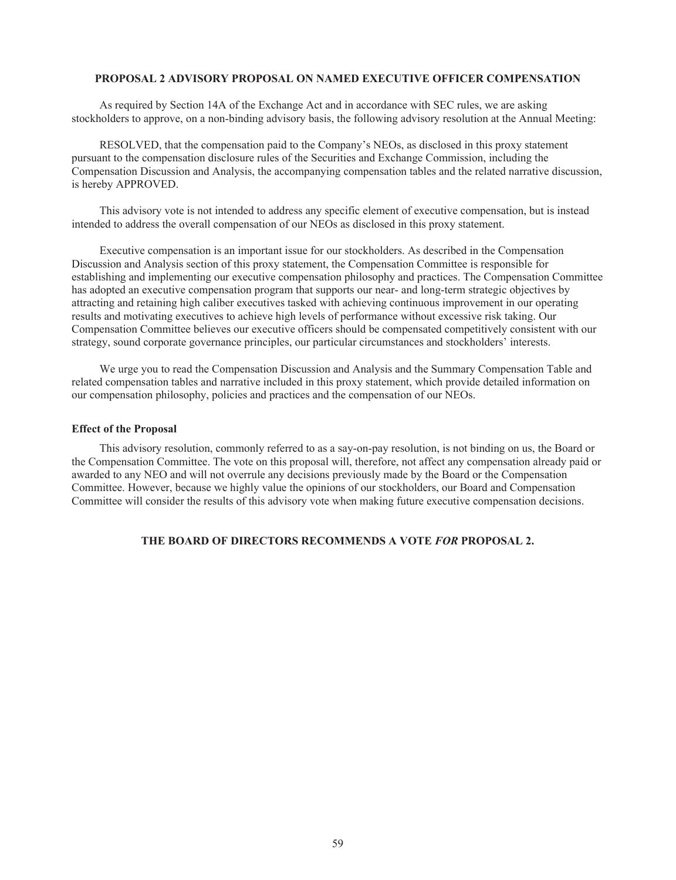## PROPOSAL 2 ADVISORY PROPOSAL ON NAMED EXECUTIVE OFFICER COMPENSATION

As required by Section 14A of the Exchange Act and in accordance with SEC rules, we are asking stockholders to approve, on a non-binding advisory basis, the following advisory resolution at the Annual Meeting:

RESOLVED, that the compensation paid to the Company's NEOs, as disclosed in this proxy statement pursuant to the compensation disclosure rules of the Securities and Exchange Commission, including the Compensation Discussion and Analysis, the accompanying compensation tables and the related narrative discussion, is hereby APPROVED.

This advisory vote is not intended to address any specific element of executive compensation, but is instead intended to address the overall compensation of our NEOs as disclosed in this proxy statement.

Executive compensation is an important issue for our stockholders. As described in the Compensation Discussion and Analysis section of this proxy statement, the Compensation Committee is responsible for establishing and implementing our executive compensation philosophy and practices. The Compensation Committee has adopted an executive compensation program that supports our near- and long-term strategic objectives by attracting and retaining high caliber executives tasked with achieving continuous improvement in our operating results and motivating executives to achieve high levels of performance without excessive risk taking. Our Compensation Committee believes our executive officers should be compensated competitively consistent with our strategy, sound corporate governance principles, our particular circumstances and stockholders' interests.

We urge you to read the Compensation Discussion and Analysis and the Summary Compensation Table and related compensation tables and narrative included in this proxy statement, which provide detailed information on our compensation philosophy, policies and practices and the compensation of our NEOs.

### Effect of the Proposal

This advisory resolution, commonly referred to as a say-on-pay resolution, is not binding on us, the Board or the Compensation Committee. The vote on this proposal will, therefore, not affect any compensation already paid or awarded to any NEO and will not overrule any decisions previously made by the Board or the Compensation Committee. However, because we highly value the opinions of our stockholders, our Board and Compensation Committee will consider the results of this advisory vote when making future executive compensation decisions.

**THE BOARD OF DIRECTORS RECOMMENDS A VOTE *FOR* PROPOSAL 2.**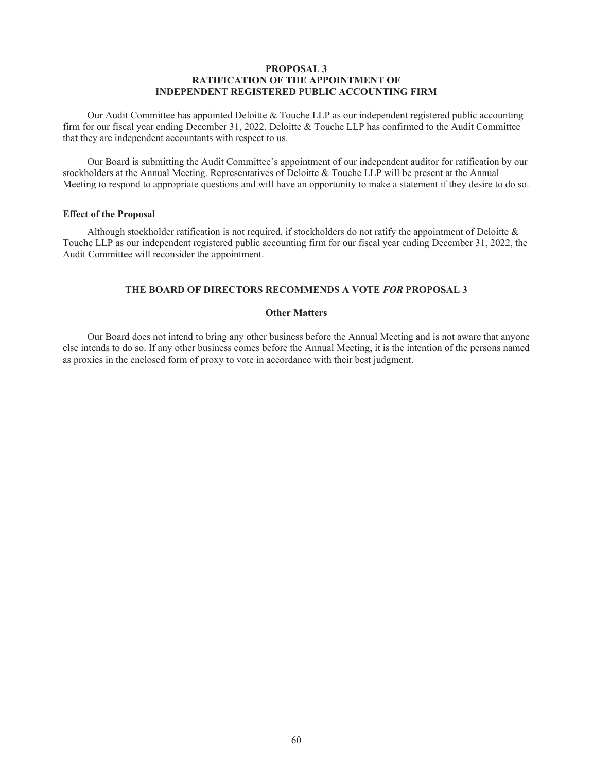## PROPOSAL 3
## RATIFICATION OF THE APPOINTMENT OF INDEPENDENT REGISTERED PUBLIC ACCOUNTING FIRM

Our Audit Committee has appointed Deloitte & Touche LLP as our independent registered public accounting firm for our fiscal year ending December 31, 2022. Deloitte & Touche LLP has confirmed to the Audit Committee that they are independent accountants with respect to us.

Our Board is submitting the Audit Committee's appointment of our independent auditor for ratification by our stockholders at the Annual Meeting. Representatives of Deloitte & Touche LLP will be present at the Annual Meeting to respond to appropriate questions and will have an opportunity to make a statement if they desire to do so.

### Effect of the Proposal

Although stockholder ratification is not required, if stockholders do not ratify the appointment of Deloitte & Touche LLP as our independent registered public accounting firm for our fiscal year ending December 31, 2022, the Audit Committee will reconsider the appointment.

**THE BOARD OF DIRECTORS RECOMMENDS A VOTE *FOR* PROPOSAL 3**

### Other Matters

Our Board does not intend to bring any other business before the Annual Meeting and is not aware that anyone else intends to do so. If any other business comes before the Annual Meeting, it is the intention of the persons named as proxies in the enclosed form of proxy to vote in accordance with their best judgment.